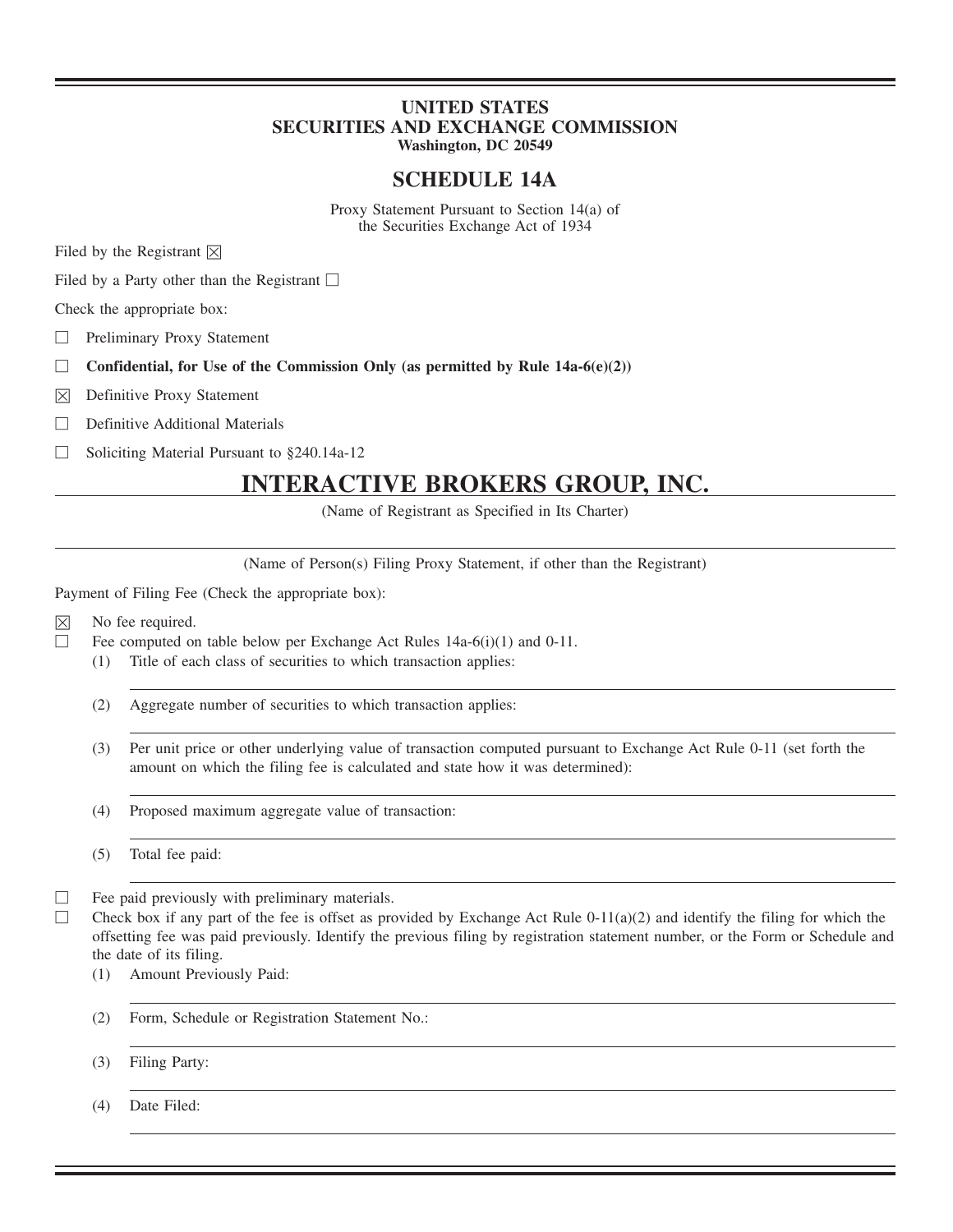**UNITED STATES**
**SECURITIES AND EXCHANGE COMMISSION**
**Washington, DC 20549**

# SCHEDULE 14A

Proxy Statement Pursuant to Section 14(a) of
the Securities Exchange Act of 1934

Filed by the Registrant ☒

Filed by a Party other than the Registrant ☐

Check the appropriate box:

☐ Preliminary Proxy Statement

☐ **Confidential, for Use of the Commission Only (as permitted by Rule 14a-6(e)(2))**

☒ Definitive Proxy Statement

☐ Definitive Additional Materials

☐ Soliciting Material Pursuant to §240.14a-12

# INTERACTIVE BROKERS GROUP, INC.

(Name of Registrant as Specified in Its Charter)

(Name of Person(s) Filing Proxy Statement, if other than the Registrant)

Payment of Filing Fee (Check the appropriate box):

☒ No fee required.

☐ Fee computed on table below per Exchange Act Rules 14a-6(i)(1) and 0-11.

(1) Title of each class of securities to which transaction applies:

(2) Aggregate number of securities to which transaction applies:

(3) Per unit price or other underlying value of transaction computed pursuant to Exchange Act Rule 0-11 (set forth the amount on which the filing fee is calculated and state how it was determined):

(4) Proposed maximum aggregate value of transaction:

(5) Total fee paid:

☐ Fee paid previously with preliminary materials.

☐ Check box if any part of the fee is offset as provided by Exchange Act Rule 0-11(a)(2) and identify the filing for which the offsetting fee was paid previously. Identify the previous filing by registration statement number, or the Form or Schedule and the date of its filing.

(1) Amount Previously Paid:

(2) Form, Schedule or Registration Statement No.:

(3) Filing Party:

(4) Date Filed: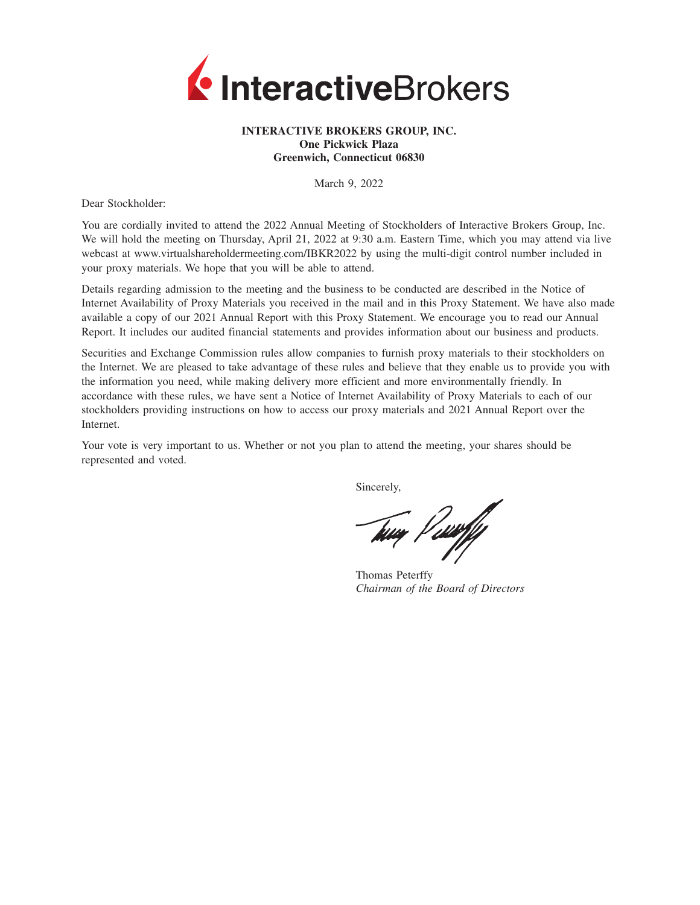**INTERACTIVE BROKERS GROUP, INC.**
**One Pickwick Plaza**
**Greenwich, Connecticut 06830**

March 9, 2022

Dear Stockholder:

You are cordially invited to attend the 2022 Annual Meeting of Stockholders of Interactive Brokers Group, Inc. We will hold the meeting on Thursday, April 21, 2022 at 9:30 a.m. Eastern Time, which you may attend via live webcast at www.virtualshareholdermeeting.com/IBKR2022 by using the multi-digit control number included in your proxy materials. We hope that you will be able to attend.

Details regarding admission to the meeting and the business to be conducted are described in the Notice of Internet Availability of Proxy Materials you received in the mail and in this Proxy Statement. We have also made available a copy of our 2021 Annual Report with this Proxy Statement. We encourage you to read our Annual Report. It includes our audited financial statements and provides information about our business and products.

Securities and Exchange Commission rules allow companies to furnish proxy materials to their stockholders on the Internet. We are pleased to take advantage of these rules and believe that they enable us to provide you with the information you need, while making delivery more efficient and more environmentally friendly. In accordance with these rules, we have sent a Notice of Internet Availability of Proxy Materials to each of our stockholders providing instructions on how to access our proxy materials and 2021 Annual Report over the Internet.

Your vote is very important to us. Whether or not you plan to attend the meeting, your shares should be represented and voted.

Sincerely,

Thomas Peterffy
*Chairman of the Board of Directors*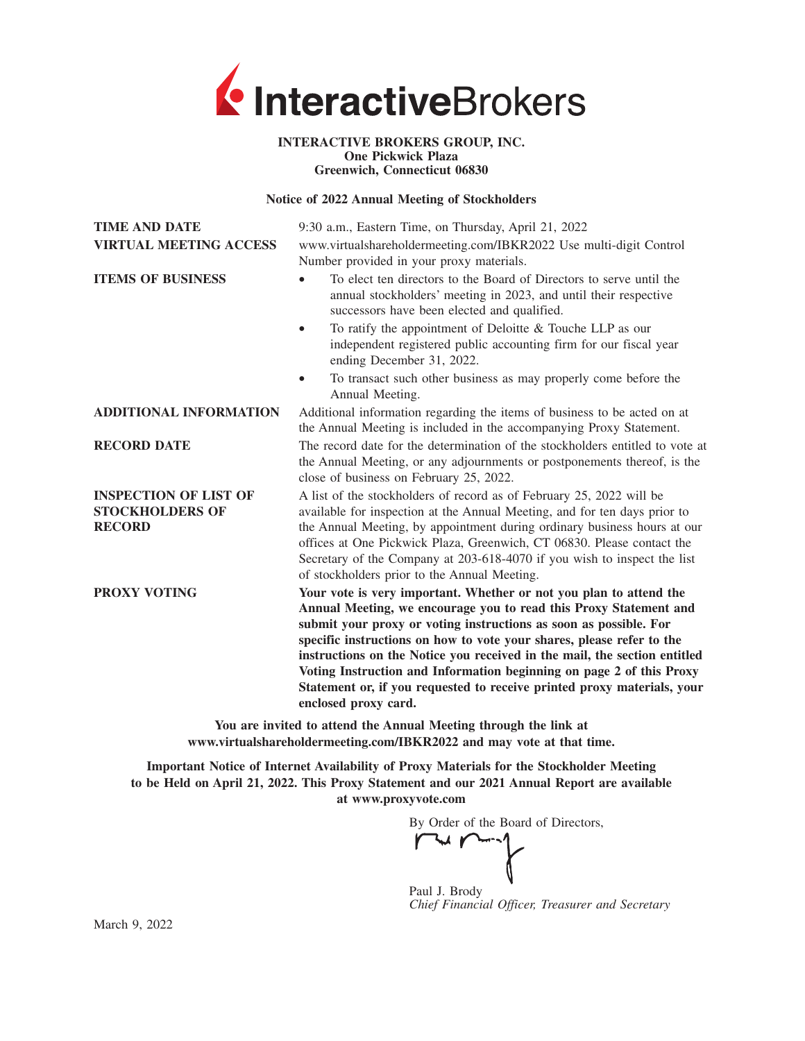**INTERACTIVE BROKERS GROUP, INC.**
**One Pickwick Plaza**
**Greenwich, Connecticut 06830**

**Notice of 2022 Annual Meeting of Stockholders**

| | |
|---|---|
| **TIME AND DATE** | 9:30 a.m., Eastern Time, on Thursday, April 21, 2022 |
| **VIRTUAL MEETING ACCESS** | www.virtualshareholdermeeting.com/IBKR2022 Use multi-digit Control Number provided in your proxy materials. |
| **ITEMS OF BUSINESS** | • To elect ten directors to the Board of Directors to serve until the annual stockholders' meeting in 2023, and until their respective successors have been elected and qualified.<br>• To ratify the appointment of Deloitte & Touche LLP as our independent registered public accounting firm for our fiscal year ending December 31, 2022.<br>• To transact such other business as may properly come before the Annual Meeting. |
| **ADDITIONAL INFORMATION** | Additional information regarding the items of business to be acted on at the Annual Meeting is included in the accompanying Proxy Statement. |
| **RECORD DATE** | The record date for the determination of the stockholders entitled to vote at the Annual Meeting, or any adjournments or postponements thereof, is the close of business on February 25, 2022. |
| **INSPECTION OF LIST OF STOCKHOLDERS OF RECORD** | A list of the stockholders of record as of February 25, 2022 will be available for inspection at the Annual Meeting, and for ten days prior to the Annual Meeting, by appointment during ordinary business hours at our offices at One Pickwick Plaza, Greenwich, CT 06830. Please contact the Secretary of the Company at 203-618-4070 if you wish to inspect the list of stockholders prior to the Annual Meeting. |
| **PROXY VOTING** | **Your vote is very important. Whether or not you plan to attend the Annual Meeting, we encourage you to read this Proxy Statement and submit your proxy or voting instructions as soon as possible. For specific instructions on how to vote your shares, please refer to the instructions on the Notice you received in the mail, the section entitled Voting Instruction and Information beginning on page 2 of this Proxy Statement or, if you requested to receive printed proxy materials, your enclosed proxy card.** |

**You are invited to attend the Annual Meeting through the link at www.virtualshareholdermeeting.com/IBKR2022 and may vote at that time.**

**Important Notice of Internet Availability of Proxy Materials for the Stockholder Meeting to be Held on April 21, 2022. This Proxy Statement and our 2021 Annual Report are available at www.proxyvote.com**

By Order of the Board of Directors,

Paul J. Brody
*Chief Financial Officer, Treasurer and Secretary*

March 9, 2022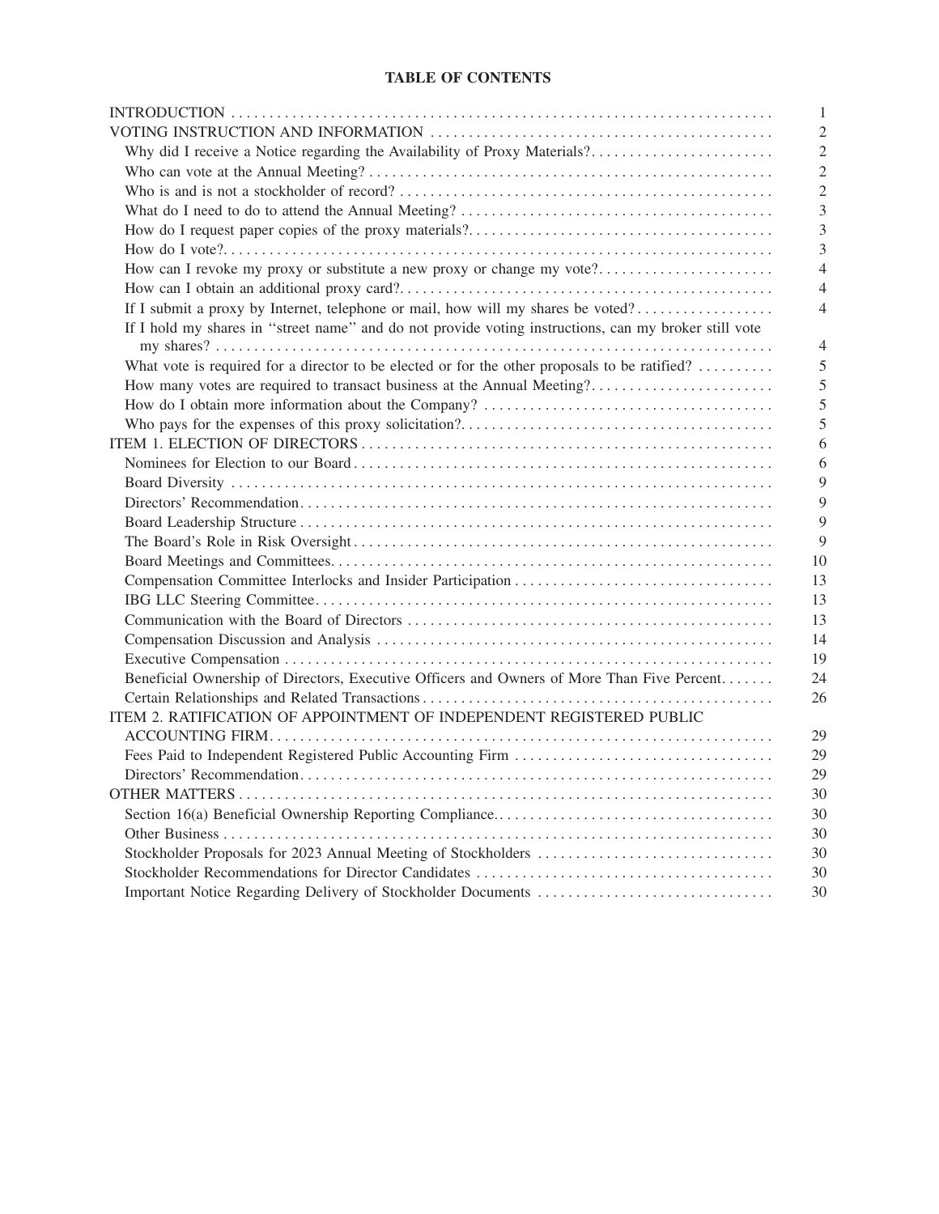# TABLE OF CONTENTS

| | |
|---|---|
| INTRODUCTION | 1 |
| VOTING INSTRUCTION AND INFORMATION | 2 |
| Why did I receive a Notice regarding the Availability of Proxy Materials? | 2 |
| Who can vote at the Annual Meeting? | 2 |
| Who is and is not a stockholder of record? | 2 |
| What do I need to do to attend the Annual Meeting? | 3 |
| How do I request paper copies of the proxy materials? | 3 |
| How do I vote? | 3 |
| How can I revoke my proxy or substitute a new proxy or change my vote? | 4 |
| How can I obtain an additional proxy card? | 4 |
| If I submit a proxy by Internet, telephone or mail, how will my shares be voted? | 4 |
| If I hold my shares in "street name" and do not provide voting instructions, can my broker still vote my shares? | 4 |
| What vote is required for a director to be elected or for the other proposals to be ratified? | 5 |
| How many votes are required to transact business at the Annual Meeting? | 5 |
| How do I obtain more information about the Company? | 5 |
| Who pays for the expenses of this proxy solicitation? | 5 |
| ITEM 1. ELECTION OF DIRECTORS | 6 |
| Nominees for Election to our Board | 6 |
| Board Diversity | 9 |
| Directors' Recommendation | 9 |
| Board Leadership Structure | 9 |
| The Board's Role in Risk Oversight | 9 |
| Board Meetings and Committees | 10 |
| Compensation Committee Interlocks and Insider Participation | 13 |
| IBG LLC Steering Committee | 13 |
| Communication with the Board of Directors | 13 |
| Compensation Discussion and Analysis | 14 |
| Executive Compensation | 19 |
| Beneficial Ownership of Directors, Executive Officers and Owners of More Than Five Percent | 24 |
| Certain Relationships and Related Transactions | 26 |
| ITEM 2. RATIFICATION OF APPOINTMENT OF INDEPENDENT REGISTERED PUBLIC ACCOUNTING FIRM | 29 |
| Fees Paid to Independent Registered Public Accounting Firm | 29 |
| Directors' Recommendation | 29 |
| OTHER MATTERS | 30 |
| Section 16(a) Beneficial Ownership Reporting Compliance | 30 |
| Other Business | 30 |
| Stockholder Proposals for 2023 Annual Meeting of Stockholders | 30 |
| Stockholder Recommendations for Director Candidates | 30 |
| Important Notice Regarding Delivery of Stockholder Documents | 30 |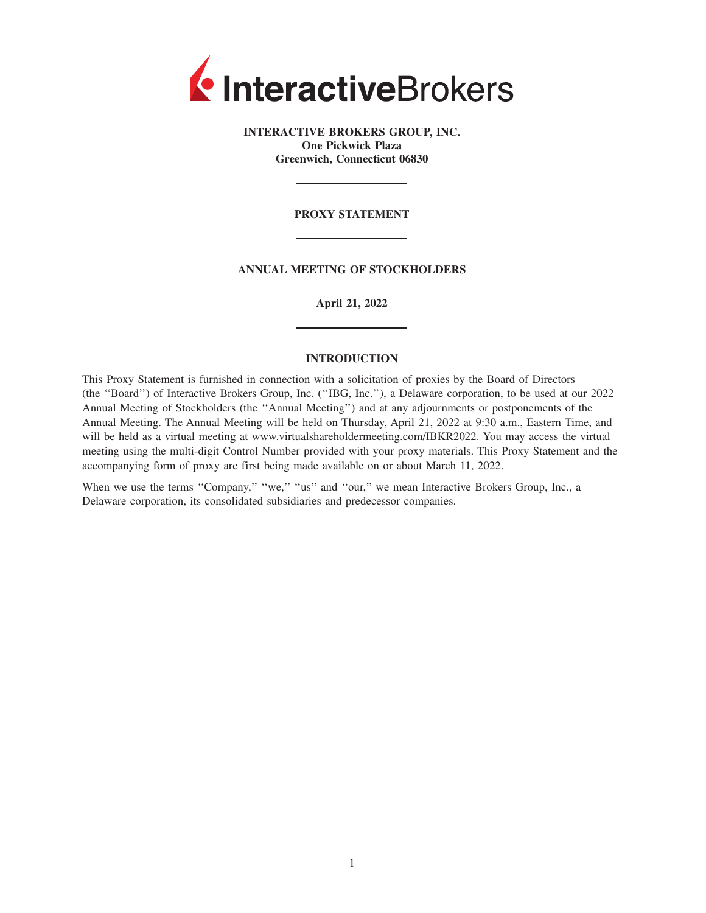**INTERACTIVE BROKERS GROUP, INC.**
**One Pickwick Plaza**
**Greenwich, Connecticut 06830**

# PROXY STATEMENT

## ANNUAL MEETING OF STOCKHOLDERS

**April 21, 2022**

## INTRODUCTION

This Proxy Statement is furnished in connection with a solicitation of proxies by the Board of Directors (the ''Board'') of Interactive Brokers Group, Inc. (''IBG, Inc.''), a Delaware corporation, to be used at our 2022 Annual Meeting of Stockholders (the ''Annual Meeting'') and at any adjournments or postponements of the Annual Meeting. The Annual Meeting will be held on Thursday, April 21, 2022 at 9:30 a.m., Eastern Time, and will be held as a virtual meeting at www.virtualshareholdermeeting.com/IBKR2022. You may access the virtual meeting using the multi-digit Control Number provided with your proxy materials. This Proxy Statement and the accompanying form of proxy are first being made available on or about March 11, 2022.

When we use the terms ''Company,'' ''we,'' ''us'' and ''our,'' we mean Interactive Brokers Group, Inc., a Delaware corporation, its consolidated subsidiaries and predecessor companies.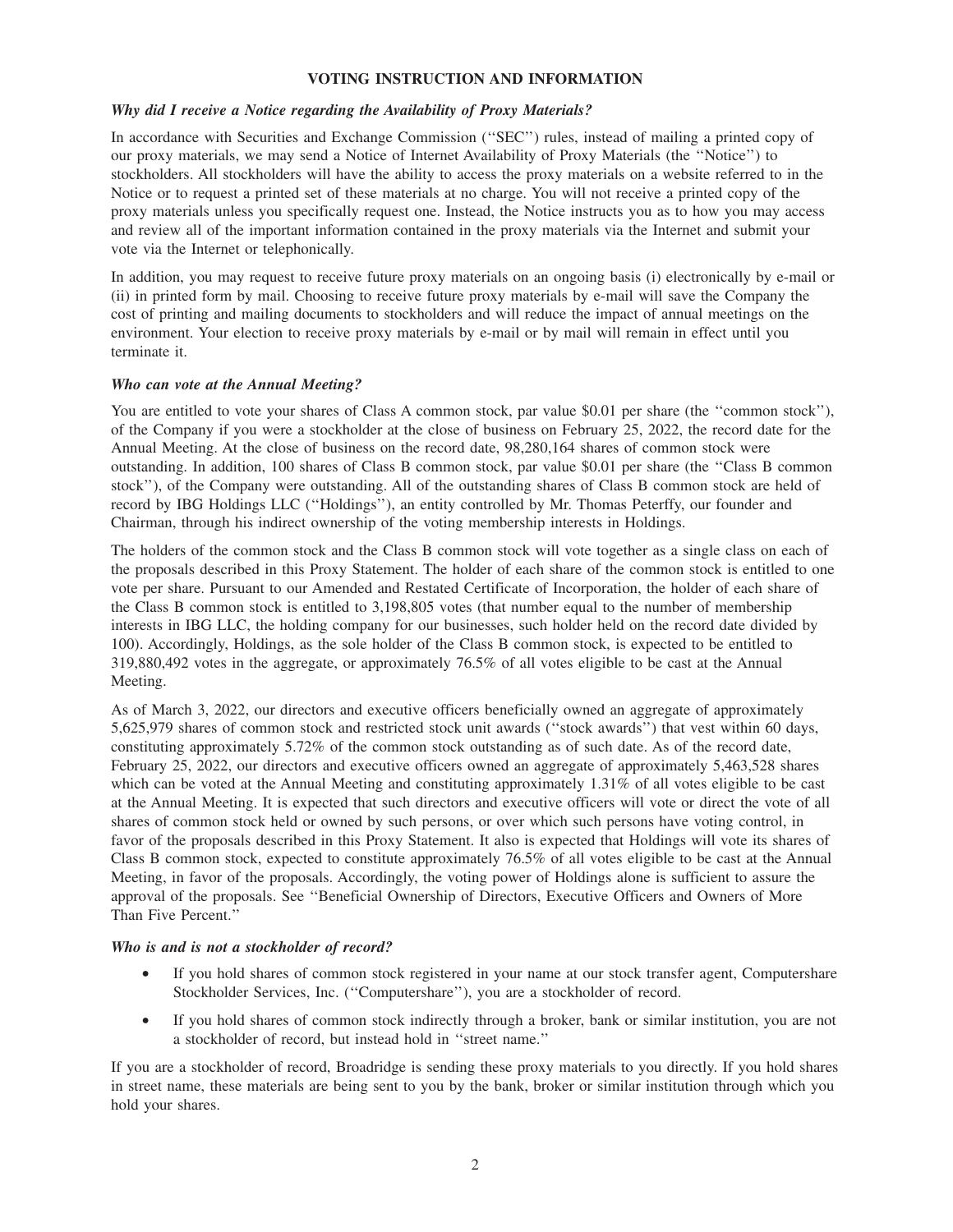## VOTING INSTRUCTION AND INFORMATION

***Why did I receive a Notice regarding the Availability of Proxy Materials?***

In accordance with Securities and Exchange Commission (''SEC'') rules, instead of mailing a printed copy of our proxy materials, we may send a Notice of Internet Availability of Proxy Materials (the ''Notice'') to stockholders. All stockholders will have the ability to access the proxy materials on a website referred to in the Notice or to request a printed set of these materials at no charge. You will not receive a printed copy of the proxy materials unless you specifically request one. Instead, the Notice instructs you as to how you may access and review all of the important information contained in the proxy materials via the Internet and submit your vote via the Internet or telephonically.

In addition, you may request to receive future proxy materials on an ongoing basis (i) electronically by e-mail or (ii) in printed form by mail. Choosing to receive future proxy materials by e-mail will save the Company the cost of printing and mailing documents to stockholders and will reduce the impact of annual meetings on the environment. Your election to receive proxy materials by e-mail or by mail will remain in effect until you terminate it.

***Who can vote at the Annual Meeting?***

You are entitled to vote your shares of Class A common stock, par value $0.01 per share (the ''common stock''), of the Company if you were a stockholder at the close of business on February 25, 2022, the record date for the Annual Meeting. At the close of business on the record date, 98,280,164 shares of common stock were outstanding. In addition, 100 shares of Class B common stock, par value $0.01 per share (the ''Class B common stock''), of the Company were outstanding. All of the outstanding shares of Class B common stock are held of record by IBG Holdings LLC (''Holdings''), an entity controlled by Mr. Thomas Peterffy, our founder and Chairman, through his indirect ownership of the voting membership interests in Holdings.

The holders of the common stock and the Class B common stock will vote together as a single class on each of the proposals described in this Proxy Statement. The holder of each share of the common stock is entitled to one vote per share. Pursuant to our Amended and Restated Certificate of Incorporation, the holder of each share of the Class B common stock is entitled to 3,198,805 votes (that number equal to the number of membership interests in IBG LLC, the holding company for our businesses, such holder held on the record date divided by 100). Accordingly, Holdings, as the sole holder of the Class B common stock, is expected to be entitled to 319,880,492 votes in the aggregate, or approximately 76.5% of all votes eligible to be cast at the Annual Meeting.

As of March 3, 2022, our directors and executive officers beneficially owned an aggregate of approximately 5,625,979 shares of common stock and restricted stock unit awards (''stock awards'') that vest within 60 days, constituting approximately 5.72% of the common stock outstanding as of such date. As of the record date, February 25, 2022, our directors and executive officers owned an aggregate of approximately 5,463,528 shares which can be voted at the Annual Meeting and constituting approximately 1.31% of all votes eligible to be cast at the Annual Meeting. It is expected that such directors and executive officers will vote or direct the vote of all shares of common stock held or owned by such persons, or over which such persons have voting control, in favor of the proposals described in this Proxy Statement. It also is expected that Holdings will vote its shares of Class B common stock, expected to constitute approximately 76.5% of all votes eligible to be cast at the Annual Meeting, in favor of the proposals. Accordingly, the voting power of Holdings alone is sufficient to assure the approval of the proposals. See ''Beneficial Ownership of Directors, Executive Officers and Owners of More Than Five Percent.''

***Who is and is not a stockholder of record?***

- If you hold shares of common stock registered in your name at our stock transfer agent, Computershare Stockholder Services, Inc. (''Computershare''), you are a stockholder of record.
- If you hold shares of common stock indirectly through a broker, bank or similar institution, you are not a stockholder of record, but instead hold in ''street name.''

If you are a stockholder of record, Broadridge is sending these proxy materials to you directly. If you hold shares in street name, these materials are being sent to you by the bank, broker or similar institution through which you hold your shares.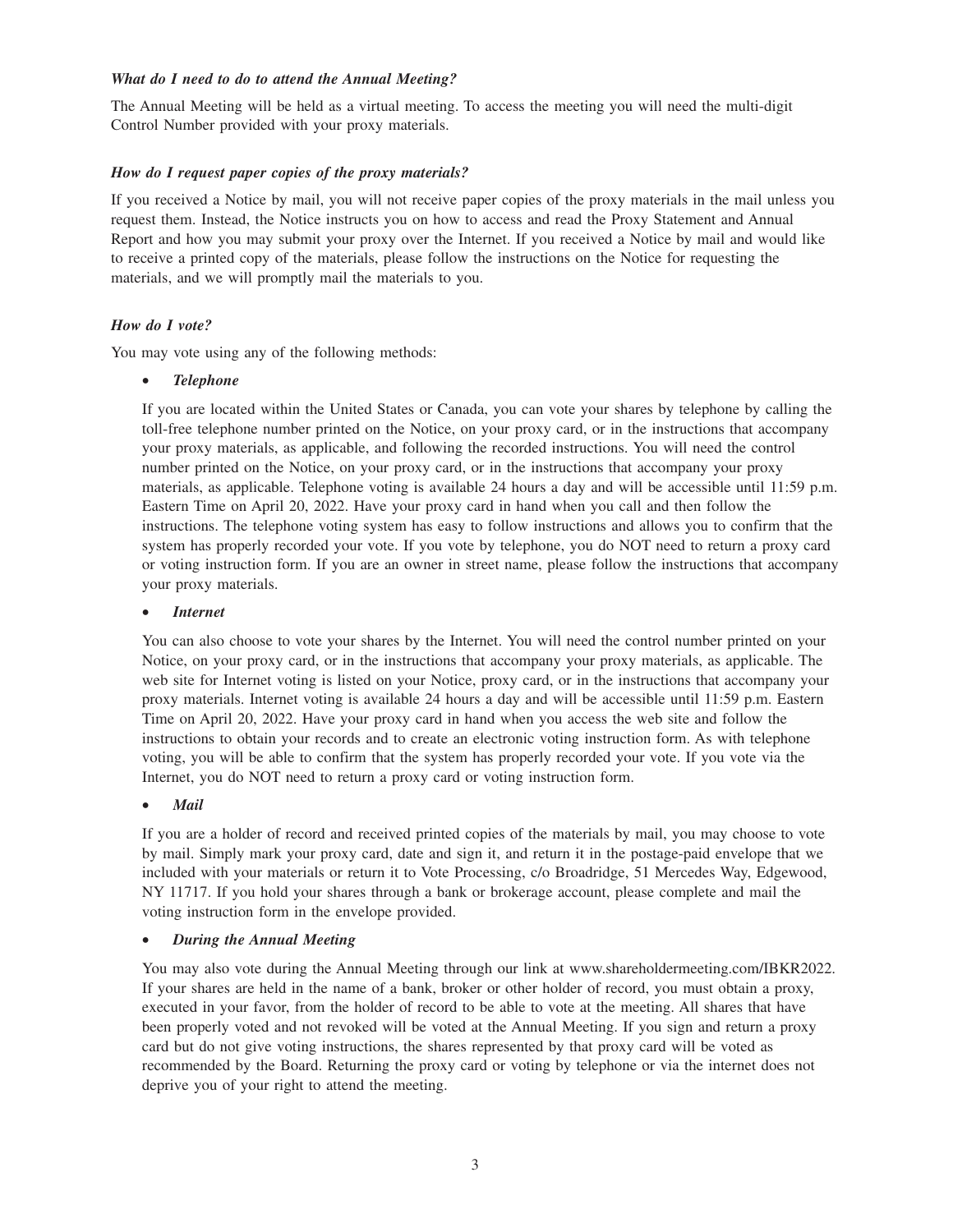***What do I need to do to attend the Annual Meeting?***

The Annual Meeting will be held as a virtual meeting. To access the meeting you will need the multi-digit Control Number provided with your proxy materials.

***How do I request paper copies of the proxy materials?***

If you received a Notice by mail, you will not receive paper copies of the proxy materials in the mail unless you request them. Instead, the Notice instructs you on how to access and read the Proxy Statement and Annual Report and how you may submit your proxy over the Internet. If you received a Notice by mail and would like to receive a printed copy of the materials, please follow the instructions on the Notice for requesting the materials, and we will promptly mail the materials to you.

***How do I vote?***

You may vote using any of the following methods:

- ***Telephone***

  If you are located within the United States or Canada, you can vote your shares by telephone by calling the toll-free telephone number printed on the Notice, on your proxy card, or in the instructions that accompany your proxy materials, as applicable, and following the recorded instructions. You will need the control number printed on the Notice, on your proxy card, or in the instructions that accompany your proxy materials, as applicable. Telephone voting is available 24 hours a day and will be accessible until 11:59 p.m. Eastern Time on April 20, 2022. Have your proxy card in hand when you call and then follow the instructions. The telephone voting system has easy to follow instructions and allows you to confirm that the system has properly recorded your vote. If you vote by telephone, you do NOT need to return a proxy card or voting instruction form. If you are an owner in street name, please follow the instructions that accompany your proxy materials.

- ***Internet***

  You can also choose to vote your shares by the Internet. You will need the control number printed on your Notice, on your proxy card, or in the instructions that accompany your proxy materials, as applicable. The web site for Internet voting is listed on your Notice, proxy card, or in the instructions that accompany your proxy materials. Internet voting is available 24 hours a day and will be accessible until 11:59 p.m. Eastern Time on April 20, 2022. Have your proxy card in hand when you access the web site and follow the instructions to obtain your records and to create an electronic voting instruction form. As with telephone voting, you will be able to confirm that the system has properly recorded your vote. If you vote via the Internet, you do NOT need to return a proxy card or voting instruction form.

- ***Mail***

  If you are a holder of record and received printed copies of the materials by mail, you may choose to vote by mail. Simply mark your proxy card, date and sign it, and return it in the postage-paid envelope that we included with your materials or return it to Vote Processing, c/o Broadridge, 51 Mercedes Way, Edgewood, NY 11717. If you hold your shares through a bank or brokerage account, please complete and mail the voting instruction form in the envelope provided.

- ***During the Annual Meeting***

  You may also vote during the Annual Meeting through our link at www.shareholdermeeting.com/IBKR2022. If your shares are held in the name of a bank, broker or other holder of record, you must obtain a proxy, executed in your favor, from the holder of record to be able to vote at the meeting. All shares that have been properly voted and not revoked will be voted at the Annual Meeting. If you sign and return a proxy card but do not give voting instructions, the shares represented by that proxy card will be voted as recommended by the Board. Returning the proxy card or voting by telephone or via the internet does not deprive you of your right to attend the meeting.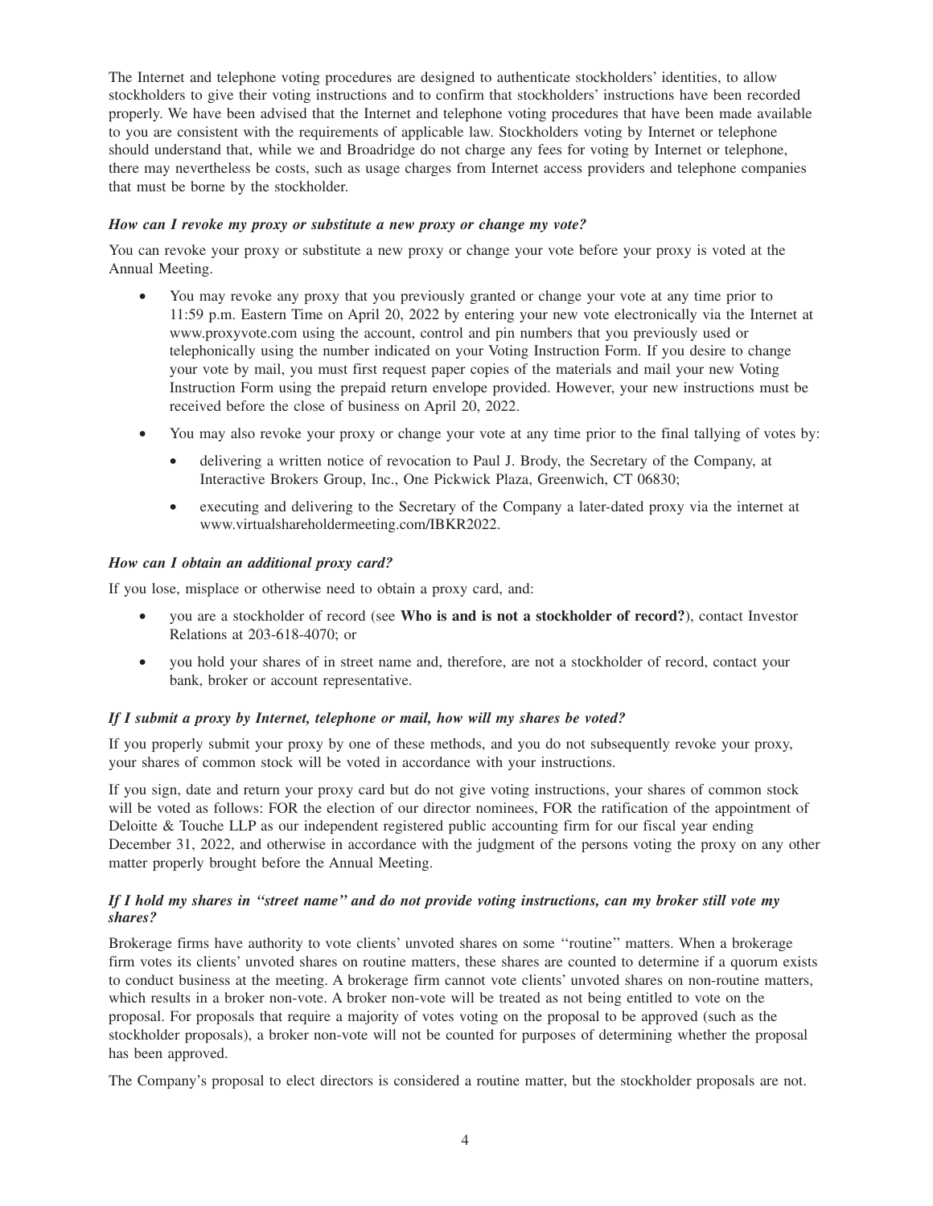The Internet and telephone voting procedures are designed to authenticate stockholders' identities, to allow stockholders to give their voting instructions and to confirm that stockholders' instructions have been recorded properly. We have been advised that the Internet and telephone voting procedures that have been made available to you are consistent with the requirements of applicable law. Stockholders voting by Internet or telephone should understand that, while we and Broadridge do not charge any fees for voting by Internet or telephone, there may nevertheless be costs, such as usage charges from Internet access providers and telephone companies that must be borne by the stockholder.

***How can I revoke my proxy or substitute a new proxy or change my vote?***

You can revoke your proxy or substitute a new proxy or change your vote before your proxy is voted at the Annual Meeting.

- You may revoke any proxy that you previously granted or change your vote at any time prior to 11:59 p.m. Eastern Time on April 20, 2022 by entering your new vote electronically via the Internet at www.proxyvote.com using the account, control and pin numbers that you previously used or telephonically using the number indicated on your Voting Instruction Form. If you desire to change your vote by mail, you must first request paper copies of the materials and mail your new Voting Instruction Form using the prepaid return envelope provided. However, your new instructions must be received before the close of business on April 20, 2022.
- You may also revoke your proxy or change your vote at any time prior to the final tallying of votes by:
  - delivering a written notice of revocation to Paul J. Brody, the Secretary of the Company, at Interactive Brokers Group, Inc., One Pickwick Plaza, Greenwich, CT 06830;
  - executing and delivering to the Secretary of the Company a later-dated proxy via the internet at www.virtualshareholdermeeting.com/IBKR2022.

***How can I obtain an additional proxy card?***

If you lose, misplace or otherwise need to obtain a proxy card, and:

- you are a stockholder of record (see **Who is and is not a stockholder of record?**), contact Investor Relations at 203-618-4070; or
- you hold your shares of in street name and, therefore, are not a stockholder of record, contact your bank, broker or account representative.

***If I submit a proxy by Internet, telephone or mail, how will my shares be voted?***

If you properly submit your proxy by one of these methods, and you do not subsequently revoke your proxy, your shares of common stock will be voted in accordance with your instructions.

If you sign, date and return your proxy card but do not give voting instructions, your shares of common stock will be voted as follows: FOR the election of our director nominees, FOR the ratification of the appointment of Deloitte & Touche LLP as our independent registered public accounting firm for our fiscal year ending December 31, 2022, and otherwise in accordance with the judgment of the persons voting the proxy on any other matter properly brought before the Annual Meeting.

***If I hold my shares in "street name" and do not provide voting instructions, can my broker still vote my shares?***

Brokerage firms have authority to vote clients' unvoted shares on some "routine" matters. When a brokerage firm votes its clients' unvoted shares on routine matters, these shares are counted to determine if a quorum exists to conduct business at the meeting. A brokerage firm cannot vote clients' unvoted shares on non-routine matters, which results in a broker non-vote. A broker non-vote will be treated as not being entitled to vote on the proposal. For proposals that require a majority of votes voting on the proposal to be approved (such as the stockholder proposals), a broker non-vote will not be counted for purposes of determining whether the proposal has been approved.

The Company's proposal to elect directors is considered a routine matter, but the stockholder proposals are not.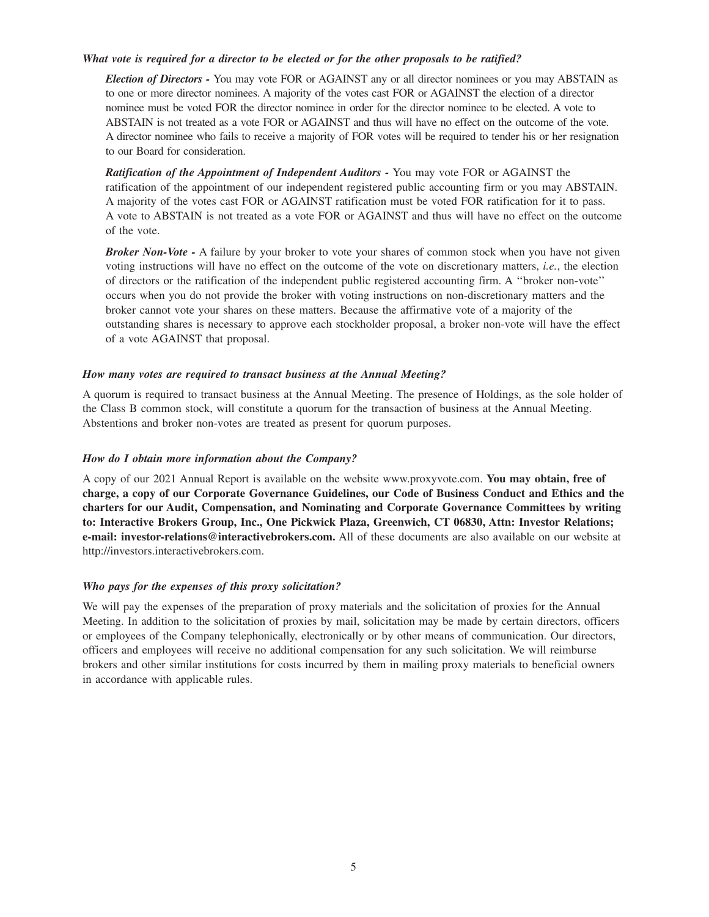***What vote is required for a director to be elected or for the other proposals to be ratified?***

***Election of Directors -*** You may vote FOR or AGAINST any or all director nominees or you may ABSTAIN as to one or more director nominees. A majority of the votes cast FOR or AGAINST the election of a director nominee must be voted FOR the director nominee in order for the director nominee to be elected. A vote to ABSTAIN is not treated as a vote FOR or AGAINST and thus will have no effect on the outcome of the vote. A director nominee who fails to receive a majority of FOR votes will be required to tender his or her resignation to our Board for consideration.

***Ratification of the Appointment of Independent Auditors -*** You may vote FOR or AGAINST the ratification of the appointment of our independent registered public accounting firm or you may ABSTAIN. A majority of the votes cast FOR or AGAINST ratification must be voted FOR ratification for it to pass. A vote to ABSTAIN is not treated as a vote FOR or AGAINST and thus will have no effect on the outcome of the vote.

***Broker Non-Vote -*** A failure by your broker to vote your shares of common stock when you have not given voting instructions will have no effect on the outcome of the vote on discretionary matters, *i.e.*, the election of directors or the ratification of the independent public registered accounting firm. A ''broker non-vote'' occurs when you do not provide the broker with voting instructions on non-discretionary matters and the broker cannot vote your shares on these matters. Because the affirmative vote of a majority of the outstanding shares is necessary to approve each stockholder proposal, a broker non-vote will have the effect of a vote AGAINST that proposal.

***How many votes are required to transact business at the Annual Meeting?***

A quorum is required to transact business at the Annual Meeting. The presence of Holdings, as the sole holder of the Class B common stock, will constitute a quorum for the transaction of business at the Annual Meeting. Abstentions and broker non-votes are treated as present for quorum purposes.

***How do I obtain more information about the Company?***

A copy of our 2021 Annual Report is available on the website www.proxyvote.com. **You may obtain, free of charge, a copy of our Corporate Governance Guidelines, our Code of Business Conduct and Ethics and the charters for our Audit, Compensation, and Nominating and Corporate Governance Committees by writing to: Interactive Brokers Group, Inc., One Pickwick Plaza, Greenwich, CT 06830, Attn: Investor Relations; e-mail: investor-relations@interactivebrokers.com.** All of these documents are also available on our website at http://investors.interactivebrokers.com.

***Who pays for the expenses of this proxy solicitation?***

We will pay the expenses of the preparation of proxy materials and the solicitation of proxies for the Annual Meeting. In addition to the solicitation of proxies by mail, solicitation may be made by certain directors, officers or employees of the Company telephonically, electronically or by other means of communication. Our directors, officers and employees will receive no additional compensation for any such solicitation. We will reimburse brokers and other similar institutions for costs incurred by them in mailing proxy materials to beneficial owners in accordance with applicable rules.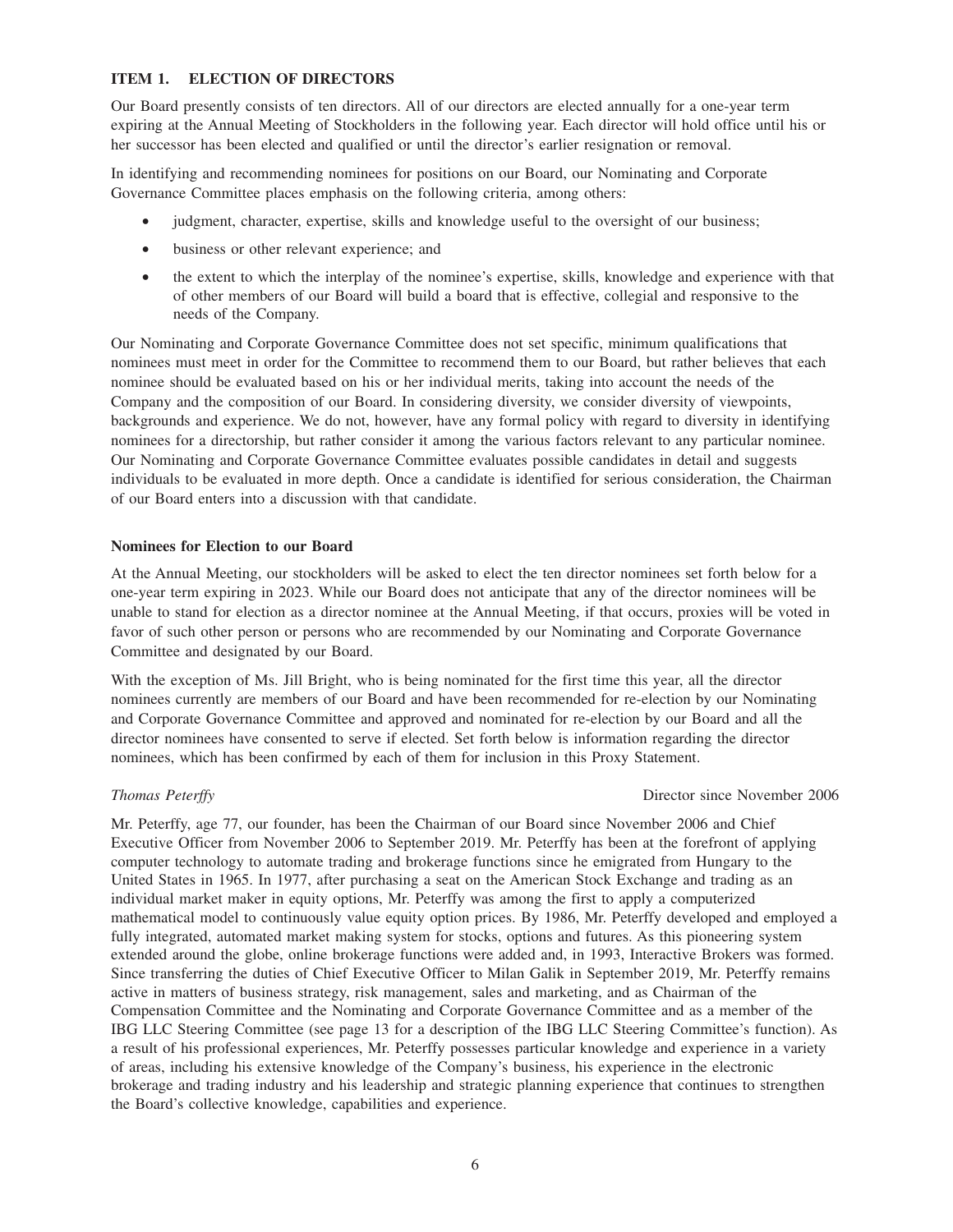## ITEM 1. ELECTION OF DIRECTORS

Our Board presently consists of ten directors. All of our directors are elected annually for a one-year term expiring at the Annual Meeting of Stockholders in the following year. Each director will hold office until his or her successor has been elected and qualified or until the director's earlier resignation or removal.

In identifying and recommending nominees for positions on our Board, our Nominating and Corporate Governance Committee places emphasis on the following criteria, among others:

- judgment, character, expertise, skills and knowledge useful to the oversight of our business;
- business or other relevant experience; and
- the extent to which the interplay of the nominee's expertise, skills, knowledge and experience with that of other members of our Board will build a board that is effective, collegial and responsive to the needs of the Company.

Our Nominating and Corporate Governance Committee does not set specific, minimum qualifications that nominees must meet in order for the Committee to recommend them to our Board, but rather believes that each nominee should be evaluated based on his or her individual merits, taking into account the needs of the Company and the composition of our Board. In considering diversity, we consider diversity of viewpoints, backgrounds and experience. We do not, however, have any formal policy with regard to diversity in identifying nominees for a directorship, but rather consider it among the various factors relevant to any particular nominee. Our Nominating and Corporate Governance Committee evaluates possible candidates in detail and suggests individuals to be evaluated in more depth. Once a candidate is identified for serious consideration, the Chairman of our Board enters into a discussion with that candidate.

### Nominees for Election to our Board

At the Annual Meeting, our stockholders will be asked to elect the ten director nominees set forth below for a one-year term expiring in 2023. While our Board does not anticipate that any of the director nominees will be unable to stand for election as a director nominee at the Annual Meeting, if that occurs, proxies will be voted in favor of such other person or persons who are recommended by our Nominating and Corporate Governance Committee and designated by our Board.

With the exception of Ms. Jill Bright, who is being nominated for the first time this year, all the director nominees currently are members of our Board and have been recommended for re-election by our Nominating and Corporate Governance Committee and approved and nominated for re-election by our Board and all the director nominees have consented to serve if elected. Set forth below is information regarding the director nominees, which has been confirmed by each of them for inclusion in this Proxy Statement.

*Thomas Peterffy* Director since November 2006

Mr. Peterffy, age 77, our founder, has been the Chairman of our Board since November 2006 and Chief Executive Officer from November 2006 to September 2019. Mr. Peterffy has been at the forefront of applying computer technology to automate trading and brokerage functions since he emigrated from Hungary to the United States in 1965. In 1977, after purchasing a seat on the American Stock Exchange and trading as an individual market maker in equity options, Mr. Peterffy was among the first to apply a computerized mathematical model to continuously value equity option prices. By 1986, Mr. Peterffy developed and employed a fully integrated, automated market making system for stocks, options and futures. As this pioneering system extended around the globe, online brokerage functions were added and, in 1993, Interactive Brokers was formed. Since transferring the duties of Chief Executive Officer to Milan Galik in September 2019, Mr. Peterffy remains active in matters of business strategy, risk management, sales and marketing, and as Chairman of the Compensation Committee and the Nominating and Corporate Governance Committee and as a member of the IBG LLC Steering Committee (see page 13 for a description of the IBG LLC Steering Committee's function). As a result of his professional experiences, Mr. Peterffy possesses particular knowledge and experience in a variety of areas, including his extensive knowledge of the Company's business, his experience in the electronic brokerage and trading industry and his leadership and strategic planning experience that continues to strengthen the Board's collective knowledge, capabilities and experience.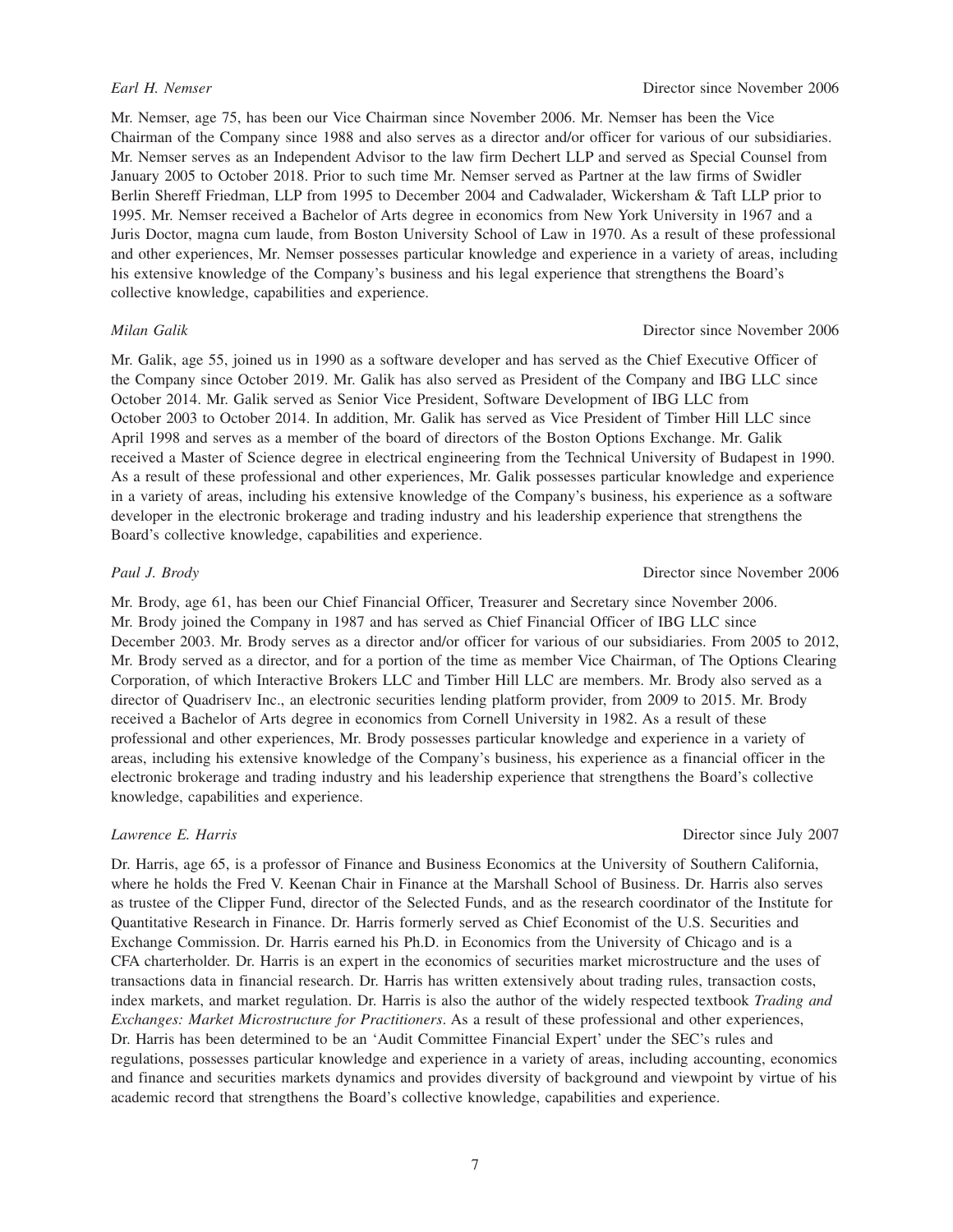*Earl H. Nemser* Director since November 2006

Mr. Nemser, age 75, has been our Vice Chairman since November 2006. Mr. Nemser has been the Vice Chairman of the Company since 1988 and also serves as a director and/or officer for various of our subsidiaries. Mr. Nemser serves as an Independent Advisor to the law firm Dechert LLP and served as Special Counsel from January 2005 to October 2018. Prior to such time Mr. Nemser served as Partner at the law firms of Swidler Berlin Shereff Friedman, LLP from 1995 to December 2004 and Cadwalader, Wickersham & Taft LLP prior to 1995. Mr. Nemser received a Bachelor of Arts degree in economics from New York University in 1967 and a Juris Doctor, magna cum laude, from Boston University School of Law in 1970. As a result of these professional and other experiences, Mr. Nemser possesses particular knowledge and experience in a variety of areas, including his extensive knowledge of the Company's business and his legal experience that strengthens the Board's collective knowledge, capabilities and experience.

*Milan Galik* Director since November 2006

Mr. Galik, age 55, joined us in 1990 as a software developer and has served as the Chief Executive Officer of the Company since October 2019. Mr. Galik has also served as President of the Company and IBG LLC since October 2014. Mr. Galik served as Senior Vice President, Software Development of IBG LLC from October 2003 to October 2014. In addition, Mr. Galik has served as Vice President of Timber Hill LLC since April 1998 and serves as a member of the board of directors of the Boston Options Exchange. Mr. Galik received a Master of Science degree in electrical engineering from the Technical University of Budapest in 1990. As a result of these professional and other experiences, Mr. Galik possesses particular knowledge and experience in a variety of areas, including his extensive knowledge of the Company's business, his experience as a software developer in the electronic brokerage and trading industry and his leadership experience that strengthens the Board's collective knowledge, capabilities and experience.

*Paul J. Brody* Director since November 2006

Mr. Brody, age 61, has been our Chief Financial Officer, Treasurer and Secretary since November 2006. Mr. Brody joined the Company in 1987 and has served as Chief Financial Officer of IBG LLC since December 2003. Mr. Brody serves as a director and/or officer for various of our subsidiaries. From 2005 to 2012, Mr. Brody served as a director, and for a portion of the time as member Vice Chairman, of The Options Clearing Corporation, of which Interactive Brokers LLC and Timber Hill LLC are members. Mr. Brody also served as a director of Quadriserv Inc., an electronic securities lending platform provider, from 2009 to 2015. Mr. Brody received a Bachelor of Arts degree in economics from Cornell University in 1982. As a result of these professional and other experiences, Mr. Brody possesses particular knowledge and experience in a variety of areas, including his extensive knowledge of the Company's business, his experience as a financial officer in the electronic brokerage and trading industry and his leadership experience that strengthens the Board's collective knowledge, capabilities and experience.

*Lawrence E. Harris* Director since July 2007

Dr. Harris, age 65, is a professor of Finance and Business Economics at the University of Southern California, where he holds the Fred V. Keenan Chair in Finance at the Marshall School of Business. Dr. Harris also serves as trustee of the Clipper Fund, director of the Selected Funds, and as the research coordinator of the Institute for Quantitative Research in Finance. Dr. Harris formerly served as Chief Economist of the U.S. Securities and Exchange Commission. Dr. Harris earned his Ph.D. in Economics from the University of Chicago and is a CFA charterholder. Dr. Harris is an expert in the economics of securities market microstructure and the uses of transactions data in financial research. Dr. Harris has written extensively about trading rules, transaction costs, index markets, and market regulation. Dr. Harris is also the author of the widely respected textbook *Trading and Exchanges: Market Microstructure for Practitioners*. As a result of these professional and other experiences, Dr. Harris has been determined to be an 'Audit Committee Financial Expert' under the SEC's rules and regulations, possesses particular knowledge and experience in a variety of areas, including accounting, economics and finance and securities markets dynamics and provides diversity of background and viewpoint by virtue of his academic record that strengthens the Board's collective knowledge, capabilities and experience.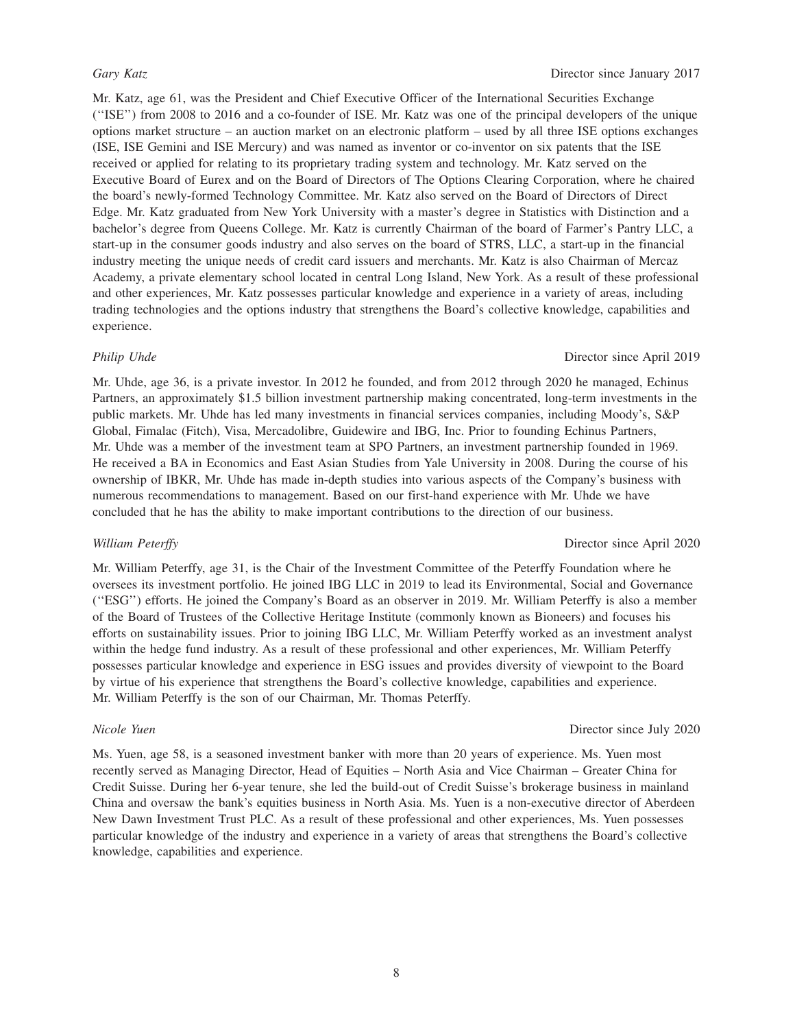*Gary Katz* Director since January 2017

Mr. Katz, age 61, was the President and Chief Executive Officer of the International Securities Exchange (''ISE'') from 2008 to 2016 and a co-founder of ISE. Mr. Katz was one of the principal developers of the unique options market structure – an auction market on an electronic platform – used by all three ISE options exchanges (ISE, ISE Gemini and ISE Mercury) and was named as inventor or co-inventor on six patents that the ISE received or applied for relating to its proprietary trading system and technology. Mr. Katz served on the Executive Board of Eurex and on the Board of Directors of The Options Clearing Corporation, where he chaired the board's newly-formed Technology Committee. Mr. Katz also served on the Board of Directors of Direct Edge. Mr. Katz graduated from New York University with a master's degree in Statistics with Distinction and a bachelor's degree from Queens College. Mr. Katz is currently Chairman of the board of Farmer's Pantry LLC, a start-up in the consumer goods industry and also serves on the board of STRS, LLC, a start-up in the financial industry meeting the unique needs of credit card issuers and merchants. Mr. Katz is also Chairman of Mercaz Academy, a private elementary school located in central Long Island, New York. As a result of these professional and other experiences, Mr. Katz possesses particular knowledge and experience in a variety of areas, including trading technologies and the options industry that strengthens the Board's collective knowledge, capabilities and experience.

*Philip Uhde* Director since April 2019

Mr. Uhde, age 36, is a private investor. In 2012 he founded, and from 2012 through 2020 he managed, Echinus Partners, an approximately $1.5 billion investment partnership making concentrated, long-term investments in the public markets. Mr. Uhde has led many investments in financial services companies, including Moody's, S&P Global, Fimalac (Fitch), Visa, Mercadolibre, Guidewire and IBG, Inc. Prior to founding Echinus Partners, Mr. Uhde was a member of the investment team at SPO Partners, an investment partnership founded in 1969. He received a BA in Economics and East Asian Studies from Yale University in 2008. During the course of his ownership of IBKR, Mr. Uhde has made in-depth studies into various aspects of the Company's business with numerous recommendations to management. Based on our first-hand experience with Mr. Uhde we have concluded that he has the ability to make important contributions to the direction of our business.

*William Peterffy* Director since April 2020

Mr. William Peterffy, age 31, is the Chair of the Investment Committee of the Peterffy Foundation where he oversees its investment portfolio. He joined IBG LLC in 2019 to lead its Environmental, Social and Governance (''ESG'') efforts. He joined the Company's Board as an observer in 2019. Mr. William Peterffy is also a member of the Board of Trustees of the Collective Heritage Institute (commonly known as Bioneers) and focuses his efforts on sustainability issues. Prior to joining IBG LLC, Mr. William Peterffy worked as an investment analyst within the hedge fund industry. As a result of these professional and other experiences, Mr. William Peterffy possesses particular knowledge and experience in ESG issues and provides diversity of viewpoint to the Board by virtue of his experience that strengthens the Board's collective knowledge, capabilities and experience. Mr. William Peterffy is the son of our Chairman, Mr. Thomas Peterffy.

*Nicole Yuen* Director since July 2020

Ms. Yuen, age 58, is a seasoned investment banker with more than 20 years of experience. Ms. Yuen most recently served as Managing Director, Head of Equities – North Asia and Vice Chairman – Greater China for Credit Suisse. During her 6-year tenure, she led the build-out of Credit Suisse's brokerage business in mainland China and oversaw the bank's equities business in North Asia. Ms. Yuen is a non-executive director of Aberdeen New Dawn Investment Trust PLC. As a result of these professional and other experiences, Ms. Yuen possesses particular knowledge of the industry and experience in a variety of areas that strengthens the Board's collective knowledge, capabilities and experience.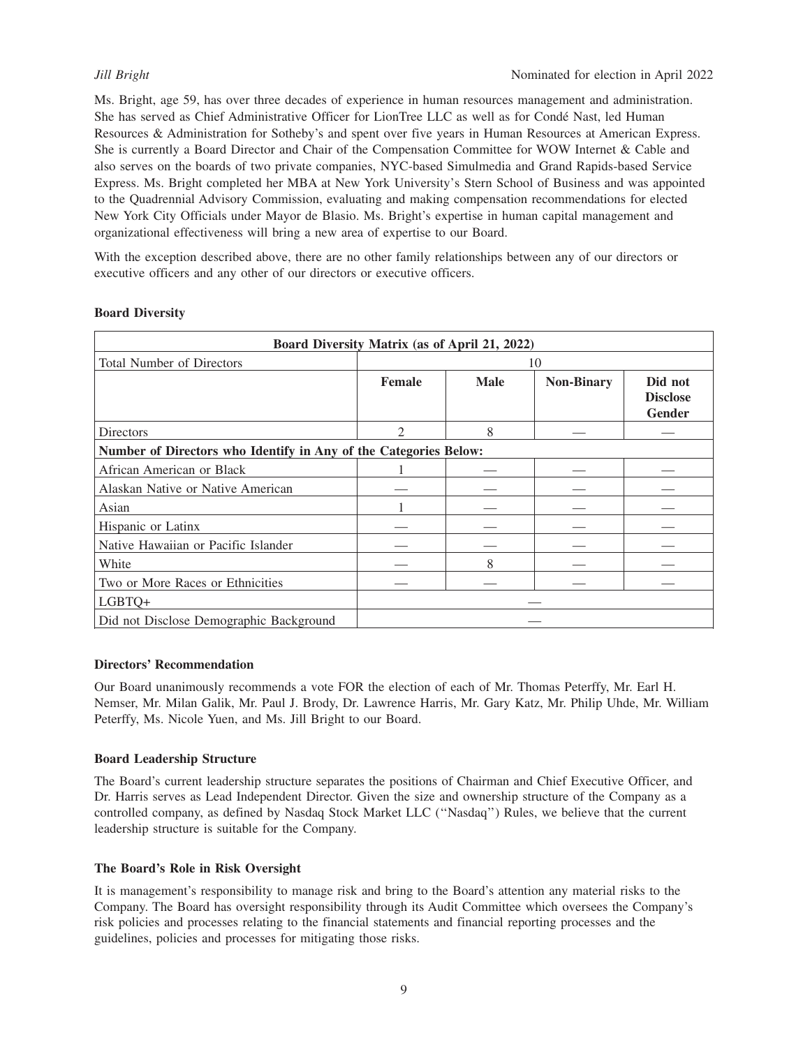*Jill Bright* Nominated for election in April 2022

Ms. Bright, age 59, has over three decades of experience in human resources management and administration. She has served as Chief Administrative Officer for LionTree LLC as well as for Condé Nast, led Human Resources & Administration for Sotheby's and spent over five years in Human Resources at American Express. She is currently a Board Director and Chair of the Compensation Committee for WOW Internet & Cable and also serves on the boards of two private companies, NYC-based Simulmedia and Grand Rapids-based Service Express. Ms. Bright completed her MBA at New York University's Stern School of Business and was appointed to the Quadrennial Advisory Commission, evaluating and making compensation recommendations for elected New York City Officials under Mayor de Blasio. Ms. Bright's expertise in human capital management and organizational effectiveness will bring a new area of expertise to our Board.

With the exception described above, there are no other family relationships between any of our directors or executive officers and any other of our directors or executive officers.

**Board Diversity**

| **Board Diversity Matrix (as of April 21, 2022)** | | | | |
|---|---|---|---|---|
| Total Number of Directors | 10 | | | |
| | **Female** | **Male** | **Non-Binary** | **Did not Disclose Gender** |
| Directors | 2 | 8 | — | — |
| **Number of Directors who Identify in Any of the Categories Below:** | | | | |
| African American or Black | 1 | — | — | — |
| Alaskan Native or Native American | — | — | — | — |
| Asian | 1 | — | — | — |
| Hispanic or Latinx | — | — | — | — |
| Native Hawaiian or Pacific Islander | — | — | — | — |
| White | — | 8 | — | — |
| Two or More Races or Ethnicities | — | — | — | — |
| LGBTQ+ | — | | | |
| Did not Disclose Demographic Background | — | | | |

**Directors' Recommendation**

Our Board unanimously recommends a vote FOR the election of each of Mr. Thomas Peterffy, Mr. Earl H. Nemser, Mr. Milan Galik, Mr. Paul J. Brody, Dr. Lawrence Harris, Mr. Gary Katz, Mr. Philip Uhde, Mr. William Peterffy, Ms. Nicole Yuen, and Ms. Jill Bright to our Board.

**Board Leadership Structure**

The Board's current leadership structure separates the positions of Chairman and Chief Executive Officer, and Dr. Harris serves as Lead Independent Director. Given the size and ownership structure of the Company as a controlled company, as defined by Nasdaq Stock Market LLC ("Nasdaq") Rules, we believe that the current leadership structure is suitable for the Company.

**The Board's Role in Risk Oversight**

It is management's responsibility to manage risk and bring to the Board's attention any material risks to the Company. The Board has oversight responsibility through its Audit Committee which oversees the Company's risk policies and processes relating to the financial statements and financial reporting processes and the guidelines, policies and processes for mitigating those risks.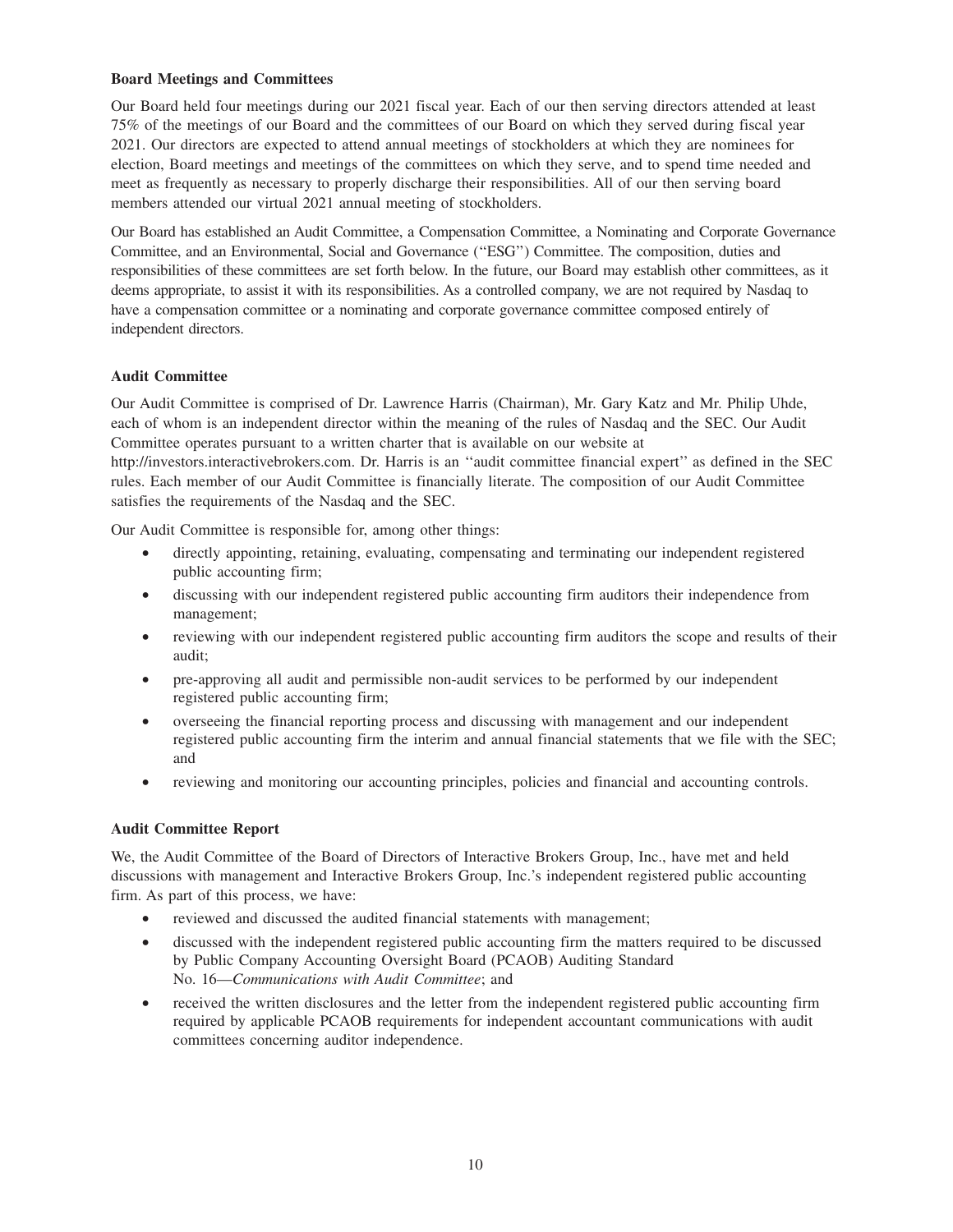### Board Meetings and Committees

Our Board held four meetings during our 2021 fiscal year. Each of our then serving directors attended at least 75% of the meetings of our Board and the committees of our Board on which they served during fiscal year 2021. Our directors are expected to attend annual meetings of stockholders at which they are nominees for election, Board meetings and meetings of the committees on which they serve, and to spend time needed and meet as frequently as necessary to properly discharge their responsibilities. All of our then serving board members attended our virtual 2021 annual meeting of stockholders.

Our Board has established an Audit Committee, a Compensation Committee, a Nominating and Corporate Governance Committee, and an Environmental, Social and Governance (''ESG'') Committee. The composition, duties and responsibilities of these committees are set forth below. In the future, our Board may establish other committees, as it deems appropriate, to assist it with its responsibilities. As a controlled company, we are not required by Nasdaq to have a compensation committee or a nominating and corporate governance committee composed entirely of independent directors.

### Audit Committee

Our Audit Committee is comprised of Dr. Lawrence Harris (Chairman), Mr. Gary Katz and Mr. Philip Uhde, each of whom is an independent director within the meaning of the rules of Nasdaq and the SEC. Our Audit Committee operates pursuant to a written charter that is available on our website at http://investors.interactivebrokers.com. Dr. Harris is an ''audit committee financial expert'' as defined in the SEC rules. Each member of our Audit Committee is financially literate. The composition of our Audit Committee satisfies the requirements of the Nasdaq and the SEC.

Our Audit Committee is responsible for, among other things:

- directly appointing, retaining, evaluating, compensating and terminating our independent registered public accounting firm;
- discussing with our independent registered public accounting firm auditors their independence from management;
- reviewing with our independent registered public accounting firm auditors the scope and results of their audit;
- pre-approving all audit and permissible non-audit services to be performed by our independent registered public accounting firm;
- overseeing the financial reporting process and discussing with management and our independent registered public accounting firm the interim and annual financial statements that we file with the SEC; and
- reviewing and monitoring our accounting principles, policies and financial and accounting controls.

### Audit Committee Report

We, the Audit Committee of the Board of Directors of Interactive Brokers Group, Inc., have met and held discussions with management and Interactive Brokers Group, Inc.'s independent registered public accounting firm. As part of this process, we have:

- reviewed and discussed the audited financial statements with management;
- discussed with the independent registered public accounting firm the matters required to be discussed by Public Company Accounting Oversight Board (PCAOB) Auditing Standard No. 16—*Communications with Audit Committee*; and
- received the written disclosures and the letter from the independent registered public accounting firm required by applicable PCAOB requirements for independent accountant communications with audit committees concerning auditor independence.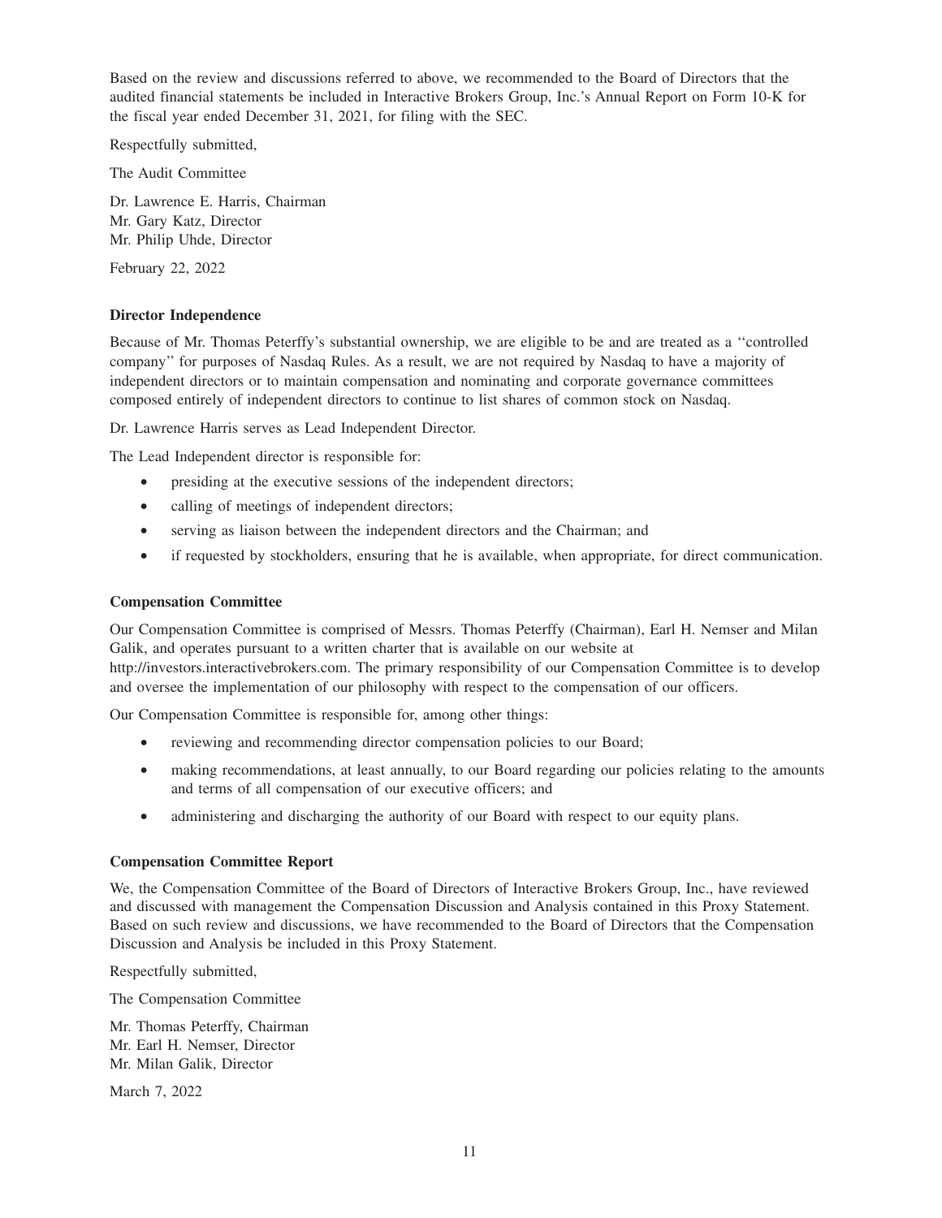Based on the review and discussions referred to above, we recommended to the Board of Directors that the audited financial statements be included in Interactive Brokers Group, Inc.'s Annual Report on Form 10-K for the fiscal year ended December 31, 2021, for filing with the SEC.

Respectfully submitted,

The Audit Committee

Dr. Lawrence E. Harris, Chairman
Mr. Gary Katz, Director
Mr. Philip Uhde, Director

February 22, 2022

**Director Independence**

Because of Mr. Thomas Peterffy's substantial ownership, we are eligible to be and are treated as a ''controlled company'' for purposes of Nasdaq Rules. As a result, we are not required by Nasdaq to have a majority of independent directors or to maintain compensation and nominating and corporate governance committees composed entirely of independent directors to continue to list shares of common stock on Nasdaq.

Dr. Lawrence Harris serves as Lead Independent Director.

The Lead Independent director is responsible for:

- presiding at the executive sessions of the independent directors;
- calling of meetings of independent directors;
- serving as liaison between the independent directors and the Chairman; and
- if requested by stockholders, ensuring that he is available, when appropriate, for direct communication.

**Compensation Committee**

Our Compensation Committee is comprised of Messrs. Thomas Peterffy (Chairman), Earl H. Nemser and Milan Galik, and operates pursuant to a written charter that is available on our website at http://investors.interactivebrokers.com. The primary responsibility of our Compensation Committee is to develop and oversee the implementation of our philosophy with respect to the compensation of our officers.

Our Compensation Committee is responsible for, among other things:

- reviewing and recommending director compensation policies to our Board;
- making recommendations, at least annually, to our Board regarding our policies relating to the amounts and terms of all compensation of our executive officers; and
- administering and discharging the authority of our Board with respect to our equity plans.

**Compensation Committee Report**

We, the Compensation Committee of the Board of Directors of Interactive Brokers Group, Inc., have reviewed and discussed with management the Compensation Discussion and Analysis contained in this Proxy Statement. Based on such review and discussions, we have recommended to the Board of Directors that the Compensation Discussion and Analysis be included in this Proxy Statement.

Respectfully submitted,

The Compensation Committee

Mr. Thomas Peterffy, Chairman
Mr. Earl H. Nemser, Director
Mr. Milan Galik, Director

March 7, 2022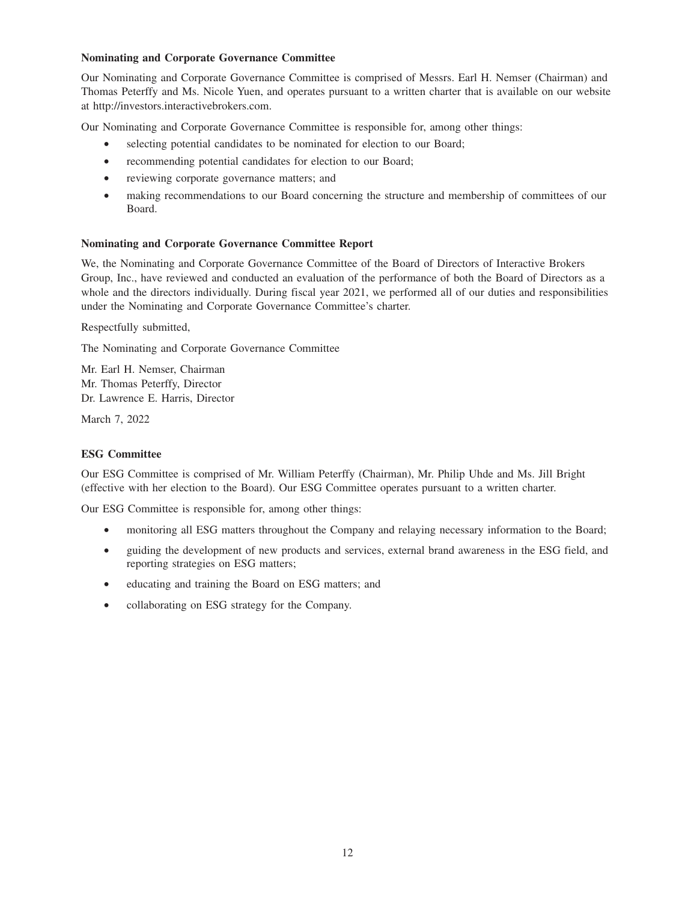**Nominating and Corporate Governance Committee**

Our Nominating and Corporate Governance Committee is comprised of Messrs. Earl H. Nemser (Chairman) and Thomas Peterffy and Ms. Nicole Yuen, and operates pursuant to a written charter that is available on our website at http://investors.interactivebrokers.com.

Our Nominating and Corporate Governance Committee is responsible for, among other things:

- selecting potential candidates to be nominated for election to our Board;
- recommending potential candidates for election to our Board;
- reviewing corporate governance matters; and
- making recommendations to our Board concerning the structure and membership of committees of our Board.

**Nominating and Corporate Governance Committee Report**

We, the Nominating and Corporate Governance Committee of the Board of Directors of Interactive Brokers Group, Inc., have reviewed and conducted an evaluation of the performance of both the Board of Directors as a whole and the directors individually. During fiscal year 2021, we performed all of our duties and responsibilities under the Nominating and Corporate Governance Committee's charter.

Respectfully submitted,

The Nominating and Corporate Governance Committee

Mr. Earl H. Nemser, Chairman
Mr. Thomas Peterffy, Director
Dr. Lawrence E. Harris, Director

March 7, 2022

**ESG Committee**

Our ESG Committee is comprised of Mr. William Peterffy (Chairman), Mr. Philip Uhde and Ms. Jill Bright (effective with her election to the Board). Our ESG Committee operates pursuant to a written charter.

Our ESG Committee is responsible for, among other things:

- monitoring all ESG matters throughout the Company and relaying necessary information to the Board;
- guiding the development of new products and services, external brand awareness in the ESG field, and reporting strategies on ESG matters;
- educating and training the Board on ESG matters; and
- collaborating on ESG strategy for the Company.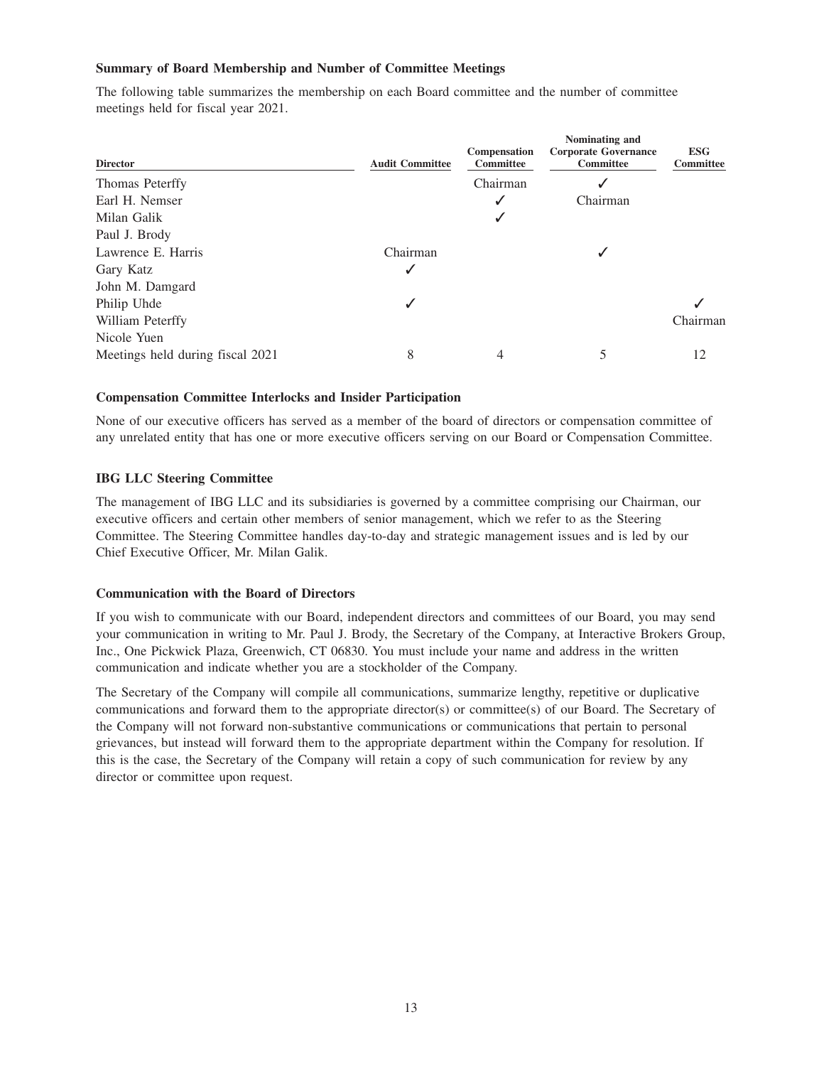### Summary of Board Membership and Number of Committee Meetings

The following table summarizes the membership on each Board committee and the number of committee meetings held for fiscal year 2021.

| Director | Audit Committee | Compensation Committee | Nominating and Corporate Governance Committee | ESG Committee |
|---|---|---|---|---|
| Thomas Peterffy | | Chairman | ✓ | |
| Earl H. Nemser | | ✓ | Chairman | |
| Milan Galik | | ✓ | | |
| Paul J. Brody | | | | |
| Lawrence E. Harris | Chairman | | ✓ | |
| Gary Katz | ✓ | | | |
| John M. Damgard | | | | |
| Philip Uhde | ✓ | | | ✓ |
| William Peterffy | | | | Chairman |
| Nicole Yuen | | | | |
| Meetings held during fiscal 2021 | 8 | 4 | 5 | 12 |

### Compensation Committee Interlocks and Insider Participation

None of our executive officers has served as a member of the board of directors or compensation committee of any unrelated entity that has one or more executive officers serving on our Board or Compensation Committee.

### IBG LLC Steering Committee

The management of IBG LLC and its subsidiaries is governed by a committee comprising our Chairman, our executive officers and certain other members of senior management, which we refer to as the Steering Committee. The Steering Committee handles day-to-day and strategic management issues and is led by our Chief Executive Officer, Mr. Milan Galik.

### Communication with the Board of Directors

If you wish to communicate with our Board, independent directors and committees of our Board, you may send your communication in writing to Mr. Paul J. Brody, the Secretary of the Company, at Interactive Brokers Group, Inc., One Pickwick Plaza, Greenwich, CT 06830. You must include your name and address in the written communication and indicate whether you are a stockholder of the Company.

The Secretary of the Company will compile all communications, summarize lengthy, repetitive or duplicative communications and forward them to the appropriate director(s) or committee(s) of our Board. The Secretary of the Company will not forward non-substantive communications or communications that pertain to personal grievances, but instead will forward them to the appropriate department within the Company for resolution. If this is the case, the Secretary of the Company will retain a copy of such communication for review by any director or committee upon request.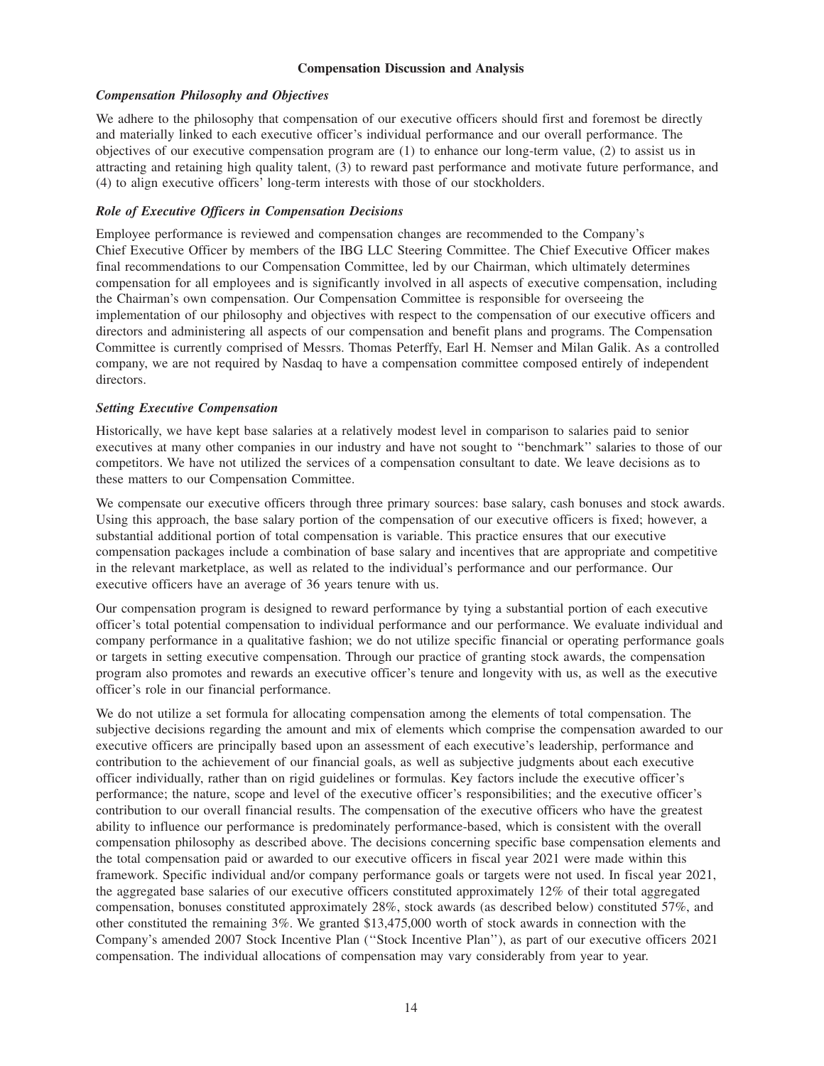## Compensation Discussion and Analysis

### *Compensation Philosophy and Objectives*

We adhere to the philosophy that compensation of our executive officers should first and foremost be directly and materially linked to each executive officer's individual performance and our overall performance. The objectives of our executive compensation program are (1) to enhance our long-term value, (2) to assist us in attracting and retaining high quality talent, (3) to reward past performance and motivate future performance, and (4) to align executive officers' long-term interests with those of our stockholders.

### *Role of Executive Officers in Compensation Decisions*

Employee performance is reviewed and compensation changes are recommended to the Company's Chief Executive Officer by members of the IBG LLC Steering Committee. The Chief Executive Officer makes final recommendations to our Compensation Committee, led by our Chairman, which ultimately determines compensation for all employees and is significantly involved in all aspects of executive compensation, including the Chairman's own compensation. Our Compensation Committee is responsible for overseeing the implementation of our philosophy and objectives with respect to the compensation of our executive officers and directors and administering all aspects of our compensation and benefit plans and programs. The Compensation Committee is currently comprised of Messrs. Thomas Peterffy, Earl H. Nemser and Milan Galik. As a controlled company, we are not required by Nasdaq to have a compensation committee composed entirely of independent directors.

### *Setting Executive Compensation*

Historically, we have kept base salaries at a relatively modest level in comparison to salaries paid to senior executives at many other companies in our industry and have not sought to ''benchmark'' salaries to those of our competitors. We have not utilized the services of a compensation consultant to date. We leave decisions as to these matters to our Compensation Committee.

We compensate our executive officers through three primary sources: base salary, cash bonuses and stock awards. Using this approach, the base salary portion of the compensation of our executive officers is fixed; however, a substantial additional portion of total compensation is variable. This practice ensures that our executive compensation packages include a combination of base salary and incentives that are appropriate and competitive in the relevant marketplace, as well as related to the individual's performance and our performance. Our executive officers have an average of 36 years tenure with us.

Our compensation program is designed to reward performance by tying a substantial portion of each executive officer's total potential compensation to individual performance and our performance. We evaluate individual and company performance in a qualitative fashion; we do not utilize specific financial or operating performance goals or targets in setting executive compensation. Through our practice of granting stock awards, the compensation program also promotes and rewards an executive officer's tenure and longevity with us, as well as the executive officer's role in our financial performance.

We do not utilize a set formula for allocating compensation among the elements of total compensation. The subjective decisions regarding the amount and mix of elements which comprise the compensation awarded to our executive officers are principally based upon an assessment of each executive's leadership, performance and contribution to the achievement of our financial goals, as well as subjective judgments about each executive officer individually, rather than on rigid guidelines or formulas. Key factors include the executive officer's performance; the nature, scope and level of the executive officer's responsibilities; and the executive officer's contribution to our overall financial results. The compensation of the executive officers who have the greatest ability to influence our performance is predominately performance-based, which is consistent with the overall compensation philosophy as described above. The decisions concerning specific base compensation elements and the total compensation paid or awarded to our executive officers in fiscal year 2021 were made within this framework. Specific individual and/or company performance goals or targets were not used. In fiscal year 2021, the aggregated base salaries of our executive officers constituted approximately 12% of their total aggregated compensation, bonuses constituted approximately 28%, stock awards (as described below) constituted 57%, and other constituted the remaining 3%. We granted $13,475,000 worth of stock awards in connection with the Company's amended 2007 Stock Incentive Plan (''Stock Incentive Plan''), as part of our executive officers 2021 compensation. The individual allocations of compensation may vary considerably from year to year.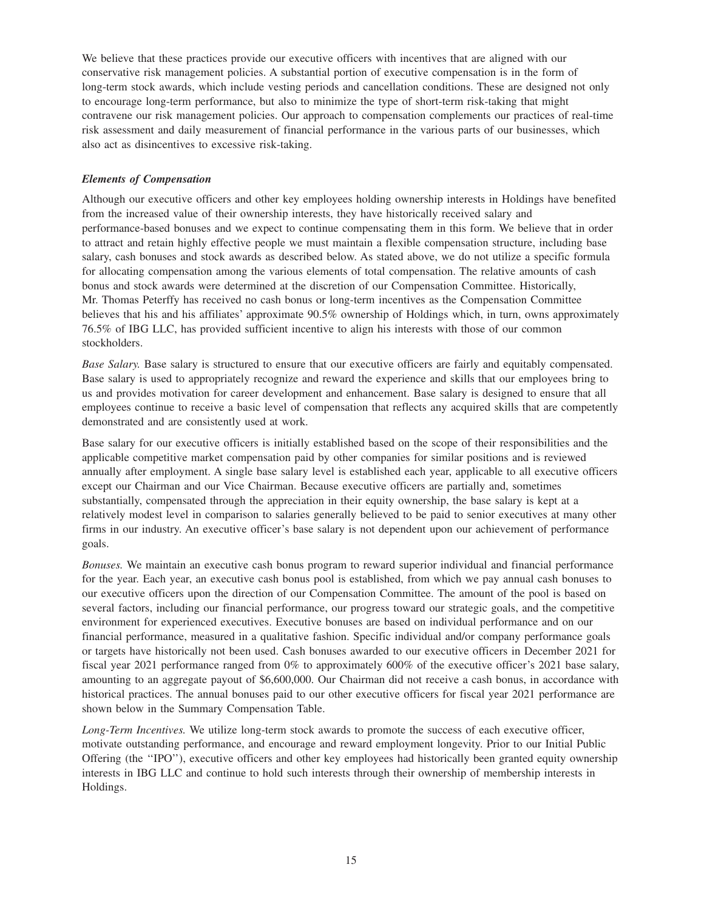We believe that these practices provide our executive officers with incentives that are aligned with our conservative risk management policies. A substantial portion of executive compensation is in the form of long-term stock awards, which include vesting periods and cancellation conditions. These are designed not only to encourage long-term performance, but also to minimize the type of short-term risk-taking that might contravene our risk management policies. Our approach to compensation complements our practices of real-time risk assessment and daily measurement of financial performance in the various parts of our businesses, which also act as disincentives to excessive risk-taking.

### *Elements of Compensation*

Although our executive officers and other key employees holding ownership interests in Holdings have benefited from the increased value of their ownership interests, they have historically received salary and performance-based bonuses and we expect to continue compensating them in this form. We believe that in order to attract and retain highly effective people we must maintain a flexible compensation structure, including base salary, cash bonuses and stock awards as described below. As stated above, we do not utilize a specific formula for allocating compensation among the various elements of total compensation. The relative amounts of cash bonus and stock awards were determined at the discretion of our Compensation Committee. Historically, Mr. Thomas Peterffy has received no cash bonus or long-term incentives as the Compensation Committee believes that his and his affiliates' approximate 90.5% ownership of Holdings which, in turn, owns approximately 76.5% of IBG LLC, has provided sufficient incentive to align his interests with those of our common stockholders.

*Base Salary.* Base salary is structured to ensure that our executive officers are fairly and equitably compensated. Base salary is used to appropriately recognize and reward the experience and skills that our employees bring to us and provides motivation for career development and enhancement. Base salary is designed to ensure that all employees continue to receive a basic level of compensation that reflects any acquired skills that are competently demonstrated and are consistently used at work.

Base salary for our executive officers is initially established based on the scope of their responsibilities and the applicable competitive market compensation paid by other companies for similar positions and is reviewed annually after employment. A single base salary level is established each year, applicable to all executive officers except our Chairman and our Vice Chairman. Because executive officers are partially and, sometimes substantially, compensated through the appreciation in their equity ownership, the base salary is kept at a relatively modest level in comparison to salaries generally believed to be paid to senior executives at many other firms in our industry. An executive officer's base salary is not dependent upon our achievement of performance goals.

*Bonuses.* We maintain an executive cash bonus program to reward superior individual and financial performance for the year. Each year, an executive cash bonus pool is established, from which we pay annual cash bonuses to our executive officers upon the direction of our Compensation Committee. The amount of the pool is based on several factors, including our financial performance, our progress toward our strategic goals, and the competitive environment for experienced executives. Executive bonuses are based on individual performance and on our financial performance, measured in a qualitative fashion. Specific individual and/or company performance goals or targets have historically not been used. Cash bonuses awarded to our executive officers in December 2021 for fiscal year 2021 performance ranged from 0% to approximately 600% of the executive officer's 2021 base salary, amounting to an aggregate payout of $6,600,000. Our Chairman did not receive a cash bonus, in accordance with historical practices. The annual bonuses paid to our other executive officers for fiscal year 2021 performance are shown below in the Summary Compensation Table.

*Long-Term Incentives.* We utilize long-term stock awards to promote the success of each executive officer, motivate outstanding performance, and encourage and reward employment longevity. Prior to our Initial Public Offering (the "IPO"), executive officers and other key employees had historically been granted equity ownership interests in IBG LLC and continue to hold such interests through their ownership of membership interests in Holdings.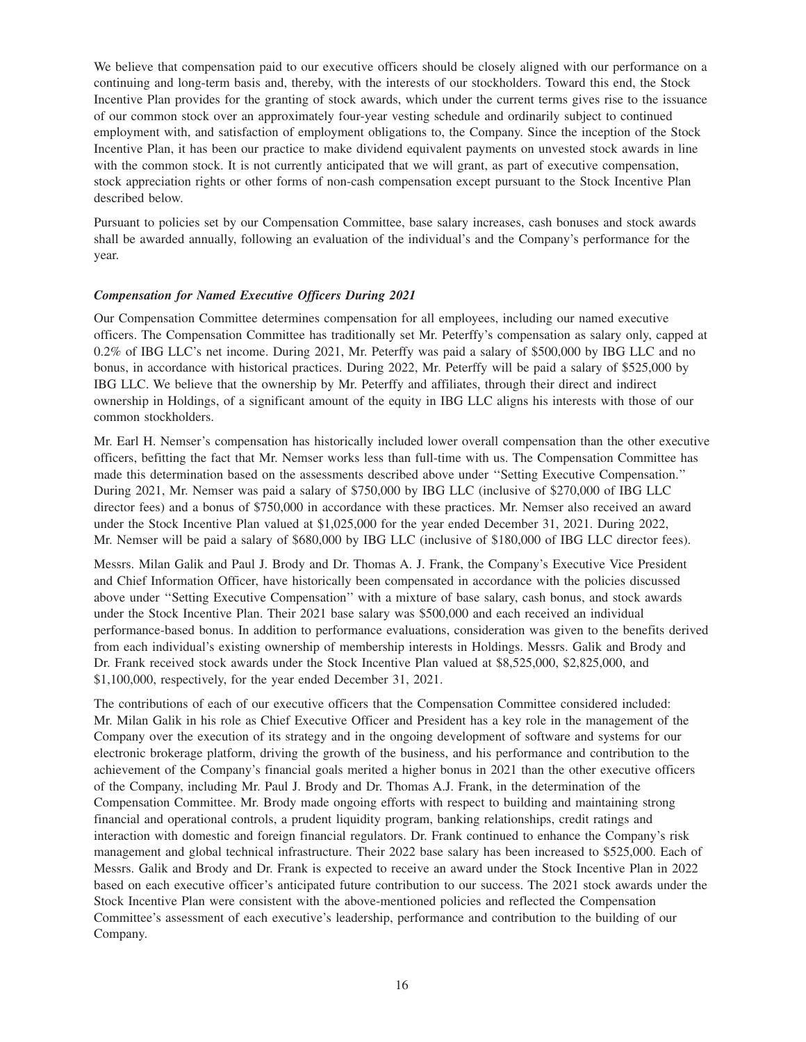We believe that compensation paid to our executive officers should be closely aligned with our performance on a continuing and long-term basis and, thereby, with the interests of our stockholders. Toward this end, the Stock Incentive Plan provides for the granting of stock awards, which under the current terms gives rise to the issuance of our common stock over an approximately four-year vesting schedule and ordinarily subject to continued employment with, and satisfaction of employment obligations to, the Company. Since the inception of the Stock Incentive Plan, it has been our practice to make dividend equivalent payments on unvested stock awards in line with the common stock. It is not currently anticipated that we will grant, as part of executive compensation, stock appreciation rights or other forms of non-cash compensation except pursuant to the Stock Incentive Plan described below.

Pursuant to policies set by our Compensation Committee, base salary increases, cash bonuses and stock awards shall be awarded annually, following an evaluation of the individual's and the Company's performance for the year.

***Compensation for Named Executive Officers During 2021***

Our Compensation Committee determines compensation for all employees, including our named executive officers. The Compensation Committee has traditionally set Mr. Peterffy's compensation as salary only, capped at 0.2% of IBG LLC's net income. During 2021, Mr. Peterffy was paid a salary of $500,000 by IBG LLC and no bonus, in accordance with historical practices. During 2022, Mr. Peterffy will be paid a salary of $525,000 by IBG LLC. We believe that the ownership by Mr. Peterffy and affiliates, through their direct and indirect ownership in Holdings, of a significant amount of the equity in IBG LLC aligns his interests with those of our common stockholders.

Mr. Earl H. Nemser's compensation has historically included lower overall compensation than the other executive officers, befitting the fact that Mr. Nemser works less than full-time with us. The Compensation Committee has made this determination based on the assessments described above under ''Setting Executive Compensation.'' During 2021, Mr. Nemser was paid a salary of $750,000 by IBG LLC (inclusive of $270,000 of IBG LLC director fees) and a bonus of $750,000 in accordance with these practices. Mr. Nemser also received an award under the Stock Incentive Plan valued at $1,025,000 for the year ended December 31, 2021. During 2022, Mr. Nemser will be paid a salary of $680,000 by IBG LLC (inclusive of $180,000 of IBG LLC director fees).

Messrs. Milan Galik and Paul J. Brody and Dr. Thomas A. J. Frank, the Company's Executive Vice President and Chief Information Officer, have historically been compensated in accordance with the policies discussed above under ''Setting Executive Compensation'' with a mixture of base salary, cash bonus, and stock awards under the Stock Incentive Plan. Their 2021 base salary was $500,000 and each received an individual performance-based bonus. In addition to performance evaluations, consideration was given to the benefits derived from each individual's existing ownership of membership interests in Holdings. Messrs. Galik and Brody and Dr. Frank received stock awards under the Stock Incentive Plan valued at $8,525,000, $2,825,000, and $1,100,000, respectively, for the year ended December 31, 2021.

The contributions of each of our executive officers that the Compensation Committee considered included: Mr. Milan Galik in his role as Chief Executive Officer and President has a key role in the management of the Company over the execution of its strategy and in the ongoing development of software and systems for our electronic brokerage platform, driving the growth of the business, and his performance and contribution to the achievement of the Company's financial goals merited a higher bonus in 2021 than the other executive officers of the Company, including Mr. Paul J. Brody and Dr. Thomas A.J. Frank, in the determination of the Compensation Committee. Mr. Brody made ongoing efforts with respect to building and maintaining strong financial and operational controls, a prudent liquidity program, banking relationships, credit ratings and interaction with domestic and foreign financial regulators. Dr. Frank continued to enhance the Company's risk management and global technical infrastructure. Their 2022 base salary has been increased to $525,000. Each of Messrs. Galik and Brody and Dr. Frank is expected to receive an award under the Stock Incentive Plan in 2022 based on each executive officer's anticipated future contribution to our success. The 2021 stock awards under the Stock Incentive Plan were consistent with the above-mentioned policies and reflected the Compensation Committee's assessment of each executive's leadership, performance and contribution to the building of our Company.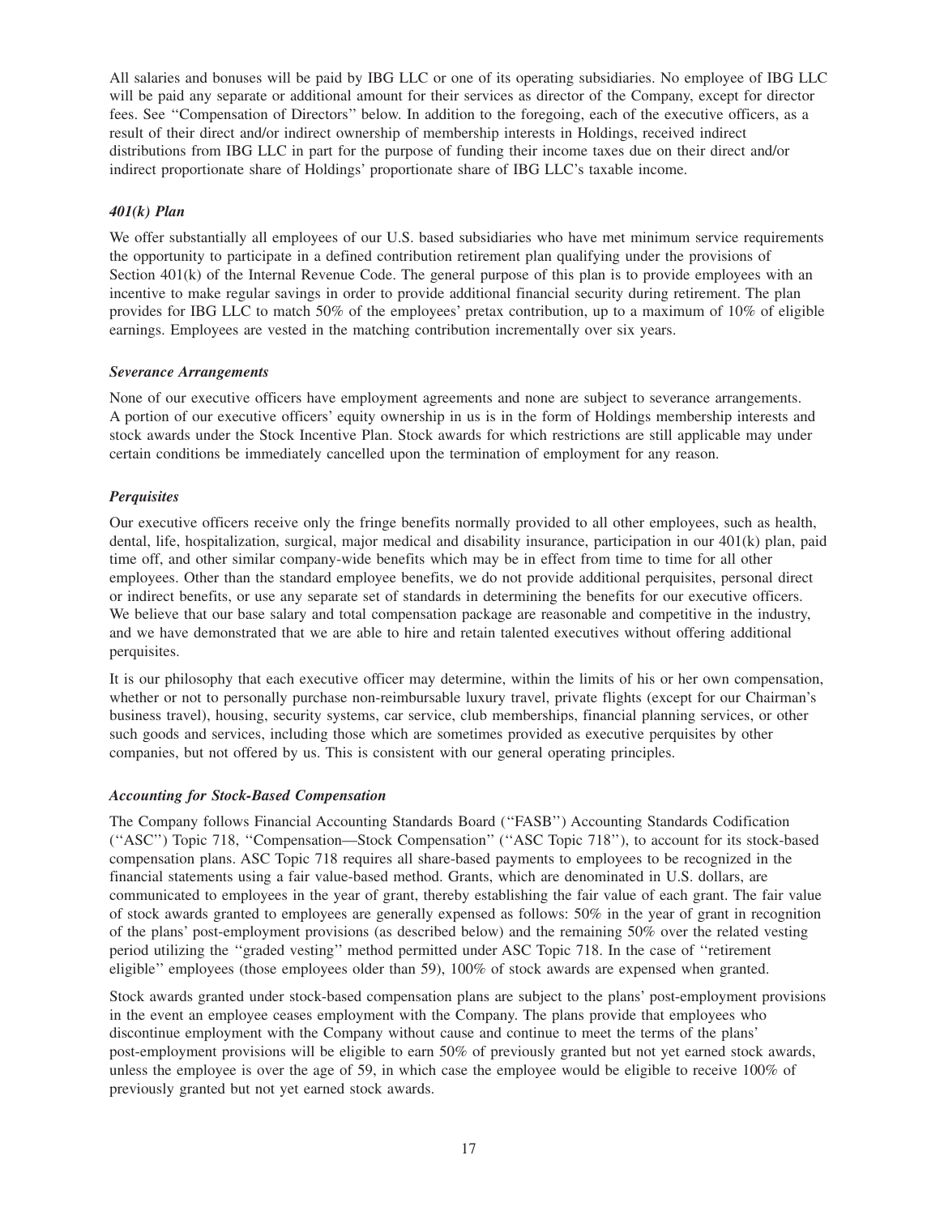All salaries and bonuses will be paid by IBG LLC or one of its operating subsidiaries. No employee of IBG LLC will be paid any separate or additional amount for their services as director of the Company, except for director fees. See ''Compensation of Directors'' below. In addition to the foregoing, each of the executive officers, as a result of their direct and/or indirect ownership of membership interests in Holdings, received indirect distributions from IBG LLC in part for the purpose of funding their income taxes due on their direct and/or indirect proportionate share of Holdings' proportionate share of IBG LLC's taxable income.

### *401(k) Plan*

We offer substantially all employees of our U.S. based subsidiaries who have met minimum service requirements the opportunity to participate in a defined contribution retirement plan qualifying under the provisions of Section 401(k) of the Internal Revenue Code. The general purpose of this plan is to provide employees with an incentive to make regular savings in order to provide additional financial security during retirement. The plan provides for IBG LLC to match 50% of the employees' pretax contribution, up to a maximum of 10% of eligible earnings. Employees are vested in the matching contribution incrementally over six years.

### *Severance Arrangements*

None of our executive officers have employment agreements and none are subject to severance arrangements. A portion of our executive officers' equity ownership in us is in the form of Holdings membership interests and stock awards under the Stock Incentive Plan. Stock awards for which restrictions are still applicable may under certain conditions be immediately cancelled upon the termination of employment for any reason.

### *Perquisites*

Our executive officers receive only the fringe benefits normally provided to all other employees, such as health, dental, life, hospitalization, surgical, major medical and disability insurance, participation in our 401(k) plan, paid time off, and other similar company-wide benefits which may be in effect from time to time for all other employees. Other than the standard employee benefits, we do not provide additional perquisites, personal direct or indirect benefits, or use any separate set of standards in determining the benefits for our executive officers. We believe that our base salary and total compensation package are reasonable and competitive in the industry, and we have demonstrated that we are able to hire and retain talented executives without offering additional perquisites.

It is our philosophy that each executive officer may determine, within the limits of his or her own compensation, whether or not to personally purchase non-reimbursable luxury travel, private flights (except for our Chairman's business travel), housing, security systems, car service, club memberships, financial planning services, or other such goods and services, including those which are sometimes provided as executive perquisites by other companies, but not offered by us. This is consistent with our general operating principles.

### *Accounting for Stock-Based Compensation*

The Company follows Financial Accounting Standards Board (''FASB'') Accounting Standards Codification (''ASC'') Topic 718, ''Compensation—Stock Compensation'' (''ASC Topic 718''), to account for its stock-based compensation plans. ASC Topic 718 requires all share-based payments to employees to be recognized in the financial statements using a fair value-based method. Grants, which are denominated in U.S. dollars, are communicated to employees in the year of grant, thereby establishing the fair value of each grant. The fair value of stock awards granted to employees are generally expensed as follows: 50% in the year of grant in recognition of the plans' post-employment provisions (as described below) and the remaining 50% over the related vesting period utilizing the ''graded vesting'' method permitted under ASC Topic 718. In the case of ''retirement eligible'' employees (those employees older than 59), 100% of stock awards are expensed when granted.

Stock awards granted under stock-based compensation plans are subject to the plans' post-employment provisions in the event an employee ceases employment with the Company. The plans provide that employees who discontinue employment with the Company without cause and continue to meet the terms of the plans' post-employment provisions will be eligible to earn 50% of previously granted but not yet earned stock awards, unless the employee is over the age of 59, in which case the employee would be eligible to receive 100% of previously granted but not yet earned stock awards.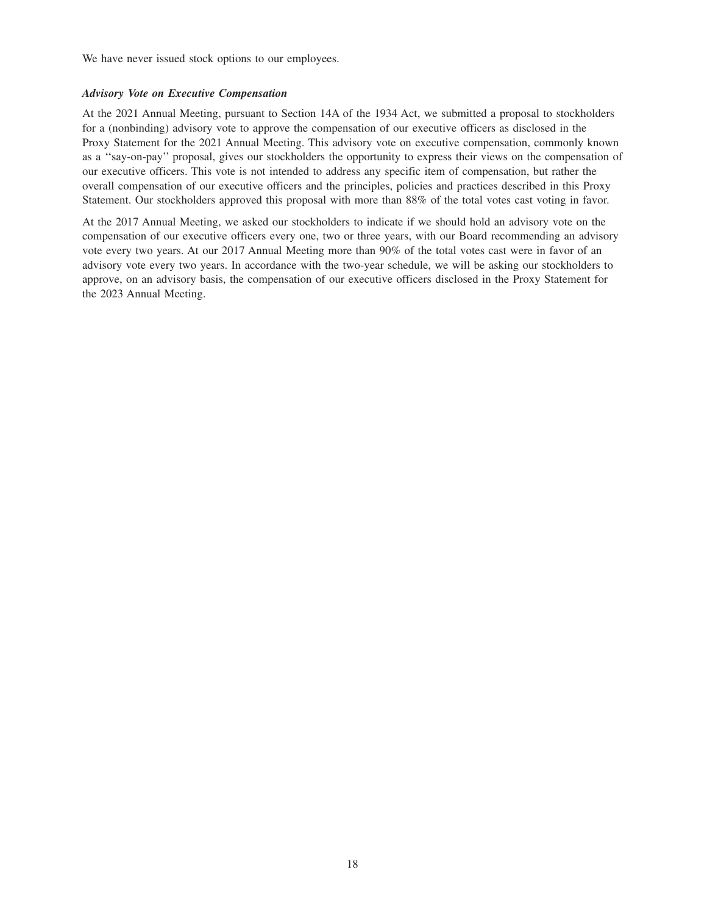We have never issued stock options to our employees.

***Advisory Vote on Executive Compensation***

At the 2021 Annual Meeting, pursuant to Section 14A of the 1934 Act, we submitted a proposal to stockholders for a (nonbinding) advisory vote to approve the compensation of our executive officers as disclosed in the Proxy Statement for the 2021 Annual Meeting. This advisory vote on executive compensation, commonly known as a ''say-on-pay'' proposal, gives our stockholders the opportunity to express their views on the compensation of our executive officers. This vote is not intended to address any specific item of compensation, but rather the overall compensation of our executive officers and the principles, policies and practices described in this Proxy Statement. Our stockholders approved this proposal with more than 88% of the total votes cast voting in favor.

At the 2017 Annual Meeting, we asked our stockholders to indicate if we should hold an advisory vote on the compensation of our executive officers every one, two or three years, with our Board recommending an advisory vote every two years. At our 2017 Annual Meeting more than 90% of the total votes cast were in favor of an advisory vote every two years. In accordance with the two-year schedule, we will be asking our stockholders to approve, on an advisory basis, the compensation of our executive officers disclosed in the Proxy Statement for the 2023 Annual Meeting.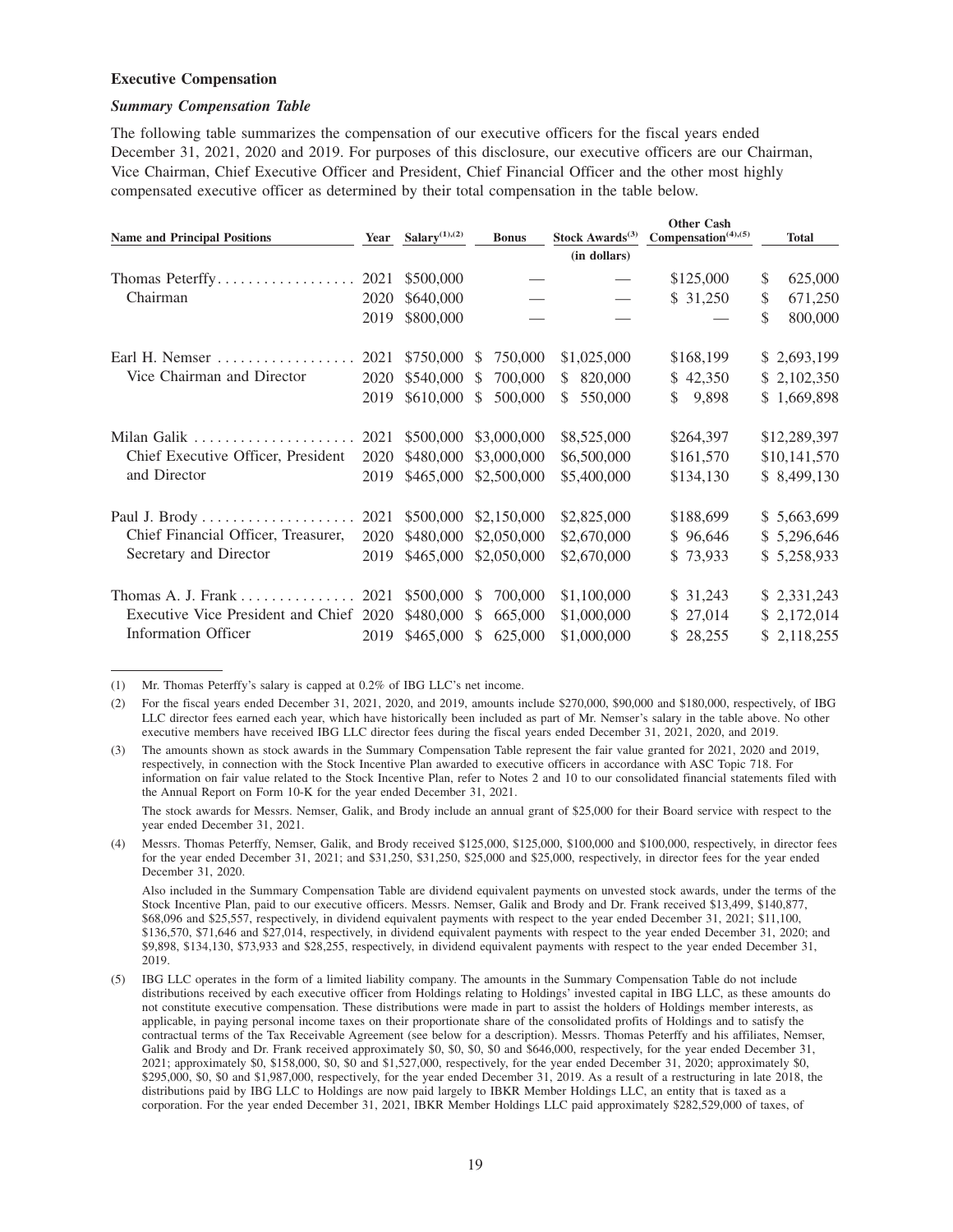**Executive Compensation**

***Summary Compensation Table***

The following table summarizes the compensation of our executive officers for the fiscal years ended December 31, 2021, 2020 and 2019. For purposes of this disclosure, our executive officers are our Chairman, Vice Chairman, Chief Executive Officer and President, Chief Financial Officer and the other most highly compensated executive officer as determined by their total compensation in the table below.

| Name and Principal Positions | Year | Salary(1),(2) | Bonus | Stock Awards(3) | Other Cash Compensation(4),(5) | Total |
|---|---|---|---|---|---|---|
| | | | | (in dollars) | | |
| Thomas Peterffy | 2021 | $500,000 | — | — | $125,000 | $ 625,000 |
| Chairman | 2020 | $640,000 | — | — | $ 31,250 | $ 671,250 |
| | 2019 | $800,000 | — | — | — | $ 800,000 |
| Earl H. Nemser | 2021 | $750,000 | $ 750,000 | $1,025,000 | $168,199 | $ 2,693,199 |
| Vice Chairman and Director | 2020 | $540,000 | $ 700,000 | $ 820,000 | $ 42,350 | $ 2,102,350 |
| | 2019 | $610,000 | $ 500,000 | $ 550,000 | $ 9,898 | $ 1,669,898 |
| Milan Galik | 2021 | $500,000 | $3,000,000 | $8,525,000 | $264,397 | $12,289,397 |
| Chief Executive Officer, President and Director | 2020 | $480,000 | $3,000,000 | $6,500,000 | $161,570 | $10,141,570 |
| | 2019 | $465,000 | $2,500,000 | $5,400,000 | $134,130 | $ 8,499,130 |
| Paul J. Brody | 2021 | $500,000 | $2,150,000 | $2,825,000 | $188,699 | $ 5,663,699 |
| Chief Financial Officer, Treasurer, Secretary and Director | 2020 | $480,000 | $2,050,000 | $2,670,000 | $ 96,646 | $ 5,296,646 |
| | 2019 | $465,000 | $2,050,000 | $2,670,000 | $ 73,933 | $ 5,258,933 |
| Thomas A. J. Frank | 2021 | $500,000 | $ 700,000 | $1,100,000 | $ 31,243 | $ 2,331,243 |
| Executive Vice President and Chief Information Officer | 2020 | $480,000 | $ 665,000 | $1,000,000 | $ 27,014 | $ 2,172,014 |
| | 2019 | $465,000 | $ 625,000 | $1,000,000 | $ 28,255 | $ 2,118,255 |

(1) Mr. Thomas Peterffy's salary is capped at 0.2% of IBG LLC's net income.

(2) For the fiscal years ended December 31, 2021, 2020, and 2019, amounts include $270,000, $90,000 and $180,000, respectively, of IBG LLC director fees earned each year, which have historically been included as part of Mr. Nemser's salary in the table above. No other executive members have received IBG LLC director fees during the fiscal years ended December 31, 2021, 2020, and 2019.

(3) The amounts shown as stock awards in the Summary Compensation Table represent the fair value granted for 2021, 2020 and 2019, respectively, in connection with the Stock Incentive Plan awarded to executive officers in accordance with ASC Topic 718. For information on fair value related to the Stock Incentive Plan, refer to Notes 2 and 10 to our consolidated financial statements filed with the Annual Report on Form 10-K for the year ended December 31, 2021.

The stock awards for Messrs. Nemser, Galik, and Brody include an annual grant of $25,000 for their Board service with respect to the year ended December 31, 2021.

(4) Messrs. Thomas Peterffy, Nemser, Galik, and Brody received $125,000, $125,000, $100,000 and $100,000, respectively, in director fees for the year ended December 31, 2021; and $31,250, $31,250, $25,000 and $25,000, respectively, in director fees for the year ended December 31, 2020.

Also included in the Summary Compensation Table are dividend equivalent payments on unvested stock awards, under the terms of the Stock Incentive Plan, paid to our executive officers. Messrs. Nemser, Galik and Brody and Dr. Frank received $13,499, $140,877, $68,096 and $25,557, respectively, in dividend equivalent payments with respect to the year ended December 31, 2021; $11,100, $136,570, $71,646 and $27,014, respectively, in dividend equivalent payments with respect to the year ended December 31, 2020; and $9,898, $134,130, $73,933 and $28,255, respectively, in dividend equivalent payments with respect to the year ended December 31, 2019.

(5) IBG LLC operates in the form of a limited liability company. The amounts in the Summary Compensation Table do not include distributions received by each executive officer from Holdings relating to Holdings' invested capital in IBG LLC, as these amounts do not constitute executive compensation. These distributions were made in part to assist the holders of Holdings member interests, as applicable, in paying personal income taxes on their proportionate share of the consolidated profits of Holdings and to satisfy the contractual terms of the Tax Receivable Agreement (see below for a description). Messrs. Thomas Peterffy and his affiliates, Nemser, Galik and Brody and Dr. Frank received approximately $0, $0, $0, $0 and $646,000, respectively, for the year ended December 31, 2021; approximately $0, $158,000, $0, $0 and $1,527,000, respectively, for the year ended December 31, 2020; approximately $0, $295,000, $0, $0 and $1,987,000, respectively, for the year ended December 31, 2019. As a result of a restructuring in late 2018, the distributions paid by IBG LLC to Holdings are now paid largely to IBKR Member Holdings LLC, an entity that is taxed as a corporation. For the year ended December 31, 2021, IBKR Member Holdings LLC paid approximately $282,529,000 of taxes, of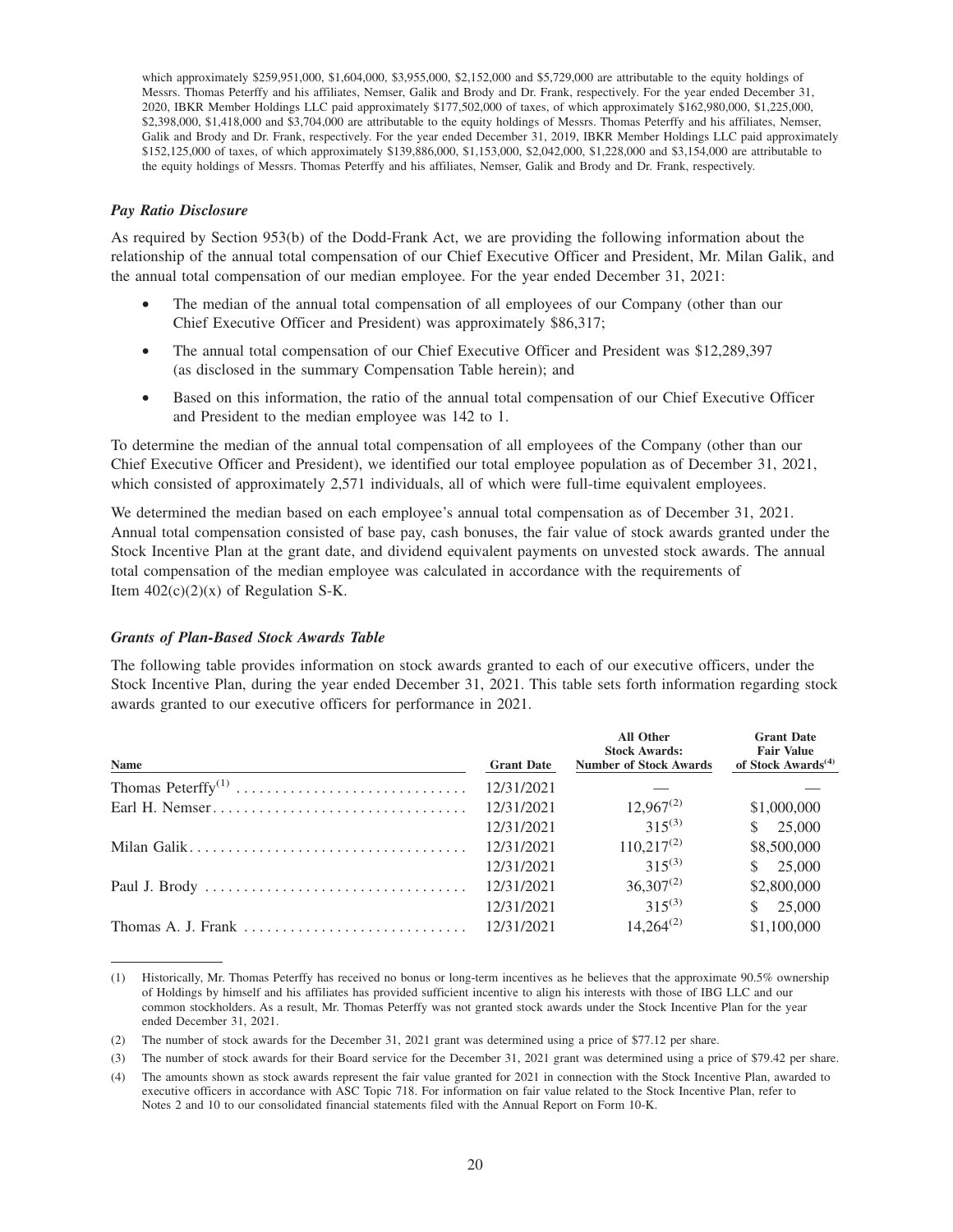which approximately $259,951,000, $1,604,000, $3,955,000, $2,152,000 and $5,729,000 are attributable to the equity holdings of Messrs. Thomas Peterffy and his affiliates, Nemser, Galik and Brody and Dr. Frank, respectively. For the year ended December 31, 2020, IBKR Member Holdings LLC paid approximately $177,502,000 of taxes, of which approximately $162,980,000, $1,225,000, $2,398,000, $1,418,000 and $3,704,000 are attributable to the equity holdings of Messrs. Thomas Peterffy and his affiliates, Nemser, Galik and Brody and Dr. Frank, respectively. For the year ended December 31, 2019, IBKR Member Holdings LLC paid approximately $152,125,000 of taxes, of which approximately $139,886,000, $1,153,000, $2,042,000, $1,228,000 and $3,154,000 are attributable to the equity holdings of Messrs. Thomas Peterffy and his affiliates, Nemser, Galik and Brody and Dr. Frank, respectively.

### *Pay Ratio Disclosure*

As required by Section 953(b) of the Dodd-Frank Act, we are providing the following information about the relationship of the annual total compensation of our Chief Executive Officer and President, Mr. Milan Galik, and the annual total compensation of our median employee. For the year ended December 31, 2021:

- The median of the annual total compensation of all employees of our Company (other than our Chief Executive Officer and President) was approximately $86,317;
- The annual total compensation of our Chief Executive Officer and President was $12,289,397 (as disclosed in the summary Compensation Table herein); and
- Based on this information, the ratio of the annual total compensation of our Chief Executive Officer and President to the median employee was 142 to 1.

To determine the median of the annual total compensation of all employees of the Company (other than our Chief Executive Officer and President), we identified our total employee population as of December 31, 2021, which consisted of approximately 2,571 individuals, all of which were full-time equivalent employees.

We determined the median based on each employee's annual total compensation as of December 31, 2021. Annual total compensation consisted of base pay, cash bonuses, the fair value of stock awards granted under the Stock Incentive Plan at the grant date, and dividend equivalent payments on unvested stock awards. The annual total compensation of the median employee was calculated in accordance with the requirements of Item 402(c)(2)(x) of Regulation S-K.

### *Grants of Plan-Based Stock Awards Table*

The following table provides information on stock awards granted to each of our executive officers, under the Stock Incentive Plan, during the year ended December 31, 2021. This table sets forth information regarding stock awards granted to our executive officers for performance in 2021.

| Name | Grant Date | All Other Stock Awards: Number of Stock Awards | Grant Date Fair Value of Stock Awards[(4)] |
|---|---|---|---|
| Thomas Peterffy[(1)] | 12/31/2021 | — | — |
| Earl H. Nemser | 12/31/2021 | 12,967[(2)] | $1,000,000 |
| | 12/31/2021 | 315[(3)] | $ 25,000 |
| Milan Galik | 12/31/2021 | 110,217[(2)] | $8,500,000 |
| | 12/31/2021 | 315[(3)] | $ 25,000 |
| Paul J. Brody | 12/31/2021 | 36,307[(2)] | $2,800,000 |
| | 12/31/2021 | 315[(3)] | $ 25,000 |
| Thomas A. J. Frank | 12/31/2021 | 14,264[(2)] | $1,100,000 |

(1) Historically, Mr. Thomas Peterffy has received no bonus or long-term incentives as he believes that the approximate 90.5% ownership of Holdings by himself and his affiliates has provided sufficient incentive to align his interests with those of IBG LLC and our common stockholders. As a result, Mr. Thomas Peterffy was not granted stock awards under the Stock Incentive Plan for the year ended December 31, 2021.

(2) The number of stock awards for the December 31, 2021 grant was determined using a price of $77.12 per share.

(3) The number of stock awards for their Board service for the December 31, 2021 grant was determined using a price of $79.42 per share.

(4) The amounts shown as stock awards represent the fair value granted for 2021 in connection with the Stock Incentive Plan, awarded to executive officers in accordance with ASC Topic 718. For information on fair value related to the Stock Incentive Plan, refer to Notes 2 and 10 to our consolidated financial statements filed with the Annual Report on Form 10-K.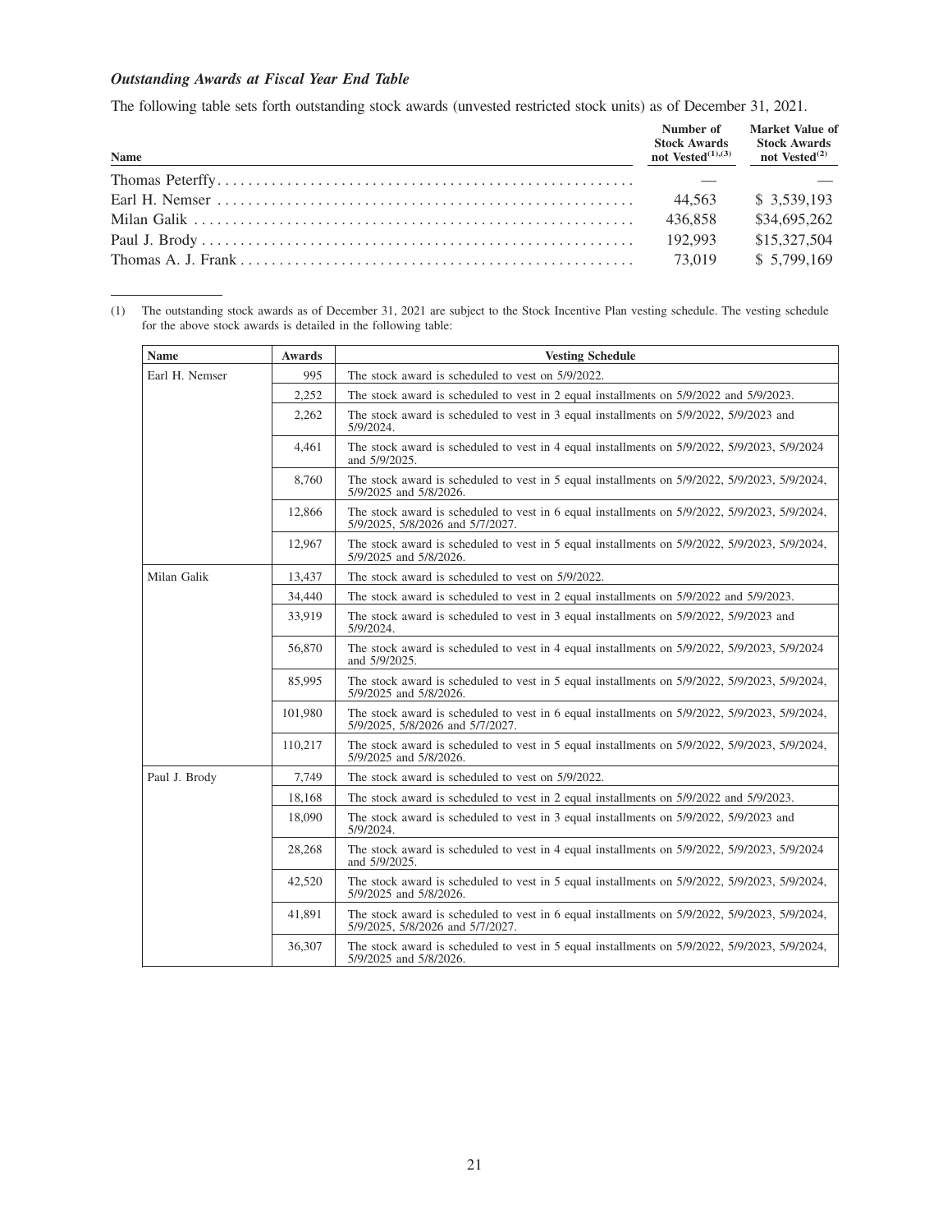### *Outstanding Awards at Fiscal Year End Table*

The following table sets forth outstanding stock awards (unvested restricted stock units) as of December 31, 2021.

| Name | Number of Stock Awards not Vested[(1),(3)] | Market Value of Stock Awards not Vested[(2)] |
|---|---|---|
| Thomas Peterffy | — | — |
| Earl H. Nemser | 44,563 | $ 3,539,193 |
| Milan Galik | 436,858 | $34,695,262 |
| Paul J. Brody | 192,993 | $15,327,504 |
| Thomas A. J. Frank | 73,019 | $ 5,799,169 |

(1) The outstanding stock awards as of December 31, 2021 are subject to the Stock Incentive Plan vesting schedule. The vesting schedule for the above stock awards is detailed in the following table:

| Name | Awards | Vesting Schedule |
|---|---|---|
| Earl H. Nemser | 995 | The stock award is scheduled to vest on 5/9/2022. |
| | 2,252 | The stock award is scheduled to vest in 2 equal installments on 5/9/2022 and 5/9/2023. |
| | 2,262 | The stock award is scheduled to vest in 3 equal installments on 5/9/2022, 5/9/2023 and 5/9/2024. |
| | 4,461 | The stock award is scheduled to vest in 4 equal installments on 5/9/2022, 5/9/2023, 5/9/2024 and 5/9/2025. |
| | 8,760 | The stock award is scheduled to vest in 5 equal installments on 5/9/2022, 5/9/2023, 5/9/2024, 5/9/2025 and 5/8/2026. |
| | 12,866 | The stock award is scheduled to vest in 6 equal installments on 5/9/2022, 5/9/2023, 5/9/2024, 5/9/2025, 5/8/2026 and 5/7/2027. |
| | 12,967 | The stock award is scheduled to vest in 5 equal installments on 5/9/2022, 5/9/2023, 5/9/2024, 5/9/2025 and 5/8/2026. |
| Milan Galik | 13,437 | The stock award is scheduled to vest on 5/9/2022. |
| | 34,440 | The stock award is scheduled to vest in 2 equal installments on 5/9/2022 and 5/9/2023. |
| | 33,919 | The stock award is scheduled to vest in 3 equal installments on 5/9/2022, 5/9/2023 and 5/9/2024. |
| | 56,870 | The stock award is scheduled to vest in 4 equal installments on 5/9/2022, 5/9/2023, 5/9/2024 and 5/9/2025. |
| | 85,995 | The stock award is scheduled to vest in 5 equal installments on 5/9/2022, 5/9/2023, 5/9/2024, 5/9/2025 and 5/8/2026. |
| | 101,980 | The stock award is scheduled to vest in 6 equal installments on 5/9/2022, 5/9/2023, 5/9/2024, 5/9/2025, 5/8/2026 and 5/7/2027. |
| | 110,217 | The stock award is scheduled to vest in 5 equal installments on 5/9/2022, 5/9/2023, 5/9/2024, 5/9/2025 and 5/8/2026. |
| Paul J. Brody | 7,749 | The stock award is scheduled to vest on 5/9/2022. |
| | 18,168 | The stock award is scheduled to vest in 2 equal installments on 5/9/2022 and 5/9/2023. |
| | 18,090 | The stock award is scheduled to vest in 3 equal installments on 5/9/2022, 5/9/2023 and 5/9/2024. |
| | 28,268 | The stock award is scheduled to vest in 4 equal installments on 5/9/2022, 5/9/2023, 5/9/2024 and 5/9/2025. |
| | 42,520 | The stock award is scheduled to vest in 5 equal installments on 5/9/2022, 5/9/2023, 5/9/2024, 5/9/2025 and 5/8/2026. |
| | 41,891 | The stock award is scheduled to vest in 6 equal installments on 5/9/2022, 5/9/2023, 5/9/2024, 5/9/2025, 5/8/2026 and 5/7/2027. |
| | 36,307 | The stock award is scheduled to vest in 5 equal installments on 5/9/2022, 5/9/2023, 5/9/2024, 5/9/2025 and 5/8/2026. |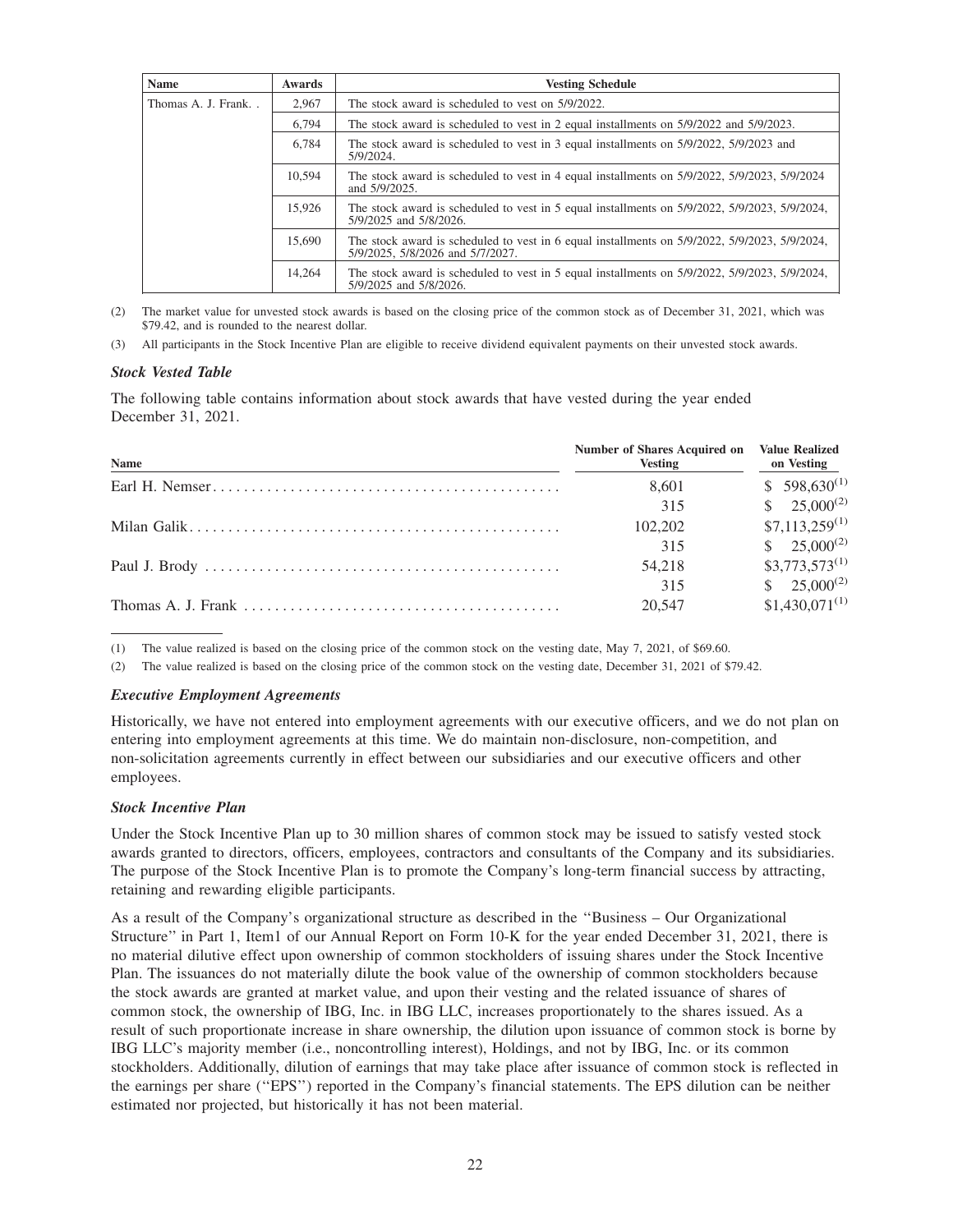| Name | Awards | Vesting Schedule |
|---|---|---|
| Thomas A. J. Frank. . | 2,967 | The stock award is scheduled to vest on 5/9/2022. |
| | 6,794 | The stock award is scheduled to vest in 2 equal installments on 5/9/2022 and 5/9/2023. |
| | 6,784 | The stock award is scheduled to vest in 3 equal installments on 5/9/2022, 5/9/2023 and 5/9/2024. |
| | 10,594 | The stock award is scheduled to vest in 4 equal installments on 5/9/2022, 5/9/2023, 5/9/2024 and 5/9/2025. |
| | 15,926 | The stock award is scheduled to vest in 5 equal installments on 5/9/2022, 5/9/2023, 5/9/2024, 5/9/2025 and 5/8/2026. |
| | 15,690 | The stock award is scheduled to vest in 6 equal installments on 5/9/2022, 5/9/2023, 5/9/2024, 5/9/2025, 5/8/2026 and 5/7/2027. |
| | 14,264 | The stock award is scheduled to vest in 5 equal installments on 5/9/2022, 5/9/2023, 5/9/2024, 5/9/2025 and 5/8/2026. |

(2) The market value for unvested stock awards is based on the closing price of the common stock as of December 31, 2021, which was $79.42, and is rounded to the nearest dollar.

(3) All participants in the Stock Incentive Plan are eligible to receive dividend equivalent payments on their unvested stock awards.

### *Stock Vested Table*

The following table contains information about stock awards that have vested during the year ended December 31, 2021.

| Name | Number of Shares Acquired on Vesting | Value Realized on Vesting |
|---|---|---|
| Earl H. Nemser | 8,601 | $ 598,630[(1)] |
| | 315 | $ 25,000[(2)] |
| Milan Galik | 102,202 | $7,113,259[(1)] |
| | 315 | $ 25,000[(2)] |
| Paul J. Brody | 54,218 | $3,773,573[(1)] |
| | 315 | $ 25,000[(2)] |
| Thomas A. J. Frank | 20,547 | $1,430,071[(1)] |

(1) The value realized is based on the closing price of the common stock on the vesting date, May 7, 2021, of $69.60.

(2) The value realized is based on the closing price of the common stock on the vesting date, December 31, 2021 of $79.42.

### *Executive Employment Agreements*

Historically, we have not entered into employment agreements with our executive officers, and we do not plan on entering into employment agreements at this time. We do maintain non-disclosure, non-competition, and non-solicitation agreements currently in effect between our subsidiaries and our executive officers and other employees.

### *Stock Incentive Plan*

Under the Stock Incentive Plan up to 30 million shares of common stock may be issued to satisfy vested stock awards granted to directors, officers, employees, contractors and consultants of the Company and its subsidiaries. The purpose of the Stock Incentive Plan is to promote the Company's long-term financial success by attracting, retaining and rewarding eligible participants.

As a result of the Company's organizational structure as described in the ''Business – Our Organizational Structure'' in Part 1, Item1 of our Annual Report on Form 10-K for the year ended December 31, 2021, there is no material dilutive effect upon ownership of common stockholders of issuing shares under the Stock Incentive Plan. The issuances do not materially dilute the book value of the ownership of common stockholders because the stock awards are granted at market value, and upon their vesting and the related issuance of shares of common stock, the ownership of IBG, Inc. in IBG LLC, increases proportionately to the shares issued. As a result of such proportionate increase in share ownership, the dilution upon issuance of common stock is borne by IBG LLC's majority member (i.e., noncontrolling interest), Holdings, and not by IBG, Inc. or its common stockholders. Additionally, dilution of earnings that may take place after issuance of common stock is reflected in the earnings per share (''EPS'') reported in the Company's financial statements. The EPS dilution can be neither estimated nor projected, but historically it has not been material.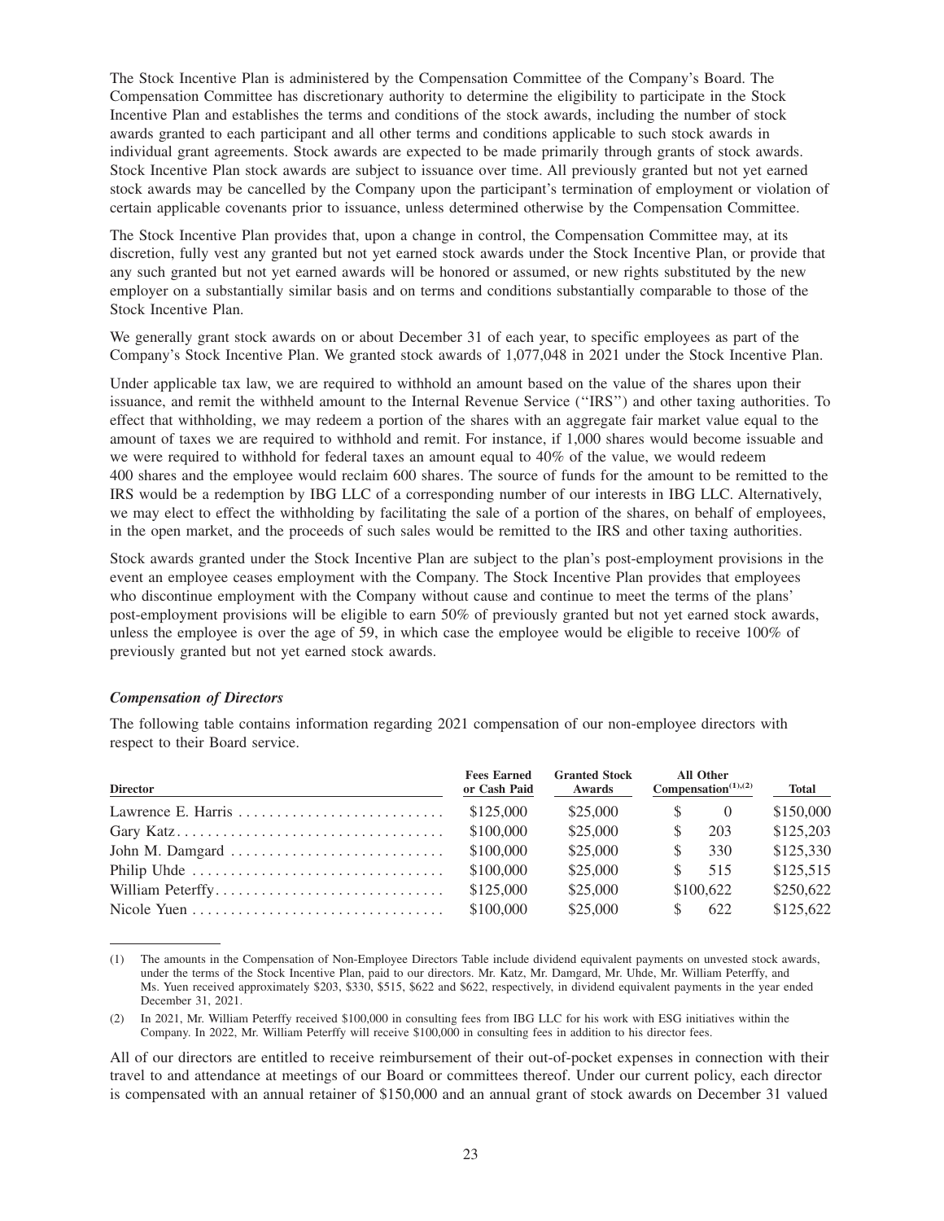The Stock Incentive Plan is administered by the Compensation Committee of the Company's Board. The Compensation Committee has discretionary authority to determine the eligibility to participate in the Stock Incentive Plan and establishes the terms and conditions of the stock awards, including the number of stock awards granted to each participant and all other terms and conditions applicable to such stock awards in individual grant agreements. Stock awards are expected to be made primarily through grants of stock awards. Stock Incentive Plan stock awards are subject to issuance over time. All previously granted but not yet earned stock awards may be cancelled by the Company upon the participant's termination of employment or violation of certain applicable covenants prior to issuance, unless determined otherwise by the Compensation Committee.

The Stock Incentive Plan provides that, upon a change in control, the Compensation Committee may, at its discretion, fully vest any granted but not yet earned stock awards under the Stock Incentive Plan, or provide that any such granted but not yet earned awards will be honored or assumed, or new rights substituted by the new employer on a substantially similar basis and on terms and conditions substantially comparable to those of the Stock Incentive Plan.

We generally grant stock awards on or about December 31 of each year, to specific employees as part of the Company's Stock Incentive Plan. We granted stock awards of 1,077,048 in 2021 under the Stock Incentive Plan.

Under applicable tax law, we are required to withhold an amount based on the value of the shares upon their issuance, and remit the withheld amount to the Internal Revenue Service ("IRS") and other taxing authorities. To effect that withholding, we may redeem a portion of the shares with an aggregate fair market value equal to the amount of taxes we are required to withhold and remit. For instance, if 1,000 shares would become issuable and we were required to withhold for federal taxes an amount equal to 40% of the value, we would redeem 400 shares and the employee would reclaim 600 shares. The source of funds for the amount to be remitted to the IRS would be a redemption by IBG LLC of a corresponding number of our interests in IBG LLC. Alternatively, we may elect to effect the withholding by facilitating the sale of a portion of the shares, on behalf of employees, in the open market, and the proceeds of such sales would be remitted to the IRS and other taxing authorities.

Stock awards granted under the Stock Incentive Plan are subject to the plan's post-employment provisions in the event an employee ceases employment with the Company. The Stock Incentive Plan provides that employees who discontinue employment with the Company without cause and continue to meet the terms of the plans' post-employment provisions will be eligible to earn 50% of previously granted but not yet earned stock awards, unless the employee is over the age of 59, in which case the employee would be eligible to receive 100% of previously granted but not yet earned stock awards.

### *Compensation of Directors*

The following table contains information regarding 2021 compensation of our non-employee directors with respect to their Board service.

| Director | Fees Earned or Cash Paid | Granted Stock Awards | All Other Compensation(1),(2) | Total |
|---|---|---|---|---|
| Lawrence E. Harris | $125,000 | $25,000 | $ 0 | $150,000 |
| Gary Katz | $100,000 | $25,000 | $ 203 | $125,203 |
| John M. Damgard | $100,000 | $25,000 | $ 330 | $125,330 |
| Philip Uhde | $100,000 | $25,000 | $ 515 | $125,515 |
| William Peterffy | $125,000 | $25,000 | $100,622 | $250,622 |
| Nicole Yuen | $100,000 | $25,000 | $ 622 | $125,622 |

(1) The amounts in the Compensation of Non-Employee Directors Table include dividend equivalent payments on unvested stock awards, under the terms of the Stock Incentive Plan, paid to our directors. Mr. Katz, Mr. Damgard, Mr. Uhde, Mr. William Peterffy, and Ms. Yuen received approximately $203, $330, $515, $622 and $622, respectively, in dividend equivalent payments in the year ended December 31, 2021.

(2) In 2021, Mr. William Peterffy received $100,000 in consulting fees from IBG LLC for his work with ESG initiatives within the Company. In 2022, Mr. William Peterffy will receive $100,000 in consulting fees in addition to his director fees.

All of our directors are entitled to receive reimbursement of their out-of-pocket expenses in connection with their travel to and attendance at meetings of our Board or committees thereof. Under our current policy, each director is compensated with an annual retainer of $150,000 and an annual grant of stock awards on December 31 valued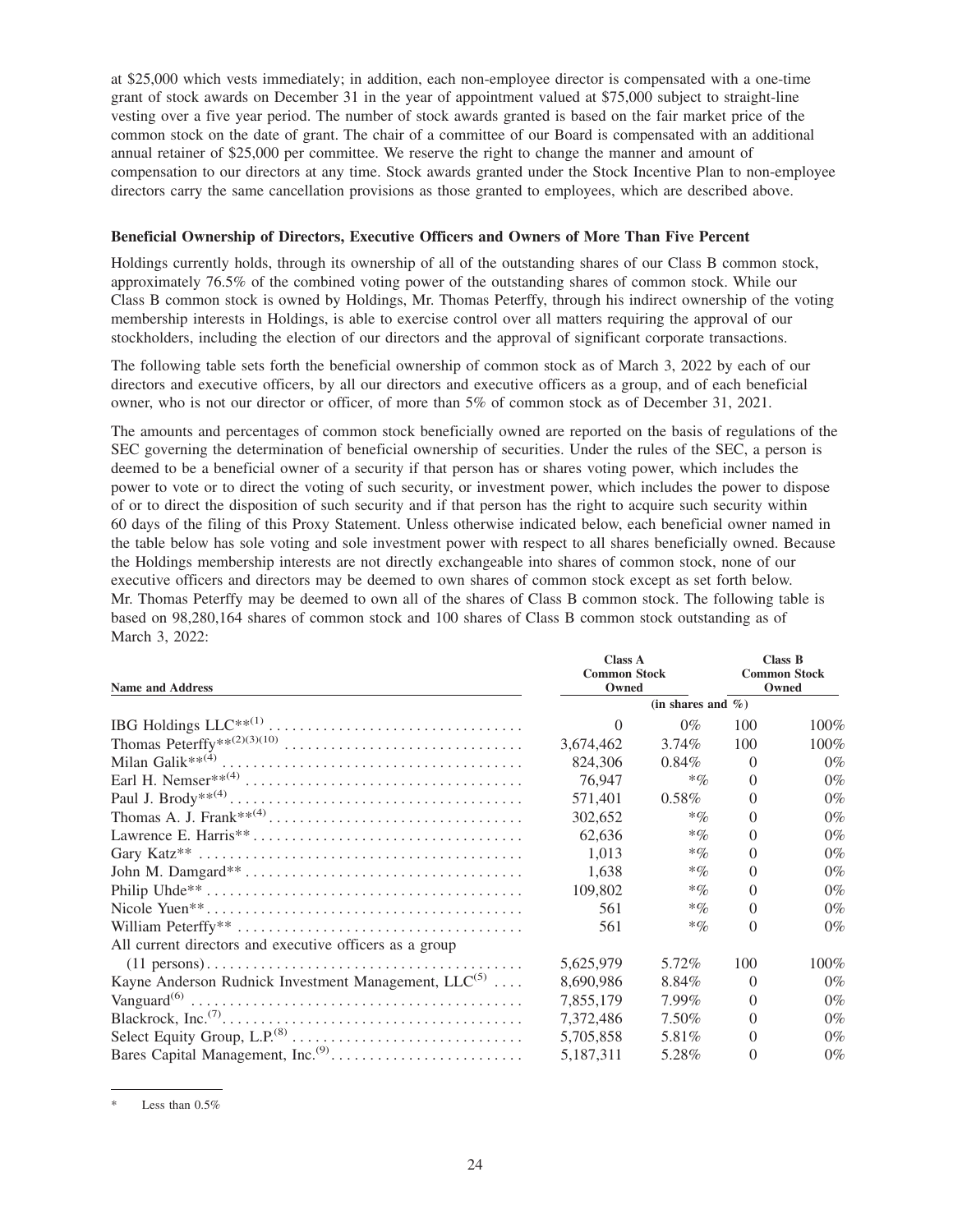at $25,000 which vests immediately; in addition, each non-employee director is compensated with a one-time grant of stock awards on December 31 in the year of appointment valued at $75,000 subject to straight-line vesting over a five year period. The number of stock awards granted is based on the fair market price of the common stock on the date of grant. The chair of a committee of our Board is compensated with an additional annual retainer of $25,000 per committee. We reserve the right to change the manner and amount of compensation to our directors at any time. Stock awards granted under the Stock Incentive Plan to non-employee directors carry the same cancellation provisions as those granted to employees, which are described above.

**Beneficial Ownership of Directors, Executive Officers and Owners of More Than Five Percent**

Holdings currently holds, through its ownership of all of the outstanding shares of our Class B common stock, approximately 76.5% of the combined voting power of the outstanding shares of common stock. While our Class B common stock is owned by Holdings, Mr. Thomas Peterffy, through his indirect ownership of the voting membership interests in Holdings, is able to exercise control over all matters requiring the approval of our stockholders, including the election of our directors and the approval of significant corporate transactions.

The following table sets forth the beneficial ownership of common stock as of March 3, 2022 by each of our directors and executive officers, by all our directors and executive officers as a group, and of each beneficial owner, who is not our director or officer, of more than 5% of common stock as of December 31, 2021.

The amounts and percentages of common stock beneficially owned are reported on the basis of regulations of the SEC governing the determination of beneficial ownership of securities. Under the rules of the SEC, a person is deemed to be a beneficial owner of a security if that person has or shares voting power, which includes the power to vote or to direct the voting of such security, or investment power, which includes the power to dispose of or to direct the disposition of such security and if that person has the right to acquire such security within 60 days of the filing of this Proxy Statement. Unless otherwise indicated below, each beneficial owner named in the table below has sole voting and sole investment power with respect to all shares beneficially owned. Because the Holdings membership interests are not directly exchangeable into shares of common stock, none of our executive officers and directors may be deemed to own shares of common stock except as set forth below. Mr. Thomas Peterffy may be deemed to own all of the shares of Class B common stock. The following table is based on 98,280,164 shares of common stock and 100 shares of Class B common stock outstanding as of March 3, 2022:

| Name and Address | Class A Common Stock Owned | | Class B Common Stock Owned | |
|---|---|---|---|---|
| | (in shares and %) | | | |
| IBG Holdings LLC**[(1)] | 0 | 0% | 100 | 100% |
| Thomas Peterffy**[(2)(3)(10)] | 3,674,462 | 3.74% | 100 | 100% |
| Milan Galik**[(4)] | 824,306 | 0.84% | 0 | 0% |
| Earl H. Nemser**[(4)] | 76,947 | *% | 0 | 0% |
| Paul J. Brody**[(4)] | 571,401 | 0.58% | 0 | 0% |
| Thomas A. J. Frank**[(4)] | 302,652 | *% | 0 | 0% |
| Lawrence E. Harris** | 62,636 | *% | 0 | 0% |
| Gary Katz** | 1,013 | *% | 0 | 0% |
| John M. Damgard** | 1,638 | *% | 0 | 0% |
| Philip Uhde** | 109,802 | *% | 0 | 0% |
| Nicole Yuen** | 561 | *% | 0 | 0% |
| William Peterffy** | 561 | *% | 0 | 0% |
| All current directors and executive officers as a group (11 persons) | 5,625,979 | 5.72% | 100 | 100% |
| Kayne Anderson Rudnick Investment Management, LLC[(5)] | 8,690,986 | 8.84% | 0 | 0% |
| Vanguard[(6)] | 7,855,179 | 7.99% | 0 | 0% |
| Blackrock, Inc.[(7)] | 7,372,486 | 7.50% | 0 | 0% |
| Select Equity Group, L.P.[(8)] | 5,705,858 | 5.81% | 0 | 0% |
| Bares Capital Management, Inc.[(9)] | 5,187,311 | 5.28% | 0 | 0% |

\* Less than 0.5%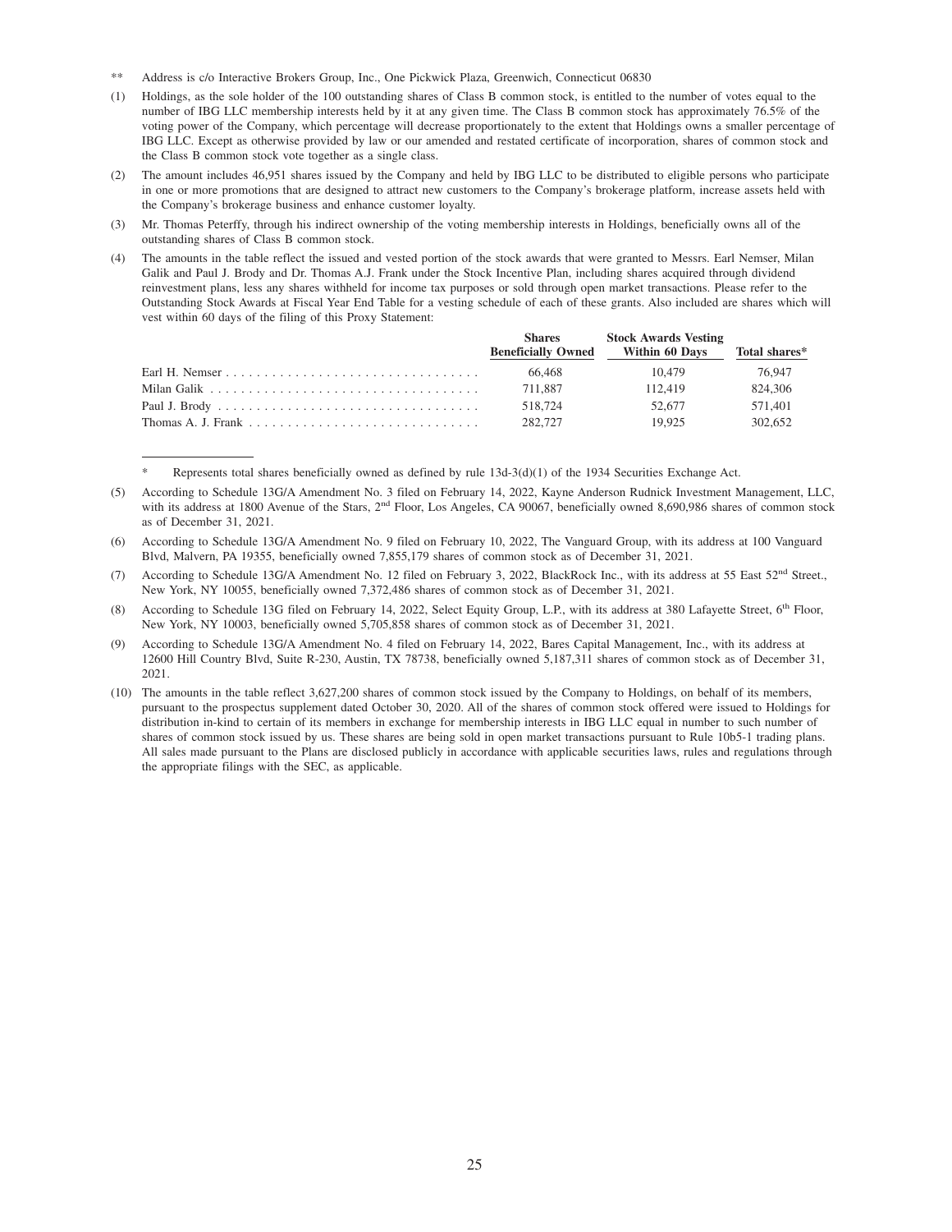** Address is c/o Interactive Brokers Group, Inc., One Pickwick Plaza, Greenwich, Connecticut 06830

(1) Holdings, as the sole holder of the 100 outstanding shares of Class B common stock, is entitled to the number of votes equal to the number of IBG LLC membership interests held by it at any given time. The Class B common stock has approximately 76.5% of the voting power of the Company, which percentage will decrease proportionately to the extent that Holdings owns a smaller percentage of IBG LLC. Except as otherwise provided by law or our amended and restated certificate of incorporation, shares of common stock and the Class B common stock vote together as a single class.

(2) The amount includes 46,951 shares issued by the Company and held by IBG LLC to be distributed to eligible persons who participate in one or more promotions that are designed to attract new customers to the Company's brokerage platform, increase assets held with the Company's brokerage business and enhance customer loyalty.

(3) Mr. Thomas Peterffy, through his indirect ownership of the voting membership interests in Holdings, beneficially owns all of the outstanding shares of Class B common stock.

(4) The amounts in the table reflect the issued and vested portion of the stock awards that were granted to Messrs. Earl Nemser, Milan Galik and Paul J. Brody and Dr. Thomas A.J. Frank under the Stock Incentive Plan, including shares acquired through dividend reinvestment plans, less any shares withheld for income tax purposes or sold through open market transactions. Please refer to the Outstanding Stock Awards at Fiscal Year End Table for a vesting schedule of each of these grants. Also included are shares which will vest within 60 days of the filing of this Proxy Statement:

| | Shares Beneficially Owned | Stock Awards Vesting Within 60 Days | Total shares* |
|---|---|---|---|
| Earl H. Nemser | 66,468 | 10,479 | 76,947 |
| Milan Galik | 711,887 | 112,419 | 824,306 |
| Paul J. Brody | 518,724 | 52,677 | 571,401 |
| Thomas A. J. Frank | 282,727 | 19,925 | 302,652 |

\* Represents total shares beneficially owned as defined by rule 13d-3(d)(1) of the 1934 Securities Exchange Act.

(5) According to Schedule 13G/A Amendment No. 3 filed on February 14, 2022, Kayne Anderson Rudnick Investment Management, LLC, with its address at 1800 Avenue of the Stars, 2nd Floor, Los Angeles, CA 90067, beneficially owned 8,690,986 shares of common stock as of December 31, 2021.

(6) According to Schedule 13G/A Amendment No. 9 filed on February 10, 2022, The Vanguard Group, with its address at 100 Vanguard Blvd, Malvern, PA 19355, beneficially owned 7,855,179 shares of common stock as of December 31, 2021.

(7) According to Schedule 13G/A Amendment No. 12 filed on February 3, 2022, BlackRock Inc., with its address at 55 East 52nd Street., New York, NY 10055, beneficially owned 7,372,486 shares of common stock as of December 31, 2021.

(8) According to Schedule 13G filed on February 14, 2022, Select Equity Group, L.P., with its address at 380 Lafayette Street, 6th Floor, New York, NY 10003, beneficially owned 5,705,858 shares of common stock as of December 31, 2021.

(9) According to Schedule 13G/A Amendment No. 4 filed on February 14, 2022, Bares Capital Management, Inc., with its address at 12600 Hill Country Blvd, Suite R-230, Austin, TX 78738, beneficially owned 5,187,311 shares of common stock as of December 31, 2021.

(10) The amounts in the table reflect 3,627,200 shares of common stock issued by the Company to Holdings, on behalf of its members, pursuant to the prospectus supplement dated October 30, 2020. All of the shares of common stock offered were issued to Holdings for distribution in-kind to certain of its members in exchange for membership interests in IBG LLC equal in number to such number of shares of common stock issued by us. These shares are being sold in open market transactions pursuant to Rule 10b5-1 trading plans. All sales made pursuant to the Plans are disclosed publicly in accordance with applicable securities laws, rules and regulations through the appropriate filings with the SEC, as applicable.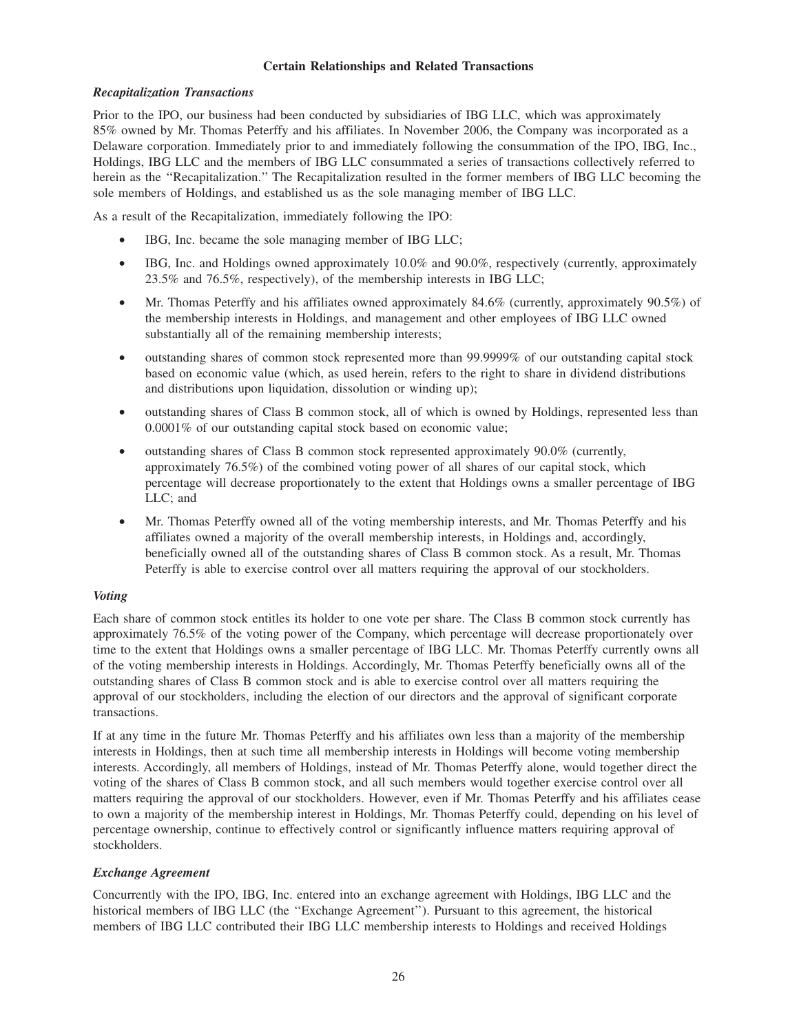## Certain Relationships and Related Transactions

### *Recapitalization Transactions*

Prior to the IPO, our business had been conducted by subsidiaries of IBG LLC, which was approximately 85% owned by Mr. Thomas Peterffy and his affiliates. In November 2006, the Company was incorporated as a Delaware corporation. Immediately prior to and immediately following the consummation of the IPO, IBG, Inc., Holdings, IBG LLC and the members of IBG LLC consummated a series of transactions collectively referred to herein as the ''Recapitalization.'' The Recapitalization resulted in the former members of IBG LLC becoming the sole members of Holdings, and established us as the sole managing member of IBG LLC.

As a result of the Recapitalization, immediately following the IPO:

- IBG, Inc. became the sole managing member of IBG LLC;
- IBG, Inc. and Holdings owned approximately 10.0% and 90.0%, respectively (currently, approximately 23.5% and 76.5%, respectively), of the membership interests in IBG LLC;
- Mr. Thomas Peterffy and his affiliates owned approximately 84.6% (currently, approximately 90.5%) of the membership interests in Holdings, and management and other employees of IBG LLC owned substantially all of the remaining membership interests;
- outstanding shares of common stock represented more than 99.9999% of our outstanding capital stock based on economic value (which, as used herein, refers to the right to share in dividend distributions and distributions upon liquidation, dissolution or winding up);
- outstanding shares of Class B common stock, all of which is owned by Holdings, represented less than 0.0001% of our outstanding capital stock based on economic value;
- outstanding shares of Class B common stock represented approximately 90.0% (currently, approximately 76.5%) of the combined voting power of all shares of our capital stock, which percentage will decrease proportionately to the extent that Holdings owns a smaller percentage of IBG LLC; and
- Mr. Thomas Peterffy owned all of the voting membership interests, and Mr. Thomas Peterffy and his affiliates owned a majority of the overall membership interests, in Holdings and, accordingly, beneficially owned all of the outstanding shares of Class B common stock. As a result, Mr. Thomas Peterffy is able to exercise control over all matters requiring the approval of our stockholders.

### *Voting*

Each share of common stock entitles its holder to one vote per share. The Class B common stock currently has approximately 76.5% of the voting power of the Company, which percentage will decrease proportionately over time to the extent that Holdings owns a smaller percentage of IBG LLC. Mr. Thomas Peterffy currently owns all of the voting membership interests in Holdings. Accordingly, Mr. Thomas Peterffy beneficially owns all of the outstanding shares of Class B common stock and is able to exercise control over all matters requiring the approval of our stockholders, including the election of our directors and the approval of significant corporate transactions.

If at any time in the future Mr. Thomas Peterffy and his affiliates own less than a majority of the membership interests in Holdings, then at such time all membership interests in Holdings will become voting membership interests. Accordingly, all members of Holdings, instead of Mr. Thomas Peterffy alone, would together direct the voting of the shares of Class B common stock, and all such members would together exercise control over all matters requiring the approval of our stockholders. However, even if Mr. Thomas Peterffy and his affiliates cease to own a majority of the membership interest in Holdings, Mr. Thomas Peterffy could, depending on his level of percentage ownership, continue to effectively control or significantly influence matters requiring approval of stockholders.

### *Exchange Agreement*

Concurrently with the IPO, IBG, Inc. entered into an exchange agreement with Holdings, IBG LLC and the historical members of IBG LLC (the ''Exchange Agreement''). Pursuant to this agreement, the historical members of IBG LLC contributed their IBG LLC membership interests to Holdings and received Holdings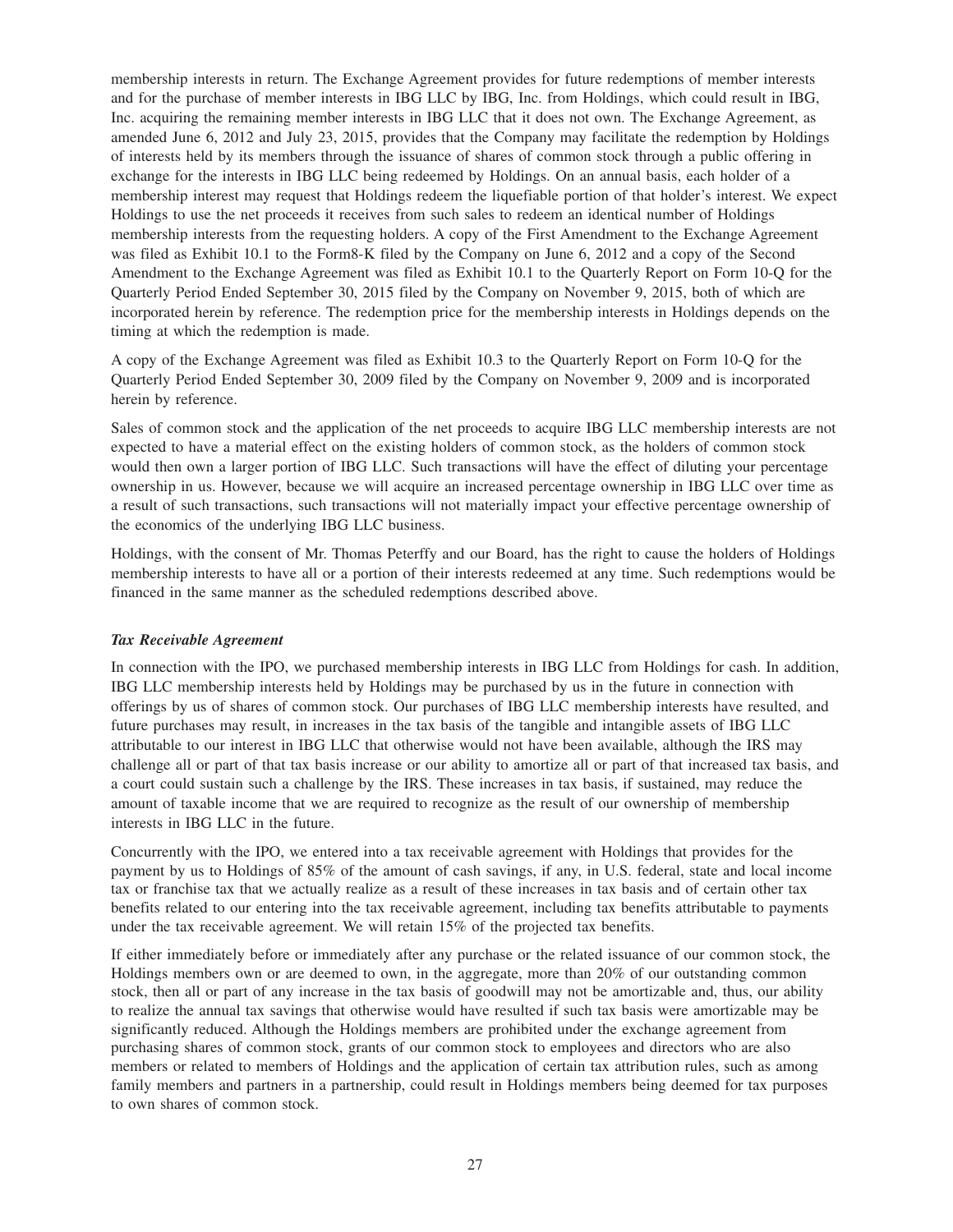membership interests in return. The Exchange Agreement provides for future redemptions of member interests and for the purchase of member interests in IBG LLC by IBG, Inc. from Holdings, which could result in IBG, Inc. acquiring the remaining member interests in IBG LLC that it does not own. The Exchange Agreement, as amended June 6, 2012 and July 23, 2015, provides that the Company may facilitate the redemption by Holdings of interests held by its members through the issuance of shares of common stock through a public offering in exchange for the interests in IBG LLC being redeemed by Holdings. On an annual basis, each holder of a membership interest may request that Holdings redeem the liquefiable portion of that holder's interest. We expect Holdings to use the net proceeds it receives from such sales to redeem an identical number of Holdings membership interests from the requesting holders. A copy of the First Amendment to the Exchange Agreement was filed as Exhibit 10.1 to the Form8-K filed by the Company on June 6, 2012 and a copy of the Second Amendment to the Exchange Agreement was filed as Exhibit 10.1 to the Quarterly Report on Form 10-Q for the Quarterly Period Ended September 30, 2015 filed by the Company on November 9, 2015, both of which are incorporated herein by reference. The redemption price for the membership interests in Holdings depends on the timing at which the redemption is made.

A copy of the Exchange Agreement was filed as Exhibit 10.3 to the Quarterly Report on Form 10-Q for the Quarterly Period Ended September 30, 2009 filed by the Company on November 9, 2009 and is incorporated herein by reference.

Sales of common stock and the application of the net proceeds to acquire IBG LLC membership interests are not expected to have a material effect on the existing holders of common stock, as the holders of common stock would then own a larger portion of IBG LLC. Such transactions will have the effect of diluting your percentage ownership in us. However, because we will acquire an increased percentage ownership in IBG LLC over time as a result of such transactions, such transactions will not materially impact your effective percentage ownership of the economics of the underlying IBG LLC business.

Holdings, with the consent of Mr. Thomas Peterffy and our Board, has the right to cause the holders of Holdings membership interests to have all or a portion of their interests redeemed at any time. Such redemptions would be financed in the same manner as the scheduled redemptions described above.

### *Tax Receivable Agreement*

In connection with the IPO, we purchased membership interests in IBG LLC from Holdings for cash. In addition, IBG LLC membership interests held by Holdings may be purchased by us in the future in connection with offerings by us of shares of common stock. Our purchases of IBG LLC membership interests have resulted, and future purchases may result, in increases in the tax basis of the tangible and intangible assets of IBG LLC attributable to our interest in IBG LLC that otherwise would not have been available, although the IRS may challenge all or part of that tax basis increase or our ability to amortize all or part of that increased tax basis, and a court could sustain such a challenge by the IRS. These increases in tax basis, if sustained, may reduce the amount of taxable income that we are required to recognize as the result of our ownership of membership interests in IBG LLC in the future.

Concurrently with the IPO, we entered into a tax receivable agreement with Holdings that provides for the payment by us to Holdings of 85% of the amount of cash savings, if any, in U.S. federal, state and local income tax or franchise tax that we actually realize as a result of these increases in tax basis and of certain other tax benefits related to our entering into the tax receivable agreement, including tax benefits attributable to payments under the tax receivable agreement. We will retain 15% of the projected tax benefits.

If either immediately before or immediately after any purchase or the related issuance of our common stock, the Holdings members own or are deemed to own, in the aggregate, more than 20% of our outstanding common stock, then all or part of any increase in the tax basis of goodwill may not be amortizable and, thus, our ability to realize the annual tax savings that otherwise would have resulted if such tax basis were amortizable may be significantly reduced. Although the Holdings members are prohibited under the exchange agreement from purchasing shares of common stock, grants of our common stock to employees and directors who are also members or related to members of Holdings and the application of certain tax attribution rules, such as among family members and partners in a partnership, could result in Holdings members being deemed for tax purposes to own shares of common stock.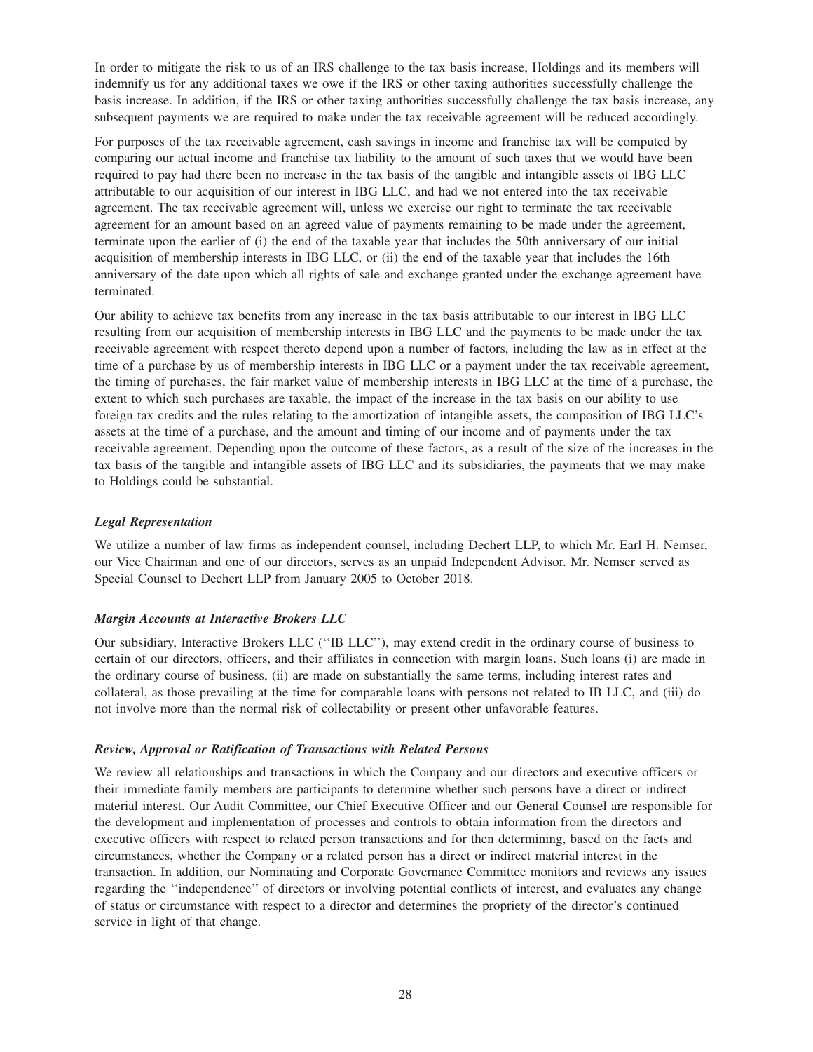In order to mitigate the risk to us of an IRS challenge to the tax basis increase, Holdings and its members will indemnify us for any additional taxes we owe if the IRS or other taxing authorities successfully challenge the basis increase. In addition, if the IRS or other taxing authorities successfully challenge the tax basis increase, any subsequent payments we are required to make under the tax receivable agreement will be reduced accordingly.

For purposes of the tax receivable agreement, cash savings in income and franchise tax will be computed by comparing our actual income and franchise tax liability to the amount of such taxes that we would have been required to pay had there been no increase in the tax basis of the tangible and intangible assets of IBG LLC attributable to our acquisition of our interest in IBG LLC, and had we not entered into the tax receivable agreement. The tax receivable agreement will, unless we exercise our right to terminate the tax receivable agreement for an amount based on an agreed value of payments remaining to be made under the agreement, terminate upon the earlier of (i) the end of the taxable year that includes the 50th anniversary of our initial acquisition of membership interests in IBG LLC, or (ii) the end of the taxable year that includes the 16th anniversary of the date upon which all rights of sale and exchange granted under the exchange agreement have terminated.

Our ability to achieve tax benefits from any increase in the tax basis attributable to our interest in IBG LLC resulting from our acquisition of membership interests in IBG LLC and the payments to be made under the tax receivable agreement with respect thereto depend upon a number of factors, including the law as in effect at the time of a purchase by us of membership interests in IBG LLC or a payment under the tax receivable agreement, the timing of purchases, the fair market value of membership interests in IBG LLC at the time of a purchase, the extent to which such purchases are taxable, the impact of the increase in the tax basis on our ability to use foreign tax credits and the rules relating to the amortization of intangible assets, the composition of IBG LLC's assets at the time of a purchase, and the amount and timing of our income and of payments under the tax receivable agreement. Depending upon the outcome of these factors, as a result of the size of the increases in the tax basis of the tangible and intangible assets of IBG LLC and its subsidiaries, the payments that we may make to Holdings could be substantial.

***Legal Representation***

We utilize a number of law firms as independent counsel, including Dechert LLP, to which Mr. Earl H. Nemser, our Vice Chairman and one of our directors, serves as an unpaid Independent Advisor. Mr. Nemser served as Special Counsel to Dechert LLP from January 2005 to October 2018.

***Margin Accounts at Interactive Brokers LLC***

Our subsidiary, Interactive Brokers LLC (''IB LLC''), may extend credit in the ordinary course of business to certain of our directors, officers, and their affiliates in connection with margin loans. Such loans (i) are made in the ordinary course of business, (ii) are made on substantially the same terms, including interest rates and collateral, as those prevailing at the time for comparable loans with persons not related to IB LLC, and (iii) do not involve more than the normal risk of collectability or present other unfavorable features.

***Review, Approval or Ratification of Transactions with Related Persons***

We review all relationships and transactions in which the Company and our directors and executive officers or their immediate family members are participants to determine whether such persons have a direct or indirect material interest. Our Audit Committee, our Chief Executive Officer and our General Counsel are responsible for the development and implementation of processes and controls to obtain information from the directors and executive officers with respect to related person transactions and for then determining, based on the facts and circumstances, whether the Company or a related person has a direct or indirect material interest in the transaction. In addition, our Nominating and Corporate Governance Committee monitors and reviews any issues regarding the ''independence'' of directors or involving potential conflicts of interest, and evaluates any change of status or circumstance with respect to a director and determines the propriety of the director's continued service in light of that change.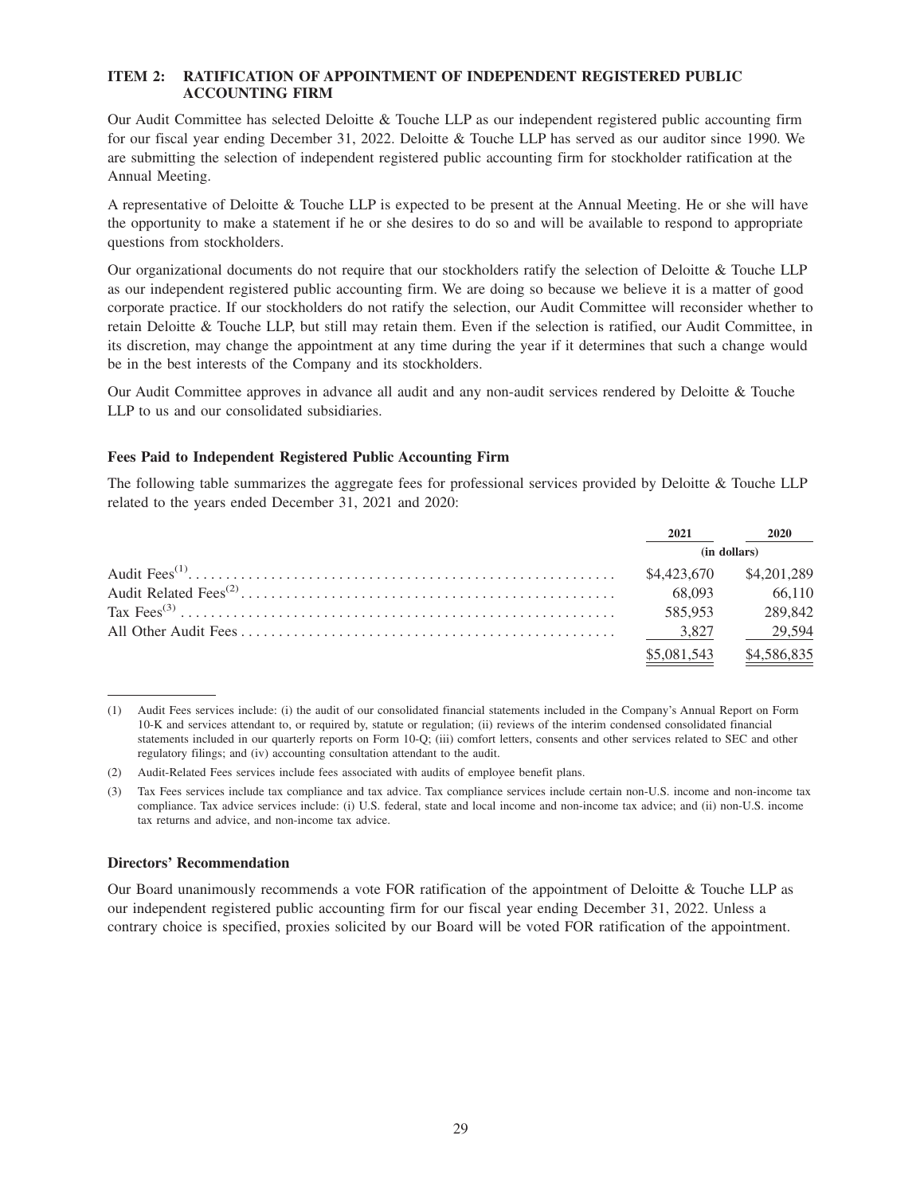## ITEM 2: RATIFICATION OF APPOINTMENT OF INDEPENDENT REGISTERED PUBLIC ACCOUNTING FIRM

Our Audit Committee has selected Deloitte & Touche LLP as our independent registered public accounting firm for our fiscal year ending December 31, 2022. Deloitte & Touche LLP has served as our auditor since 1990. We are submitting the selection of independent registered public accounting firm for stockholder ratification at the Annual Meeting.

A representative of Deloitte & Touche LLP is expected to be present at the Annual Meeting. He or she will have the opportunity to make a statement if he or she desires to do so and will be available to respond to appropriate questions from stockholders.

Our organizational documents do not require that our stockholders ratify the selection of Deloitte & Touche LLP as our independent registered public accounting firm. We are doing so because we believe it is a matter of good corporate practice. If our stockholders do not ratify the selection, our Audit Committee will reconsider whether to retain Deloitte & Touche LLP, but still may retain them. Even if the selection is ratified, our Audit Committee, in its discretion, may change the appointment at any time during the year if it determines that such a change would be in the best interests of the Company and its stockholders.

Our Audit Committee approves in advance all audit and any non-audit services rendered by Deloitte & Touche LLP to us and our consolidated subsidiaries.

### Fees Paid to Independent Registered Public Accounting Firm

The following table summarizes the aggregate fees for professional services provided by Deloitte & Touche LLP related to the years ended December 31, 2021 and 2020:

| | 2021 | 2020 |
|---|---|---|
| | (in dollars) | |
| Audit Fees[1] | $4,423,670 | $4,201,289 |
| Audit Related Fees[2] | 68,093 | 66,110 |
| Tax Fees[3] | 585,953 | 289,842 |
| All Other Audit Fees | 3,827 | 29,594 |
| | $5,081,543 | $4,586,835 |

(1) Audit Fees services include: (i) the audit of our consolidated financial statements included in the Company's Annual Report on Form 10-K and services attendant to, or required by, statute or regulation; (ii) reviews of the interim condensed consolidated financial statements included in our quarterly reports on Form 10-Q; (iii) comfort letters, consents and other services related to SEC and other regulatory filings; and (iv) accounting consultation attendant to the audit.

(2) Audit-Related Fees services include fees associated with audits of employee benefit plans.

(3) Tax Fees services include tax compliance and tax advice. Tax compliance services include certain non-U.S. income and non-income tax compliance. Tax advice services include: (i) U.S. federal, state and local income and non-income tax advice; and (ii) non-U.S. income tax returns and advice, and non-income tax advice.

### Directors' Recommendation

Our Board unanimously recommends a vote FOR ratification of the appointment of Deloitte & Touche LLP as our independent registered public accounting firm for our fiscal year ending December 31, 2022. Unless a contrary choice is specified, proxies solicited by our Board will be voted FOR ratification of the appointment.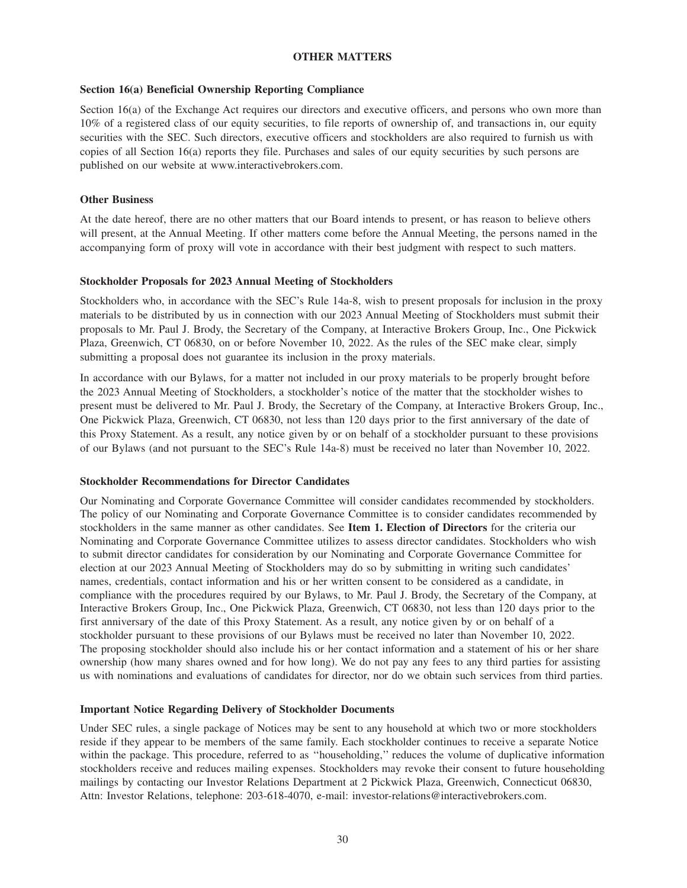## OTHER MATTERS

### Section 16(a) Beneficial Ownership Reporting Compliance

Section 16(a) of the Exchange Act requires our directors and executive officers, and persons who own more than 10% of a registered class of our equity securities, to file reports of ownership of, and transactions in, our equity securities with the SEC. Such directors, executive officers and stockholders are also required to furnish us with copies of all Section 16(a) reports they file. Purchases and sales of our equity securities by such persons are published on our website at www.interactivebrokers.com.

### Other Business

At the date hereof, there are no other matters that our Board intends to present, or has reason to believe others will present, at the Annual Meeting. If other matters come before the Annual Meeting, the persons named in the accompanying form of proxy will vote in accordance with their best judgment with respect to such matters.

### Stockholder Proposals for 2023 Annual Meeting of Stockholders

Stockholders who, in accordance with the SEC's Rule 14a-8, wish to present proposals for inclusion in the proxy materials to be distributed by us in connection with our 2023 Annual Meeting of Stockholders must submit their proposals to Mr. Paul J. Brody, the Secretary of the Company, at Interactive Brokers Group, Inc., One Pickwick Plaza, Greenwich, CT 06830, on or before November 10, 2022. As the rules of the SEC make clear, simply submitting a proposal does not guarantee its inclusion in the proxy materials.

In accordance with our Bylaws, for a matter not included in our proxy materials to be properly brought before the 2023 Annual Meeting of Stockholders, a stockholder's notice of the matter that the stockholder wishes to present must be delivered to Mr. Paul J. Brody, the Secretary of the Company, at Interactive Brokers Group, Inc., One Pickwick Plaza, Greenwich, CT 06830, not less than 120 days prior to the first anniversary of the date of this Proxy Statement. As a result, any notice given by or on behalf of a stockholder pursuant to these provisions of our Bylaws (and not pursuant to the SEC's Rule 14a-8) must be received no later than November 10, 2022.

### Stockholder Recommendations for Director Candidates

Our Nominating and Corporate Governance Committee will consider candidates recommended by stockholders. The policy of our Nominating and Corporate Governance Committee is to consider candidates recommended by stockholders in the same manner as other candidates. See **Item 1. Election of Directors** for the criteria our Nominating and Corporate Governance Committee utilizes to assess director candidates. Stockholders who wish to submit director candidates for consideration by our Nominating and Corporate Governance Committee for election at our 2023 Annual Meeting of Stockholders may do so by submitting in writing such candidates' names, credentials, contact information and his or her written consent to be considered as a candidate, in compliance with the procedures required by our Bylaws, to Mr. Paul J. Brody, the Secretary of the Company, at Interactive Brokers Group, Inc., One Pickwick Plaza, Greenwich, CT 06830, not less than 120 days prior to the first anniversary of the date of this Proxy Statement. As a result, any notice given by or on behalf of a stockholder pursuant to these provisions of our Bylaws must be received no later than November 10, 2022. The proposing stockholder should also include his or her contact information and a statement of his or her share ownership (how many shares owned and for how long). We do not pay any fees to any third parties for assisting us with nominations and evaluations of candidates for director, nor do we obtain such services from third parties.

### Important Notice Regarding Delivery of Stockholder Documents

Under SEC rules, a single package of Notices may be sent to any household at which two or more stockholders reside if they appear to be members of the same family. Each stockholder continues to receive a separate Notice within the package. This procedure, referred to as "householding," reduces the volume of duplicative information stockholders receive and reduces mailing expenses. Stockholders may revoke their consent to future householding mailings by contacting our Investor Relations Department at 2 Pickwick Plaza, Greenwich, Connecticut 06830, Attn: Investor Relations, telephone: 203-618-4070, e-mail: investor-relations@interactivebrokers.com.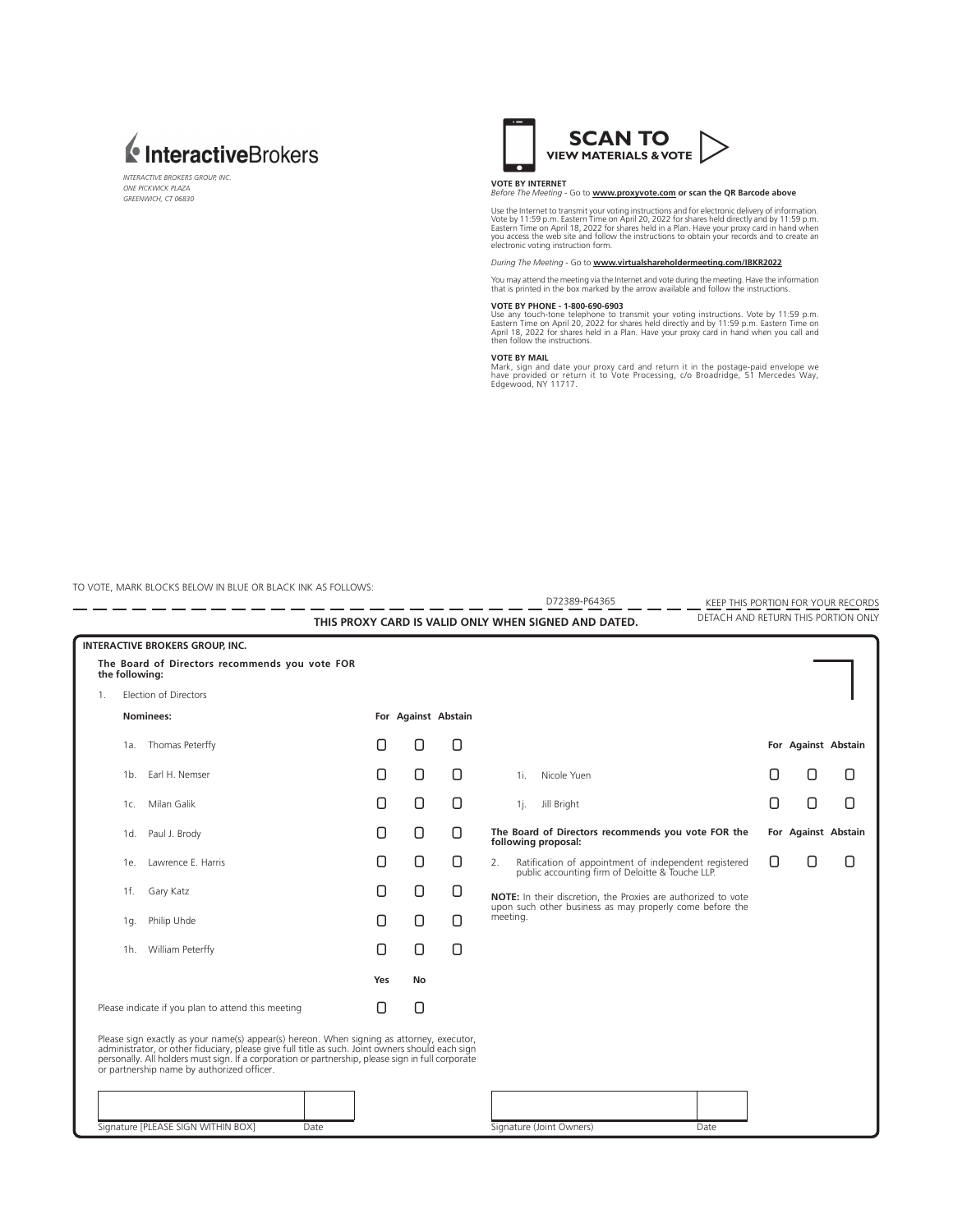**Interactive**Brokers

*INTERACTIVE BROKERS GROUP, INC.*
*ONE PICKWICK PLAZA*
*GREENWICH, CT 06830*

**SCAN TO VIEW MATERIALS & VOTE**

**VOTE BY INTERNET**
*Before The Meeting* - Go to **www.proxyvote.com or scan the QR Barcode above**

Use the Internet to transmit your voting instructions and for electronic delivery of information. Vote by 11:59 p.m. Eastern Time on April 20, 2022 for shares held directly and by 11:59 p.m. Eastern Time on April 18, 2022 for shares held in a Plan. Have your proxy card in hand when you access the web site and follow the instructions to obtain your records and to create an electronic voting instruction form.

*During The Meeting* - Go to **www.virtualshareholdermeeting.com/IBKR2022**

You may attend the meeting via the Internet and vote during the meeting. Have the information that is printed in the box marked by the arrow available and follow the instructions.

**VOTE BY PHONE - 1-800-690-6903**
Use any touch-tone telephone to transmit your voting instructions. Vote by 11:59 p.m. Eastern Time on April 20, 2022 for shares held directly and by 11:59 p.m. Eastern Time on April 18, 2022 for shares held in a Plan. Have your proxy card in hand when you call and then follow the instructions.

**VOTE BY MAIL**
Mark, sign and date your proxy card and return it in the postage-paid envelope we have provided or return it to Vote Processing, c/o Broadridge, 51 Mercedes Way, Edgewood, NY 11717.

TO VOTE, MARK BLOCKS BELOW IN BLUE OR BLACK INK AS FOLLOWS:

D72389-P64365 KEEP THIS PORTION FOR YOUR RECORDS

**THIS PROXY CARD IS VALID ONLY WHEN SIGNED AND DATED.** DETACH AND RETURN THIS PORTION ONLY

**INTERACTIVE BROKERS GROUP, INC.**

**The Board of Directors recommends you vote FOR the following:**

1. Election of Directors

| Nominees: | For | Against | Abstain |
|---|---|---|---|
| 1a. Thomas Peterffy | ☐ | ☐ | ☐ |
| 1b. Earl H. Nemser | ☐ | ☐ | ☐ |
| 1c. Milan Galik | ☐ | ☐ | ☐ |
| 1d. Paul J. Brody | ☐ | ☐ | ☐ |
| 1e. Lawrence E. Harris | ☐ | ☐ | ☐ |
| 1f. Gary Katz | ☐ | ☐ | ☐ |
| 1g. Philip Uhde | ☐ | ☐ | ☐ |
| 1h. William Peterffy | ☐ | ☐ | ☐ |
| 1i. Nicole Yuen | ☐ | ☐ | ☐ |
| 1j. Jill Bright | ☐ | ☐ | ☐ |

**The Board of Directors recommends you vote FOR the following proposal:**

| | For | Against | Abstain |
|---|---|---|---|
| 2. Ratification of appointment of independent registered public accounting firm of Deloitte & Touche LLP. | ☐ | ☐ | ☐ |

**NOTE:** In their discretion, the Proxies are authorized to vote upon such other business as may properly come before the meeting.

| | Yes | No |
|---|---|---|
| Please indicate if you plan to attend this meeting | ☐ | ☐ |

Please sign exactly as your name(s) appear(s) hereon. When signing as attorney, executor, administrator, or other fiduciary, please give full title as such. Joint owners should each sign personally. All holders must sign. If a corporation or partnership, please sign in full corporate or partnership name by authorized officer.

Signature [PLEASE SIGN WITHIN BOX] Date

Signature (Joint Owners) Date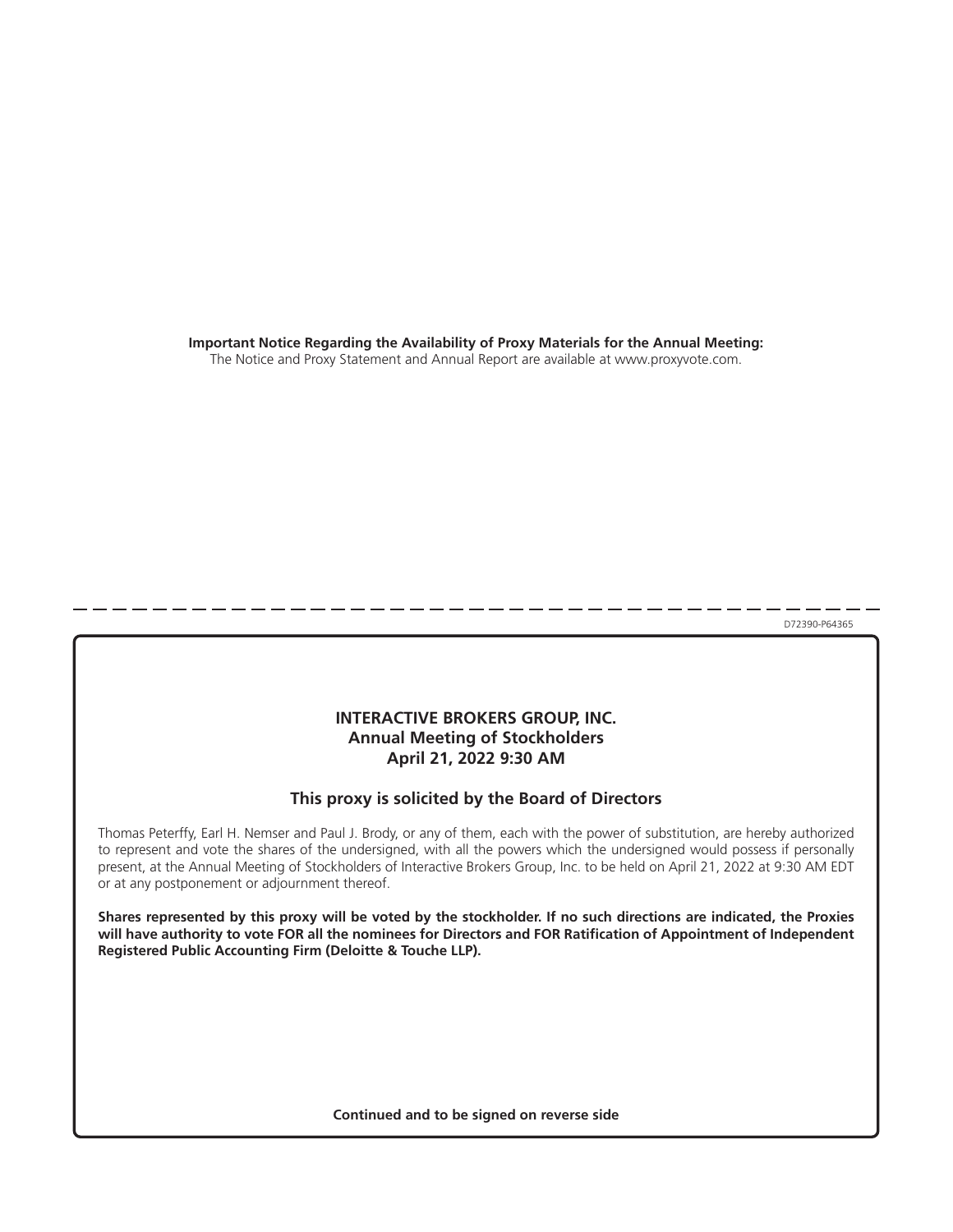**Important Notice Regarding the Availability of Proxy Materials for the Annual Meeting:**
The Notice and Proxy Statement and Annual Report are available at www.proxyvote.com.

D72390-P64365

**INTERACTIVE BROKERS GROUP, INC.**
**Annual Meeting of Stockholders**
**April 21, 2022 9:30 AM**

**This proxy is solicited by the Board of Directors**

Thomas Peterffy, Earl H. Nemser and Paul J. Brody, or any of them, each with the power of substitution, are hereby authorized to represent and vote the shares of the undersigned, with all the powers which the undersigned would possess if personally present, at the Annual Meeting of Stockholders of Interactive Brokers Group, Inc. to be held on April 21, 2022 at 9:30 AM EDT or at any postponement or adjournment thereof.

**Shares represented by this proxy will be voted by the stockholder. If no such directions are indicated, the Proxies will have authority to vote FOR all the nominees for Directors and FOR Ratification of Appointment of Independent Registered Public Accounting Firm (Deloitte & Touche LLP).**

**Continued and to be signed on reverse side**